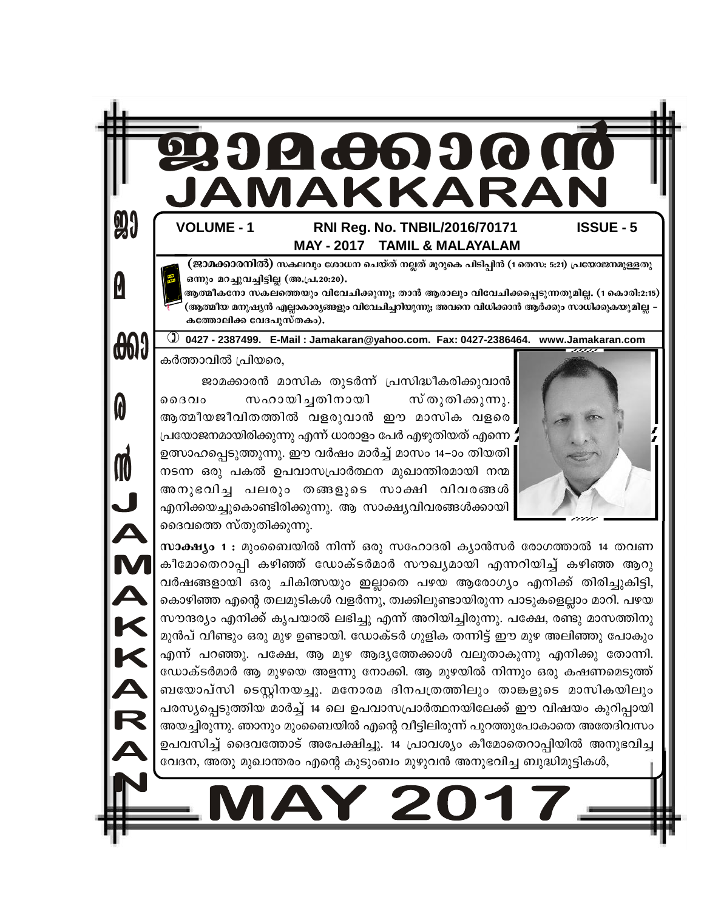# ജാമക്കാരൻ
# JAMAKKARAN

**VOLUME - 1** **RNI Reg. No. TNBIL/2016/70171** **ISSUE - 5**

**MAY - 2017 TAMIL & MALAYALAM**

**(ജാമക്കാരനിൽ)** സകലവും ശോധന ചെയ്ത് നല്ലത് മുറുകെ പിടിപ്പിൻ (1 തെസ: 5:21) പ്രയോജനമുള്ളതു ഒന്നും മറച്ചുവച്ചിട്ടില്ല (അ.പ്ര.20:20).

ആത്മീകനോ സകലത്തെയും വിവേചിക്കുന്നു; താൻ ആരാലും വിവേചിക്കപ്പെടുന്നതുമില്ല. (1 കൊരി:2:15) (ആത്മീയ മനുഷ്യൻ എല്ലാകാര്യങ്ങളും വിവേചിച്ചറിയുന്നു; അവനെ വിധിക്കാൻ ആർക്കും സാധിക്കുകയുമില്ല – കത്തോലിക്ക വേദപുസ്തകം).

✆ 0427 - 2387499. E-Mail : Jamakaran@yahoo.com. Fax: 0427-2386464. www.Jamakaran.com

കർത്താവിൽ പ്രിയരെ,

ജാമക്കാരൻ മാസിക തുടർന്ന് പ്രസിദ്ധീകരിക്കുവാൻ ദൈവം സഹായിച്ചതിനായി സ്തുതിക്കുന്നു. ആത്മീയജീവിതത്തിൽ വളരുവാൻ ഈ മാസിക വളരെ പ്രയോജനമായിരിക്കുന്നു എന്ന് ധാരാളം പേർ എഴുതിയത് എന്നെ ഉത്സാഹപ്പെടുത്തുന്നു. ഈ വർഷം മാർച്ച് മാസം 14–ാം തിയതി നടന്ന ഒരു പകൽ ഉപവാസപ്രാർത്ഥന മുഖാന്തിരമായി നന്മ അനുഭവിച്ച പലരും തങ്ങളുടെ സാക്ഷി വിവരങ്ങൾ എനിക്കയച്ചുകൊണ്ടിരിക്കുന്നു. ആ സാക്ഷ്യവിവരങ്ങൾക്കായി ദൈവത്തെ സ്തുതിക്കുന്നു.

**സാക്ഷ്യം 1 :** മുംബൈയിൽ നിന്ന് ഒരു സഹോദരി ക്യാൻസർ രോഗത്താൽ 14 തവണ കീമോതെറാപ്പി കഴിഞ്ഞ് ഡോക്ടർമാർ സൗഖ്യമായി എന്നറിയിച്ച് കഴിഞ്ഞ ആറു വർഷങ്ങളായി ഒരു ചികിത്സയും ഇല്ലാതെ പഴയ ആരോഗ്യം എനിക്ക് തിരിച്ചുകിട്ടി, കൊഴിഞ്ഞ എന്റെ തലമുടികൾ വളർന്നു, ത്വക്കിലുണ്ടായിരുന്ന പാടുകളെല്ലാം മാറി. പഴയ സൗന്ദര്യം എനിക്ക് കൃപയാൽ ലഭിച്ചു എന്ന് അറിയിച്ചിരുന്നു. പക്ഷേ, രണ്ടു മാസത്തിനു മുൻപ് വീണ്ടും ഒരു മുഴ ഉണ്ടായി. ഡോക്ടർ ഗുളിക തന്നിട്ട് ഈ മുഴ അലിഞ്ഞു പോകും എന്ന് പറഞ്ഞു. പക്ഷേ, ആ മുഴ ആദ്യത്തേക്കാൾ വലുതാകുന്നു എനിക്കു തോന്നി. ഡോക്ടർമാർ ആ മുഴയെ അളന്നു നോക്കി. ആ മുഴയിൽ നിന്നും ഒരു കഷണമെടുത്ത് ബയോപ്സി ടെസ്റ്റിനയച്ചു. മനോരമ ദിനപത്രത്തിലും താങ്കളുടെ മാസികയിലും പരസ്യപ്പെടുത്തിയ മാർച്ച് 14 ലെ ഉപവാസപ്രാർത്ഥനയിലേക്ക് ഈ വിഷയം കുറിപ്പായി അയച്ചിരുന്നു. ഞാനും മുംബൈയിൽ എന്റെ വീട്ടിലിരുന്ന് പുറത്തുപോകാതെ അതേദിവസം ഉപവസിച്ച് ദൈവത്തോട് അപേക്ഷിച്ചു. 14 പ്രാവശ്യം കീമോതെറാപ്പിയിൽ അനുഭവിച്ച വേദന, അതു മുഖാന്തരം എന്റെ കുടുംബം മുഴുവൻ അനുഭവിച്ച ബുദ്ധിമുട്ടികൾ,

**MAY 2017**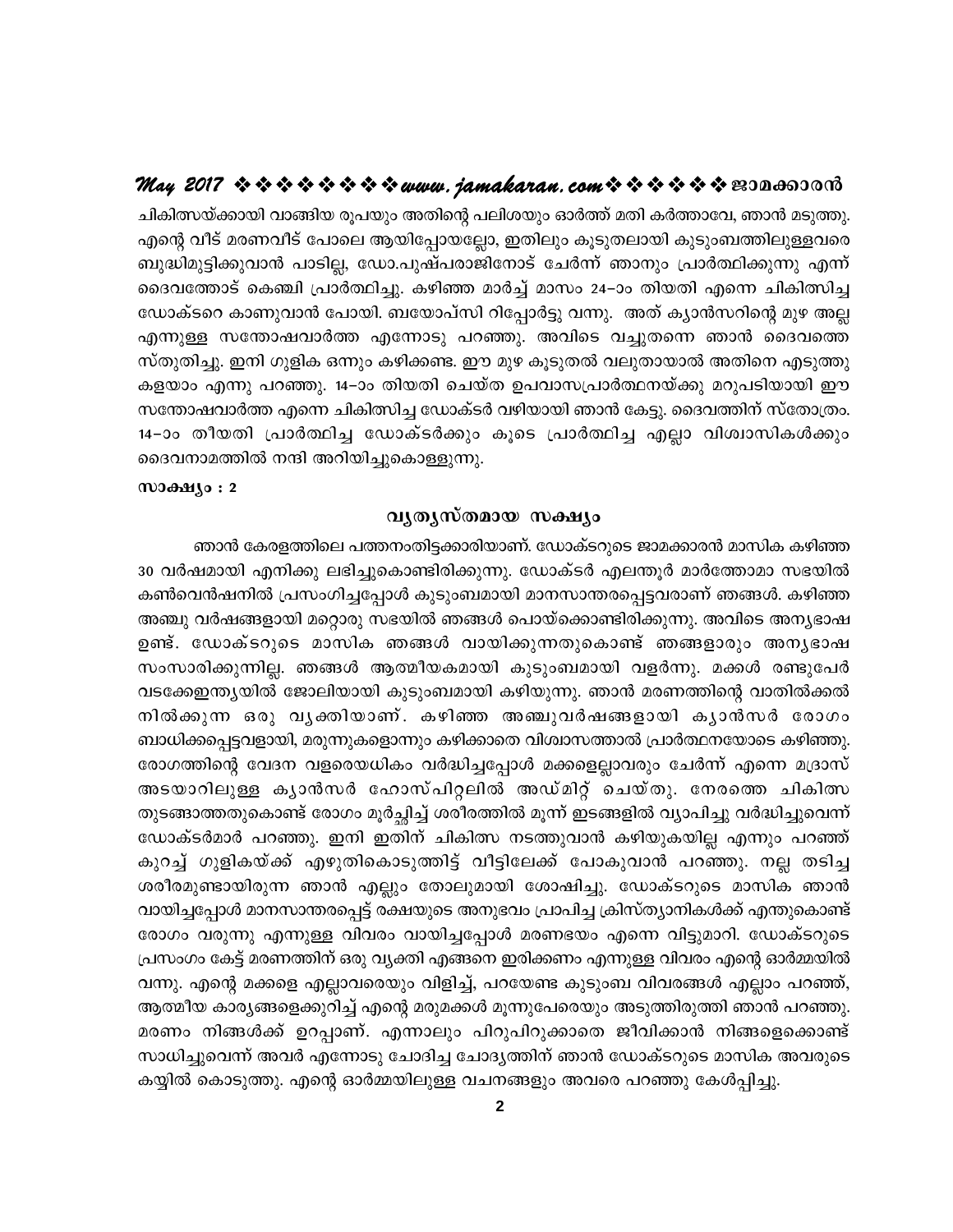ചികിത്സയ്ക്കായി വാങ്ങിയ രൂപയും അതിന്റെ പലിശയും ഓർത്ത് മതി കർത്താവേ, ഞാൻ മടുത്തു. എന്റെ വീട് മരണവീട് പോലെ ആയിപ്പോയല്ലോ, ഇതിലും കൂടുതലായി കുടുംബത്തിലുള്ളവരെ ബുദ്ധിമുട്ടിക്കുവാൻ പാടില്ല, ഡോ.പുഷ്പരാജിനോട് ചേർന്ന് ഞാനും പ്രാർത്ഥിക്കുന്നു എന്ന് ദൈവത്തോട് കെഞ്ചി പ്രാർത്ഥിച്ചു. കഴിഞ്ഞ മാർച്ച് മാസം 24-ാം തിയതി എന്നെ ചികിത്സിച്ച ഡോക്ടറെ കാണുവാൻ പോയി. ബയോപ്സി റിപ്പോർട്ടു വന്നു. അത് ക്യാൻസറിന്റെ മുഴ അല്ല എന്നുള്ള സന്തോഷവാർത്ത എന്നോടു പറഞ്ഞു. അവിടെ വച്ചുതന്നെ ഞാൻ ദൈവത്തെ സ്തുതിച്ചു. ഇനി ഗുളിക ഒന്നും കഴിക്കണ്ട. ഈ മുഴ കൂടുതൽ വലുതായാൽ അതിനെ എടുത്തു കളയാം എന്നു പറഞ്ഞു. 14-ാം തിയതി ചെയ്ത ഉപവാസപ്രാർത്ഥനയ്ക്കു മറുപടിയായി ഈ സന്തോഷവാർത്ത എന്നെ ചികിത്സിച്ച ഡോക്ടർ വഴിയായി ഞാൻ കേട്ടു. ദൈവത്തിന് സ്തോത്രം. 14-ാം തീയതി പ്രാർത്ഥിച്ച ഡോക്ടർക്കും കൂടെ പ്രാർത്ഥിച്ച എല്ലാ വിശ്വാസികൾക്കും ദൈവനാമത്തിൽ നന്ദി അറിയിച്ചുകൊള്ളുന്നു.

**സാക്ഷ്യം : 2**

## വ്യത്യസ്തമായ സക്ഷ്യം

ഞാൻ കേരളത്തിലെ പത്തനംതിട്ടക്കാരിയാണ്. ഡോക്ടറുടെ ജാമക്കാരൻ മാസിക കഴിഞ്ഞ 30 വർഷമായി എനിക്കു ലഭിച്ചുകൊണ്ടിരിക്കുന്നു. ഡോക്ടർ എലന്തൂർ മാർത്തോമാ സഭയിൽ കൺവെൻഷനിൽ പ്രസംഗിച്ചപ്പോൾ കുടുംബമായി മാനസാന്തരപ്പെട്ടവരാണ് ഞങ്ങൾ. കഴിഞ്ഞ അഞ്ചു വർഷങ്ങളായി മറ്റൊരു സഭയിൽ ഞങ്ങൾ പൊയ്ക്കൊണ്ടിരിക്കുന്നു. അവിടെ അന്യഭാഷ ഉണ്ട്. ഡോക്ടറുടെ മാസിക ഞങ്ങൾ വായിക്കുന്നതുകൊണ്ട് ഞങ്ങളാരും അന്യഭാഷ സംസാരിക്കുന്നില്ല. ഞങ്ങൾ ആത്മീയകമായി കുടുംബമായി വളർന്നു. മക്കൾ രണ്ടുപേർ വടക്കേഇന്ത്യയിൽ ജോലിയായി കുടുംബമായി കഴിയുന്നു. ഞാൻ മരണത്തിന്റെ വാതിൽക്കൽ നിൽക്കുന്ന ഒരു വ്യക്തിയാണ്. കഴിഞ്ഞ അഞ്ചുവർഷങ്ങളായി ക്യാൻസർ രോഗം ബാധിക്കപ്പെട്ടവളായി, മരുന്നുകളൊന്നും കഴിക്കാതെ വിശ്വാസത്താൽ പ്രാർത്ഥനയോടെ കഴിഞ്ഞു. രോഗത്തിന്റെ വേദന വളരെയധികം വർദ്ധിച്ചപ്പോൾ മക്കളെല്ലാവരും ചേർന്ന് എന്നെ മദ്രാസ് അടയാറിലുള്ള ക്യാൻസർ ഹോസ്പിറ്റലിൽ അഡ്മിറ്റ് ചെയ്തു. നേരത്തെ ചികിത്സ തുടങ്ങാത്തതുകൊണ്ട് രോഗം മൂർച്ഛിച്ച് ശരീരത്തിൽ മൂന്ന് ഇടങ്ങളിൽ വ്യാപിച്ചു വർദ്ധിച്ചുവെന്ന് ഡോക്ടർമാർ പറഞ്ഞു. ഇനി ഇതിന് ചികിത്സ നടത്തുവാൻ കഴിയുകയില്ല എന്നും പറഞ്ഞ് കുറച്ച് ഗുളികയ്ക്ക് എഴുതികൊടുത്തിട്ട് വീട്ടിലേക്ക് പോകുവാൻ പറഞ്ഞു. നല്ല തടിച്ച ശരീരമുണ്ടായിരുന്ന ഞാൻ എല്ലും തോലുമായി ശോഷിച്ചു. ഡോക്ടറുടെ മാസിക ഞാൻ വായിച്ചപ്പോൾ മാനസാന്തരപ്പെട്ട് രക്ഷയുടെ അനുഭവം പ്രാപിച്ച ക്രിസ്ത്യാനികൾക്ക് എന്തുകൊണ്ട് രോഗം വരുന്നു എന്നുള്ള വിവരം വായിച്ചപ്പോൾ മരണഭയം എന്നെ വിട്ടുമാറി. ഡോക്ടറുടെ പ്രസംഗം കേട്ട് മരണത്തിന് ഒരു വ്യക്തി എങ്ങനെ ഇരിക്കണം എന്നുള്ള വിവരം എന്റെ ഓർമ്മയിൽ വന്നു. എന്റെ മക്കളെ എല്ലാവരെയും വിളിച്ച്, പറയേണ്ട കുടുംബ വിവരങ്ങൾ എല്ലാം പറഞ്ഞ്, ആത്മീയ കാര്യങ്ങളെക്കുറിച്ച് എന്റെ മരുമക്കൾ മൂന്നുപേരെയും അടുത്തിരുത്തി ഞാൻ പറഞ്ഞു. മരണം നിങ്ങൾക്ക് ഉറപ്പാണ്. എന്നാലും പിറുപിറുക്കാതെ ജീവിക്കാൻ നിങ്ങളെക്കൊണ്ട് സാധിച്ചുവെന്ന് അവർ എന്നോടു ചോദിച്ച ചോദ്യത്തിന് ഞാൻ ഡോക്ടറുടെ മാസിക അവരുടെ കയ്യിൽ കൊടുത്തു. എന്റെ ഓർമ്മയിലുള്ള വചനങ്ങളും അവരെ പറഞ്ഞു കേൾപ്പിച്ചു.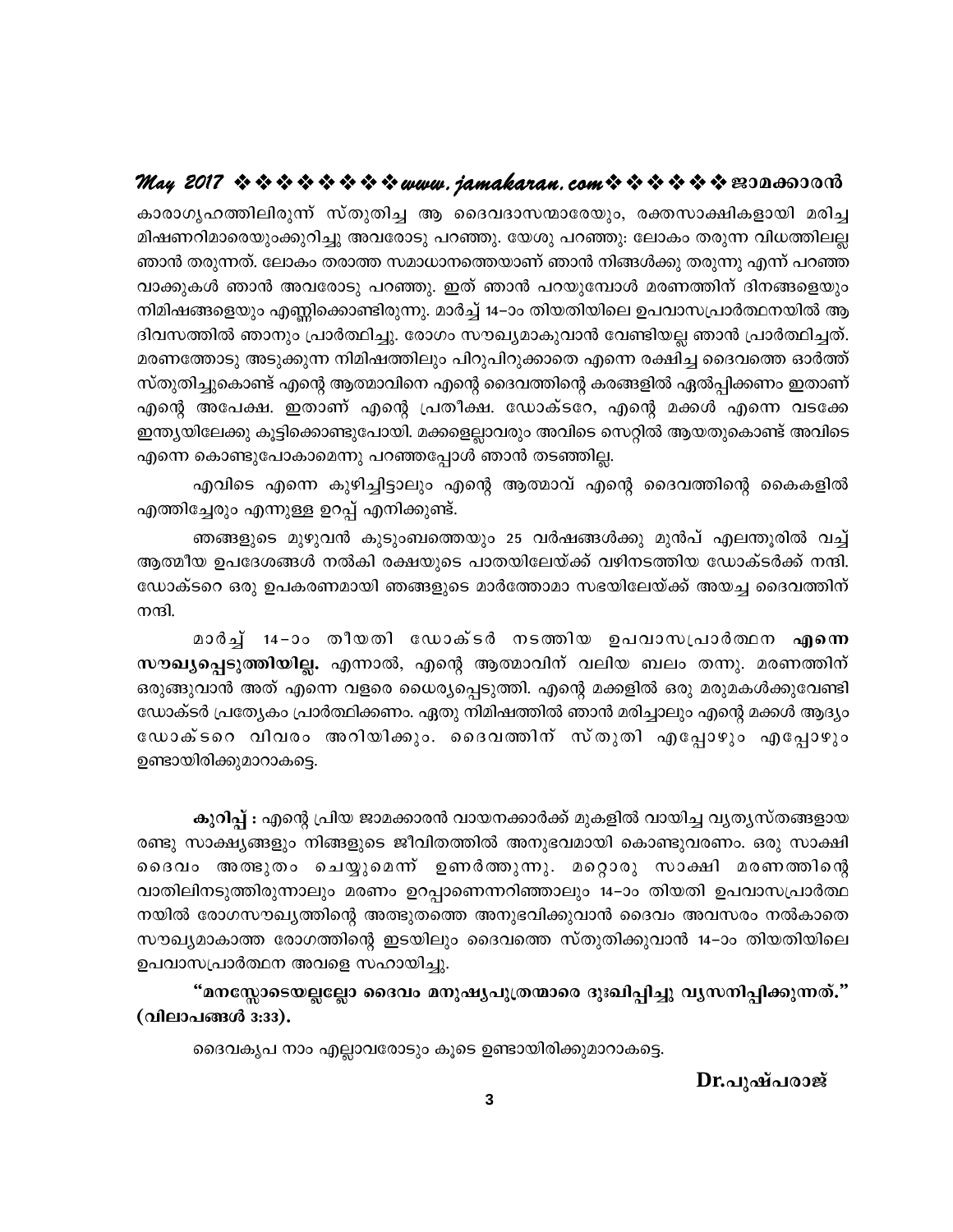കാരാഗൃഹത്തിലിരുന്ന് സ്തുതിച്ച ആ ദൈവദാസന്മാരേയും, രക്തസാക്ഷികളായി മരിച്ച മിഷണറിമാരെയുംക്കുറിച്ചു അവരോടു പറഞ്ഞു. യേശു പറഞ്ഞു: ലോകം തരുന്ന വിധത്തിലല്ല ഞാൻ തരുന്നത്. ലോകം തരാത്ത സമാധാനത്തെയാണ് ഞാൻ നിങ്ങൾക്കു തരുന്നു എന്ന് പറഞ്ഞ വാക്കുകൾ ഞാൻ അവരോടു പറഞ്ഞു. ഇത് ഞാൻ പറയുമ്പോൾ മരണത്തിന് ദിനങ്ങളെയും നിമിഷങ്ങളെയും എണ്ണിക്കൊണ്ടിരുന്നു. മാർച്ച് 14–ാം തിയതിയിലെ ഉപവാസപ്രാർത്ഥനയിൽ ആ ദിവസത്തിൽ ഞാനും പ്രാർത്ഥിച്ചു. രോഗം സൗഖ്യമാകുവാൻ വേണ്ടിയല്ല ഞാൻ പ്രാർത്ഥിച്ചത്. മരണത്തോടു അടുക്കുന്ന നിമിഷത്തിലും പിറുപിറുക്കാതെ എന്നെ രക്ഷിച്ച ദൈവത്തെ ഓർത്ത് സ്തുതിച്ചുകൊണ്ട് എന്റെ ആത്മാവിനെ എന്റെ ദൈവത്തിന്റെ കരങ്ങളിൽ ഏൽപ്പിക്കണം ഇതാണ് എന്റെ അപേക്ഷ. ഇതാണ് എന്റെ പ്രതീക്ഷ. ഡോക്ടറേ, എന്റെ മക്കൾ എന്നെ വടക്കേ ഇന്ത്യയിലേക്കു കൂട്ടിക്കൊണ്ടുപോയി. മക്കളെല്ലാവരും അവിടെ സെറ്റിൽ ആയതുകൊണ്ട് അവിടെ എന്നെ കൊണ്ടുപോകാമെന്നു പറഞ്ഞപ്പോൾ ഞാൻ തടഞ്ഞില്ല.

എവിടെ എന്നെ കുഴിച്ചിട്ടാലും എന്റെ ആത്മാവ് എന്റെ ദൈവത്തിന്റെ കൈകളിൽ എത്തിച്ചേരും എന്നുള്ള ഉറപ്പ് എനിക്കുണ്ട്.

ഞങ്ങളുടെ മുഴുവൻ കുടുംബത്തെയും 25 വർഷങ്ങൾക്കു മുൻപ് എലന്തൂരിൽ വച്ച് ആത്മീയ ഉപദേശങ്ങൾ നൽകി രക്ഷയുടെ പാതയിലേയ്ക്ക് വഴിനടത്തിയ ഡോക്ടർക്ക് നന്ദി. ഡോക്ടറെ ഒരു ഉപകരണമായി ഞങ്ങളുടെ മാർത്തോമാ സഭയിലേയ്ക്ക് അയച്ച ദൈവത്തിന് നന്ദി.

മാർച്ച് 14–ാം തീയതി ഡോക്ടർ നടത്തിയ ഉപവാസപ്രാർത്ഥന **എന്നെ സൗഖ്യപ്പെടുത്തിയില്ല.** എന്നാൽ, എന്റെ ആത്മാവിന് വലിയ ബലം തന്നു. മരണത്തിന് ഒരുങ്ങുവാൻ അത് എന്നെ വളരെ ധൈര്യപ്പെടുത്തി. എന്റെ മക്കളിൽ ഒരു മരുമകൾക്കുവേണ്ടി ഡോക്ടർ പ്രത്യേകം പ്രാർത്ഥിക്കണം. ഏതു നിമിഷത്തിൽ ഞാൻ മരിച്ചാലും എന്റെ മക്കൾ ആദ്യം ഡോക്ടറെ വിവരം അറിയിക്കും. ദൈവത്തിന് സ്തുതി എപ്പോഴും എപ്പോഴും ഉണ്ടായിരിക്കുമാറാകട്ടെ.

**കുറിപ്പ് :** എന്റെ പ്രിയ ജാമക്കാരൻ വായനക്കാർക്ക് മുകളിൽ വായിച്ച വ്യത്യസ്തങ്ങളായ രണ്ടു സാക്ഷ്യങ്ങളും നിങ്ങളുടെ ജീവിതത്തിൽ അനുഭവമായി കൊണ്ടുവരണം. ഒരു സാക്ഷി ദൈവം അത്ഭുതം ചെയ്യുമെന്ന് ഉണർത്തുന്നു. മറ്റൊരു സാക്ഷി മരണത്തിന്റെ വാതിലിനടുത്തിരുന്നാലും മരണം ഉറപ്പാണെന്നറിഞ്ഞാലും 14–ാം തിയതി ഉപവാസപ്രാർത്ഥനയിൽ രോഗസൗഖ്യത്തിന്റെ അത്ഭുതത്തെ അനുഭവിക്കുവാൻ ദൈവം അവസരം നൽകാതെ സൗഖ്യമാകാത്ത രോഗത്തിന്റെ ഇടയിലും ദൈവത്തെ സ്തുതിക്കുവാൻ 14–ാം തിയതിയിലെ ഉപവാസപ്രാർത്ഥന അവളെ സഹായിച്ചു.

**“മനസ്സോടെയല്ലല്ലോ ദൈവം മനുഷ്യപുത്രന്മാരെ ദുഃഖിപ്പിച്ചു വ്യസനിപ്പിക്കുന്നത്.” (വിലാപങ്ങൾ 3:33).**

ദൈവകൃപ നാം എല്ലാവരോടും കൂടെ ഉണ്ടായിരിക്കുമാറാകട്ടെ.

**Dr.പുഷ്പരാജ്**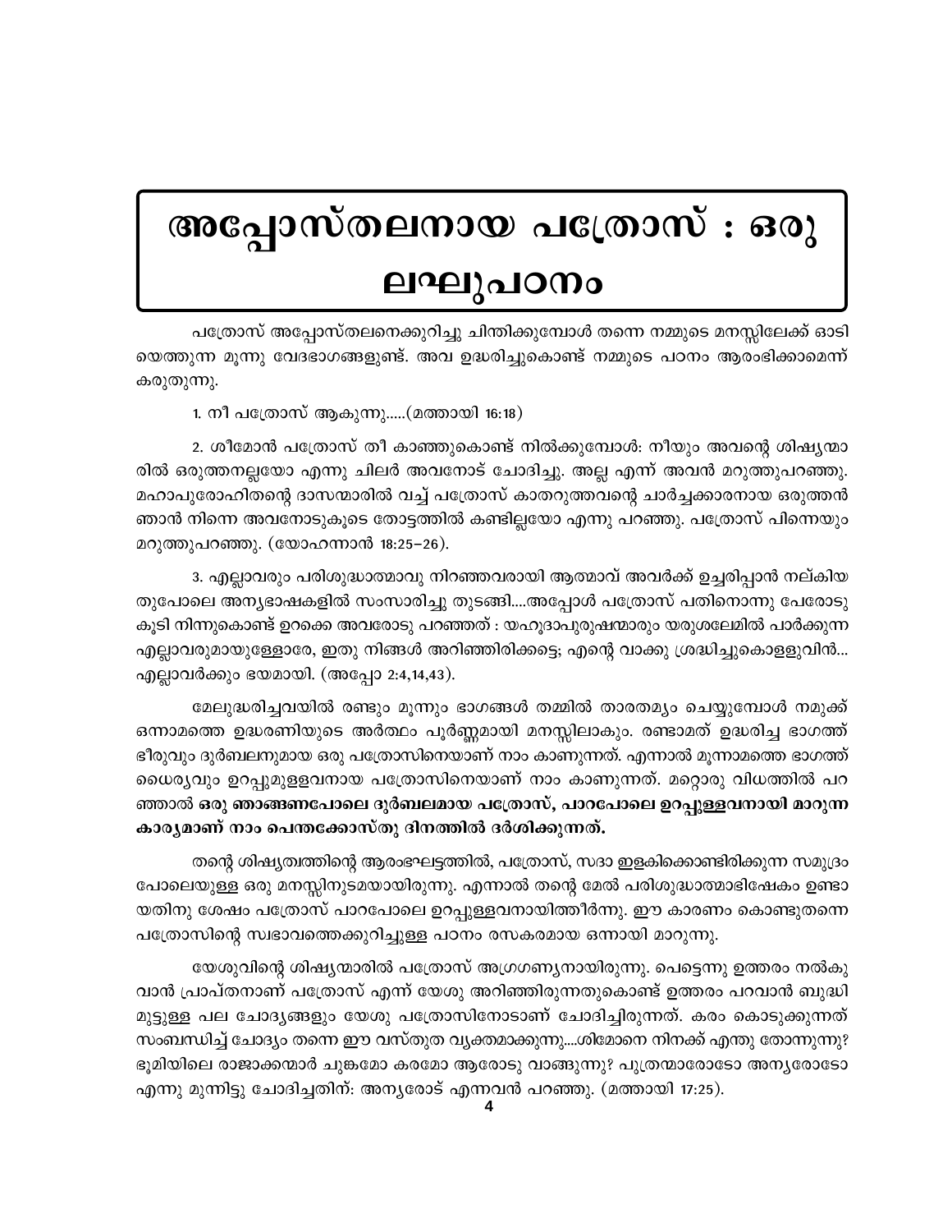# അപ്പോസ്തലനായ പത്രോസ് : ഒരു ലഘുപഠനം

പത്രോസ് അപ്പോസ്തലനെക്കുറിച്ചു ചിന്തിക്കുമ്പോൾ തന്നെ നമ്മുടെ മനസ്സിലേക്ക് ഓടിയെത്തുന്ന മൂന്നു വേദഭാഗങ്ങളുണ്ട്. അവ ഉദ്ധരിച്ചുകൊണ്ട് നമ്മുടെ പഠനം ആരംഭിക്കാമെന്ന് കരുതുന്നു.

1. നീ പത്രോസ് ആകുന്നു.....(മത്തായി 16:18)

2. ശീമോൻ പത്രോസ് തീ കാഞ്ഞുകൊണ്ട് നിൽക്കുമ്പോൾ: നീയും അവന്റെ ശിഷ്യന്മാരിൽ ഒരുത്തനല്ലയോ എന്നു ചിലർ അവനോട് ചോദിച്ചു. അല്ല എന്ന് അവൻ മറുത്തുപറഞ്ഞു. മഹാപുരോഹിതന്റെ ദാസന്മാരിൽ വച്ച് പത്രോസ് കാതറുത്തവന്റെ ചാർച്ചക്കാരനായ ഒരുത്തൻ ഞാൻ നിന്നെ അവനോടുകൂടെ തോട്ടത്തിൽ കണ്ടില്ലയോ എന്നു പറഞ്ഞു. പത്രോസ് പിന്നെയും മറുത്തുപറഞ്ഞു. (യോഹന്നാൻ 18:25–26).

3. എല്ലാവരും പരിശുദ്ധാത്മാവു നിറഞ്ഞവരായി ആത്മാവ് അവർക്ക് ഉച്ചരിപ്പാൻ നല്കിയതുപോലെ അന്യഭാഷകളിൽ സംസാരിച്ചു തുടങ്ങി....അപ്പോൾ പത്രോസ് പതിനൊന്നു പേരോടു കൂടി നിന്നുകൊണ്ട് ഉറക്കെ അവരോടു പറഞ്ഞത് : യഹൂദാപുരുഷന്മാരും യരുശലേമിൽ പാർക്കുന്ന എല്ലാവരുമായുള്ളോരേ, ഇതു നിങ്ങൾ അറിഞ്ഞിരിക്കട്ടെ; എന്റെ വാക്കു ശ്രദ്ധിച്ചുകൊള്ളുവിൻ... എല്ലാവർക്കും ഭയമായി. (അപ്പോ 2:4,14,43).

മേലുദ്ധരിച്ചവയിൽ രണ്ടും മൂന്നും ഭാഗങ്ങൾ തമ്മിൽ താരതമ്യം ചെയ്യുമ്പോൾ നമുക്ക് ഒന്നാമത്തെ ഉദ്ധരണിയുടെ അർത്ഥം പൂർണ്ണമായി മനസ്സിലാകും. രണ്ടാമത് ഉദ്ധരിച്ച ഭാഗത്ത് ഭീരുവും ദുർബലനുമായ ഒരു പത്രോസിനെയാണ് നാം കാണുന്നത്. എന്നാൽ മൂന്നാമത്തെ ഭാഗത്ത് ധൈര്യവും ഉറപ്പുമുള്ളവനായ പത്രോസിനെയാണ് നാം കാണുന്നത്. മറ്റൊരു വിധത്തിൽ പറഞ്ഞാൽ **ഒരു ഞാങ്ങണപോലെ ദുർബലമായ പത്രോസ്, പാറപോലെ ഉറപ്പുള്ളവനായി മാറുന്ന കാര്യമാണ് നാം പെന്തക്കോസ്തു ദിനത്തിൽ ദർശിക്കുന്നത്.**

തന്റെ ശിഷ്യത്വത്തിന്റെ ആരംഭഘട്ടത്തിൽ, പത്രോസ്, സദാ ഇളകിക്കൊണ്ടിരിക്കുന്ന സമുദ്രം പോലെയുള്ള ഒരു മനസ്സിനുടമയായിരുന്നു. എന്നാൽ തന്റെ മേൽ പരിശുദ്ധാത്മാഭിഷേകം ഉണ്ടായതിനു ശേഷം പത്രോസ് പാറപോലെ ഉറപ്പുള്ളവനായിത്തീർന്നു. ഈ കാരണം കൊണ്ടുതന്നെ പത്രോസിന്റെ സ്വഭാവത്തെക്കുറിച്ചുള്ള പഠനം രസകരമായ ഒന്നായി മാറുന്നു.

യേശുവിന്റെ ശിഷ്യന്മാരിൽ പത്രോസ് അഗ്രഗണ്യനായിരുന്നു. പെട്ടെന്നു ഉത്തരം നൽകുവാൻ പ്രാപ്തനാണ് പത്രോസ് എന്ന് യേശു അറിഞ്ഞിരുന്നതുകൊണ്ട് ഉത്തരം പറവാൻ ബുദ്ധിമുട്ടുള്ള പല ചോദ്യങ്ങളും യേശു പത്രോസിനോടാണ് ചോദിച്ചിരുന്നത്. കരം കൊടുക്കുന്നത് സംബന്ധിച്ച് ചോദ്യം തന്നെ ഈ വസ്തുത വ്യക്തമാക്കുന്നു....ശിമോനെ നിനക്ക് എന്തു തോന്നുന്നു? ഭൂമിയിലെ രാജാക്കന്മാർ ചുങ്കമോ കരമോ ആരോടു വാങ്ങുന്നു? പുത്രന്മാരോടോ അന്യരോടോ എന്നു മുന്നിട്ടു ചോദിച്ചതിന്: അന്യരോട് എന്നവൻ പറഞ്ഞു. (മത്തായി 17:25).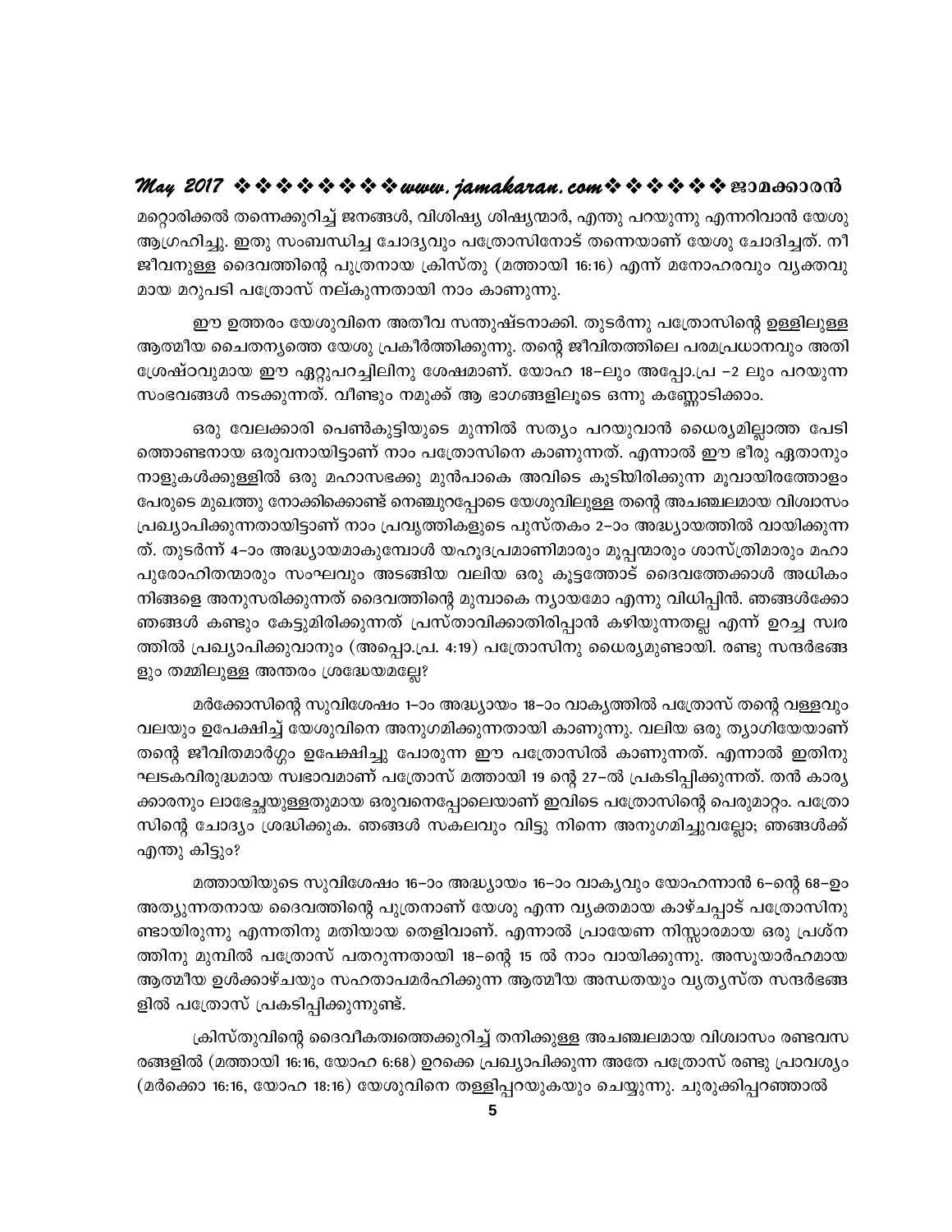മറ്റൊരിക്കൽ തന്നെക്കുറിച്ച് ജനങ്ങൾ, വിശിഷ്യ ശിഷ്യന്മാർ, എന്തു പറയുന്നു എന്നറിവാൻ യേശു ആഗ്രഹിച്ചു. ഇതു സംബന്ധിച്ച ചോദ്യവും പത്രോസിനോട് തന്നെയാണ് യേശു ചോദിച്ചത്. നീ ജീവനുള്ള ദൈവത്തിന്റെ പുത്രനായ ക്രിസ്തു (മത്തായി 16:16) എന്ന് മനോഹരവും വ്യക്തവുമായ മറുപടി പത്രോസ് നല്കുന്നതായി നാം കാണുന്നു.

ഈ ഉത്തരം യേശുവിനെ അതീവ സന്തുഷ്ടനാക്കി. തുടർന്നു പത്രോസിന്റെ ഉള്ളിലുള്ള ആത്മീയ ചൈതന്യത്തെ യേശു പ്രകീർത്തിക്കുന്നു. തന്റെ ജീവിതത്തിലെ പരമപ്രധാനവും അതിശ്രേഷ്ഠവുമായ ഈ ഏറ്റുപറച്ചിലിനു ശേഷമാണ്. യോഹ 18–ലും അപ്പോ.പ്ര –2 ലും പറയുന്ന സംഭവങ്ങൾ നടക്കുന്നത്. വീണ്ടും നമുക്ക് ആ ഭാഗങ്ങളിലൂടെ ഒന്നു കണ്ണോടിക്കാം.

ഒരു വേലക്കാരി പെൺകുട്ടിയുടെ മുന്നിൽ സത്യം പറയുവാൻ ധൈര്യമില്ലാത്ത പേടിത്തൊണ്ടനായ ഒരുവനായിട്ടാണ് നാം പത്രോസിനെ കാണുന്നത്. എന്നാൽ ഈ ഭീരു ഏതാനും നാളുകൾക്കുള്ളിൽ ഒരു മഹാസഭക്കു മുൻപാകെ അവിടെ കൂടിയിരിക്കുന്ന മൂവായിരത്തോളം പേരുടെ മുഖത്തു നോക്കിക്കൊണ്ട് നെഞ്ചുറപ്പോടെ യേശുവിലുള്ള തന്റെ അചഞ്ചലമായ വിശ്വാസം പ്രഖ്യാപിക്കുന്നതായിട്ടാണ് നാം പ്രവൃത്തികളുടെ പുസ്തകം 2–ാം അദ്ധ്യായത്തിൽ വായിക്കുന്നത്. തുടർന്ന് 4–ാം അദ്ധ്യായമാകുമ്പോൾ യഹൂദപ്രമാണിമാരും മൂപ്പന്മാരും ശാസ്ത്രിമാരും മഹാപുരോഹിതന്മാരും സംഘവും അടങ്ങിയ വലിയ ഒരു കൂട്ടത്തോട് ദൈവത്തേക്കാൾ അധികം നിങ്ങളെ അനുസരിക്കുന്നത് ദൈവത്തിന്റെ മുമ്പാകെ ന്യായമോ എന്നു വിധിപ്പിൻ. ഞങ്ങൾക്കോ ഞങ്ങൾ കണ്ടും കേട്ടുമിരിക്കുന്നത് പ്രസ്താവിക്കാതിരിപ്പാൻ കഴിയുന്നതല്ല എന്ന് ഉറച്ച സ്വരത്തിൽ പ്രഖ്യാപിക്കുവാനും (അപ്പൊ.പ്ര. 4:19) പത്രോസിനു ധൈര്യമുണ്ടായി. രണ്ടു സന്ദർഭങ്ങളും തമ്മിലുള്ള അന്തരം ശ്രദ്ധേയമല്ലേ?

മർക്കോസിന്റെ സുവിശേഷം 1–ാം അദ്ധ്യായം 18–ാം വാക്യത്തിൽ പത്രോസ് തന്റെ വള്ളവും വലയും ഉപേക്ഷിച്ച് യേശുവിനെ അനുഗമിക്കുന്നതായി കാണുന്നു. വലിയ ഒരു ത്യാഗിയേയാണ് തന്റെ ജീവിതമാർഗ്ഗം ഉപേക്ഷിച്ചു പോരുന്ന ഈ പത്രോസിൽ കാണുന്നത്. എന്നാൽ ഇതിനു ഘടകവിരുദ്ധമായ സ്വഭാവമാണ് പത്രോസ് മത്തായി 19 ന്റെ 27–ൽ പ്രകടിപ്പിക്കുന്നത്. തൻ കാര്യക്കാരനും ലാഭേച്ഛയുള്ളതുമായ ഒരുവനെപ്പോലെയാണ് ഇവിടെ പത്രോസിന്റെ പെരുമാറ്റം. പത്രോസിന്റെ ചോദ്യം ശ്രദ്ധിക്കുക. ഞങ്ങൾ സകലവും വിട്ടു നിന്നെ അനുഗമിച്ചുവല്ലോ; ഞങ്ങൾക്ക് എന്തു കിട്ടും?

മത്തായിയുടെ സുവിശേഷം 16–ാം അദ്ധ്യായം 16–ാം വാക്യവും യോഹന്നാൻ 6–ന്റെ 68–ഉം അത്യുന്നതനായ ദൈവത്തിന്റെ പുത്രനാണ് യേശു എന്ന വ്യക്തമായ കാഴ്ചപ്പാട് പത്രോസിനുണ്ടായിരുന്നു എന്നതിനു മതിയായ തെളിവാണ്. എന്നാൽ പ്രായേണ നിസ്സാരമായ ഒരു പ്രശ്നത്തിനു മുമ്പിൽ പത്രോസ് പതറുന്നതായി 18–ന്റെ 15 ൽ നാം വായിക്കുന്നു. അസൂയാർഹമായ ആത്മീയ ഉൾക്കാഴ്ചയും സഹതാപമർഹിക്കുന്ന ആത്മീയ അന്ധതയും വ്യത്യസ്ത സന്ദർഭങ്ങളിൽ പത്രോസ് പ്രകടിപ്പിക്കുന്നുണ്ട്.

ക്രിസ്തുവിന്റെ ദൈവീകത്വത്തെക്കുറിച്ച് തനിക്കുള്ള അചഞ്ചലമായ വിശ്വാസം രണ്ടവസരങ്ങളിൽ (മത്തായി 16:16, യോഹ 6:68) ഉറക്കെ പ്രഖ്യാപിക്കുന്ന അതേ പത്രോസ് രണ്ടു പ്രാവശ്യം (മർക്കൊ 16:16, യോഹ 18:16) യേശുവിനെ തള്ളിപ്പറയുകയും ചെയ്യുന്നു. ചുരുക്കിപ്പറഞ്ഞാൽ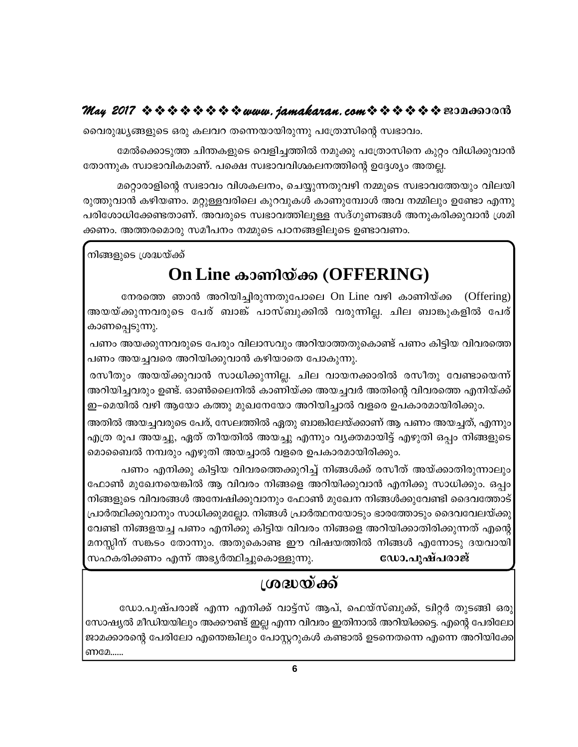വൈരുദ്ധ്യങ്ങളുടെ ഒരു കലവറ തന്നെയായിരുന്നു പത്രോസിന്റെ സ്വഭാവം.

മേൽക്കൊടുത്ത ചിന്തകളുടെ വെളിച്ചത്തിൽ നമുക്കു പത്രോസിനെ കുറ്റം വിധിക്കുവാൻ തോന്നുക സ്വാഭാവികമാണ്. പക്ഷെ സ്വഭാവവിശകലനത്തിന്റെ ഉദ്ദേശ്യം അതല്ല.

മറ്റൊരാളിന്റെ സ്വഭാവം വിശകലനം, ചെയ്യുന്നതുവഴി നമ്മുടെ സ്വഭാവത്തേയും വിലയിരുത്തുവാൻ കഴിയണം. മറ്റുള്ളവരിലെ കുറവുകൾ കാണുമ്പോൾ അവ നമ്മിലും ഉണ്ടോ എന്നു പരിശോധിക്കേണ്ടതാണ്. അവരുടെ സ്വഭാവത്തിലുള്ള സദ്ഗുണങ്ങൾ അനുകരിക്കുവാൻ ശ്രമിക്കണം. അത്തരമൊരു സമീപനം നമ്മുടെ പഠനങ്ങളിലൂടെ ഉണ്ടാവണം.

നിങ്ങളുടെ ശ്രദ്ധയ്ക്ക്

## On Line കാണിയ്ക്ക (OFFERING)

നേരത്തെ ഞാൻ അറിയിച്ചിരുന്നതുപോലെ On Line വഴി കാണിയ്ക്ക (Offering) അയയ്ക്കുന്നവരുടെ പേര് ബാങ്ക് പാസ്ബുക്കിൽ വരുന്നില്ല. ചില ബാങ്കുകളിൽ പേര് കാണപ്പെടുന്നു.

പണം അയക്കുന്നവരുടെ പേരും വിലാസവും അറിയാത്തതുകൊണ്ട് പണം കിട്ടിയ വിവരത്തെ പണം അയച്ചവരെ അറിയിക്കുവാൻ കഴിയാതെ പോകുന്നു.

രസീതും അയയ്ക്കുവാൻ സാധിക്കുന്നില്ല. ചില വായനക്കാരിൽ രസീതു വേണ്ടായെന്ന് അറിയിച്ചവരും ഉണ്ട്. ഓൺലൈനിൽ കാണിയ്ക്ക അയച്ചവർ അതിന്റെ വിവരത്തെ എനിയ്ക്ക് ഇ–മെയിൽ വഴി ആയോ കത്തു മുഖനേയോ അറിയിച്ചാൽ വളരെ ഉപകാരമായിരിക്കും.

അതിൽ അയച്ചവരുടെ പേര്, സേലത്തിൽ ഏതു ബാങ്കിലേയ്ക്കാണ് ആ പണം അയച്ചത്, എന്നും എത്ര രൂപ അയച്ചു, ഏത് തീയതിൽ അയച്ചു എന്നും വ്യക്തമായിട്ട് എഴുതി ഒപ്പം നിങ്ങളുടെ മൊബൈൽ നമ്പരും എഴുതി അയച്ചാൽ വളരെ ഉപകാരമായിരിക്കും.

പണം എനിക്കു കിട്ടിയ വിവരത്തെക്കുറിച്ച് നിങ്ങൾക്ക് രസീത് അയ്ക്കാതിരുന്നാലും ഫോൺ മുഖേനയെങ്കിൽ ആ വിവരം നിങ്ങളെ അറിയിക്കുവാൻ എനിക്കു സാധിക്കും. ഒപ്പം നിങ്ങളുടെ വിവരങ്ങൾ അന്വേഷിക്കുവാനും ഫോൺ മുഖേ നിങ്ങൾക്കുവേണ്ടി ദൈവത്തോട് പ്രാർത്ഥിക്കുവാനും സാധിക്കുമല്ലോ. നിങ്ങൾ പ്രാർത്ഥനയോടും ഭാരത്തോടും ദൈവവേലയ്ക്കു വേണ്ടി നിങ്ങളയച്ച പണം എനിക്കു കിട്ടിയ വിവരം നിങ്ങളെ അറിയിക്കാതിരിക്കുന്നത് എന്റെ മനസ്സിന് സങ്കടം തോന്നും. അതുകൊണ്ട ഈ വിഷയത്തിൽ നിങ്ങൾ എന്നോടു ദയവായി സഹകരിക്കണം എന്ന് അഭ്യർത്ഥിച്ചുകൊള്ളുന്നു.

**ഡോ.പുഷ്പരാജ്**

## ശ്രദ്ധയ്ക്ക്

ഡോ.പുഷ്പരാജ് എന്ന എനിക്ക് വാട്ട്സ് ആപ്, ഫെയ്സ്ബുക്ക്, ടിറ്റർ തുടങ്ങി ഒരു സോഷ്യൽ മീഡിയയിലും അക്കൗണ്ട് ഇല്ല എന്ന വിവരം ഇതിനാൽ അറിയിക്കട്ടെ. എന്റെ പേരിലോ ജാമക്കാരന്റെ പേരിലോ എന്തെങ്കിലും പോസ്റ്ററുകൾ കണ്ടാൽ ഉടനെതന്നെ എന്നെ അറിയിക്കേണമേ......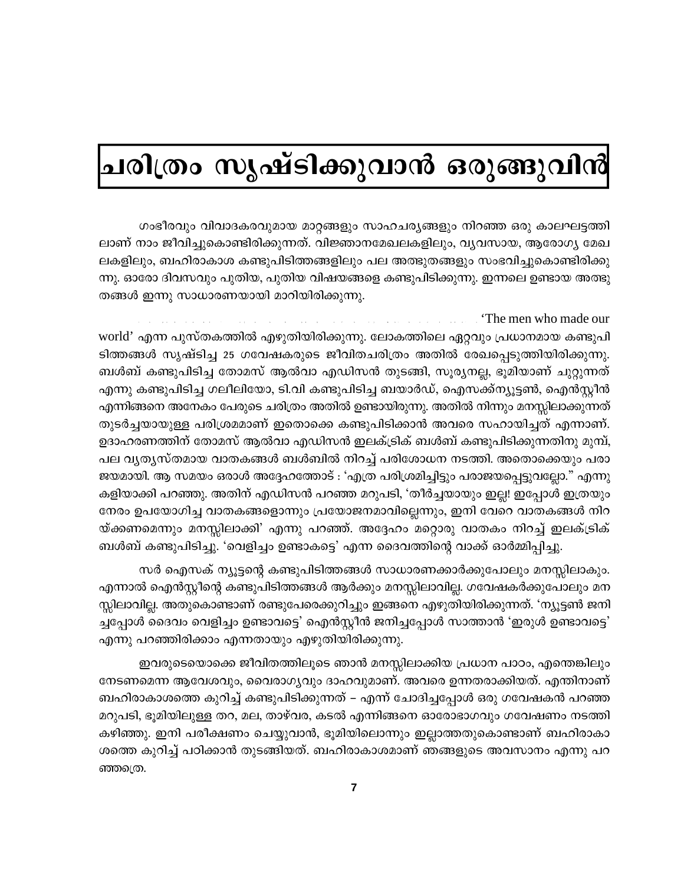# ചരിത്രം സൃഷ്ടിക്കുവാൻ ഒരുങ്ങുവിൻ

ഗംഭീരവും വിവാദകരവുമായ മാറ്റങ്ങളും സാഹചര്യങ്ങളും നിറഞ്ഞ ഒരു കാലഘട്ടത്തിലാണ് നാം ജീവിച്ചുകൊണ്ടിരിക്കുന്നത്. വിജ്ഞാനമേഖലകളിലും, വ്യവസായ, ആരോഗ്യ മേഖലകളിലും, ബഹിരാകാശ കണ്ടുപിടിത്തങ്ങളിലും പല അത്ഭുതങ്ങളും സംഭവിച്ചുകൊണ്ടിരിക്കുന്നു. ഓരോ ദിവസവും പുതിയ, പുതിയ വിഷയങ്ങളെ കണ്ടുപിടിക്കുന്നു. ഇന്നലെ ഉണ്ടായ അത്ഭുതങ്ങൾ ഇന്നു സാധാരണയായി മാറിയിരിക്കുന്നു.

'The men who made our world' എന്ന പുസ്തകത്തിൽ എഴുതിയിരിക്കുന്നു. ലോകത്തിലെ ഏറ്റവും പ്രധാനമായ കണ്ടുപിടിത്തങ്ങൾ സൃഷ്ടിച്ച 25 ഗവേഷകരുടെ ജീവിതചരിത്രം അതിൽ രേഖപ്പെടുത്തിയിരിക്കുന്നു. ബൾബ് കണ്ടുപിടിച്ച തോമസ് ആൽവാ എഡിസൻ തുടങ്ങി, സൂര്യനല്ല, ഭൂമിയാണ് ചുറ്റുന്നത് എന്നു കണ്ടുപിടിച്ച ഗലീലിയോ, ടി.വി കണ്ടുപിടിച്ച ബയാർഡ്, ഐസക്ക്ന്യൂട്ടൺ, ഐൻസ്റ്റീൻ എന്നിങ്ങനെ അനേകം പേരുടെ ചരിത്രം അതിൽ ഉണ്ടായിരുന്നു. അതിൽ നിന്നും മനസ്സിലാക്കുന്നത് തുടർച്ചയായുള്ള പരിശ്രമമാണ് ഇതൊക്കെ കണ്ടുപിടിക്കാൻ അവരെ സഹായിച്ചത് എന്നാണ്. ഉദാഹരണത്തിന് തോമസ് ആൽവാ എഡിസൻ ഇലക്ട്രിക് ബൾബ് കണ്ടുപിടിക്കുന്നതിനു മുമ്പ്, പല വ്യത്യസ്തമായ വാതകങ്ങൾ ബൾബിൽ നിറച്ച് പരിശോധന നടത്തി. അതൊക്കെയും പരാജയമായി. ആ സമയം ഒരാൾ അദ്ദേഹത്തോട് : 'എത്ര പരിശ്രമിച്ചിട്ടും പരാജയപ്പെട്ടുവല്ലോ." എന്നു കളിയാക്കി പറഞ്ഞു. അതിന് എഡിസൻ പറഞ്ഞ മറുപടി, 'തീർച്ചയായും ഇല്ല! ഇപ്പോൾ ഇത്രയും നേരം ഉപയോഗിച്ച വാതകങ്ങളൊന്നും പ്രയോജനമാവില്ലെന്നും, ഇനി വേറെ വാതകങ്ങൾ നിറയ്ക്കണമെന്നും മനസ്സിലാക്കി' എന്നു പറഞ്ഞ്. അദ്ദേഹം മറ്റൊരു വാതകം നിറച്ച് ഇലക്ട്രിക് ബൾബ് കണ്ടുപിടിച്ചു. 'വെളിച്ചം ഉണ്ടാകട്ടെ' എന്ന ദൈവത്തിന്റെ വാക്ക് ഓർമ്മിപ്പിച്ചു.

സർ ഐസക് ന്യൂട്ടന്റെ കണ്ടുപിടിത്തങ്ങൾ സാധാരണക്കാർക്കുപോലും മനസ്സിലാകും. എന്നാൽ ഐൻസ്റ്റീന്റെ കണ്ടുപിടിത്തങ്ങൾ ആർക്കും മനസ്സിലാവില്ല. ഗവേഷകർക്കുപോലും മനസ്സിലാവില്ല. അതുകൊണ്ടാണ് രണ്ടുപേരെക്കുറിച്ചും ഇങ്ങനെ എഴുതിയിരിക്കുന്നത്. 'ന്യൂട്ടൺ ജനിച്ചപ്പോൾ ദൈവം വെളിച്ചം ഉണ്ടാവട്ടെ' ഐൻസ്റ്റീൻ ജനിച്ചപ്പോൾ സാത്താൻ 'ഇരുൾ ഉണ്ടാവട്ടെ' എന്നു പറഞ്ഞിരിക്കാം എന്നതായും എഴുതിയിരിക്കുന്നു.

ഇവരുടെയൊക്കെ ജീവിതത്തിലൂടെ ഞാൻ മനസ്സിലാക്കിയ പ്രധാന പാഠം, എന്തെങ്കിലും നേടണമെന്ന ആവേശവും, വൈരാഗ്യവും ദാഹവുമാണ്. അവരെ ഉന്നതരാക്കിയത്. എന്തിനാണ് ബഹിരാകാശത്തെ കുറിച്ച് കണ്ടുപിടിക്കുന്നത് – എന്ന് ചോദിച്ചപ്പോൾ ഒരു ഗവേഷകൻ പറഞ്ഞ മറുപടി, ഭൂമിയിലുള്ള തറ, മല, താഴ്വര, കടൽ എന്നിങ്ങനെ ഓരോഭാഗവും ഗവേഷണം നടത്തി കഴിഞ്ഞു. ഇനി പരീക്ഷണം ചെയ്യുവാൻ, ഭൂമിയിലൊന്നും ഇല്ലാത്തതുകൊണ്ടാണ് ബഹിരാകാശത്തെ കുറിച്ച് പഠിക്കാൻ തുടങ്ങിയത്. ബഹിരാകാശമാണ് ഞങ്ങളുടെ അവസാനം എന്നു പറഞ്ഞത്രെ.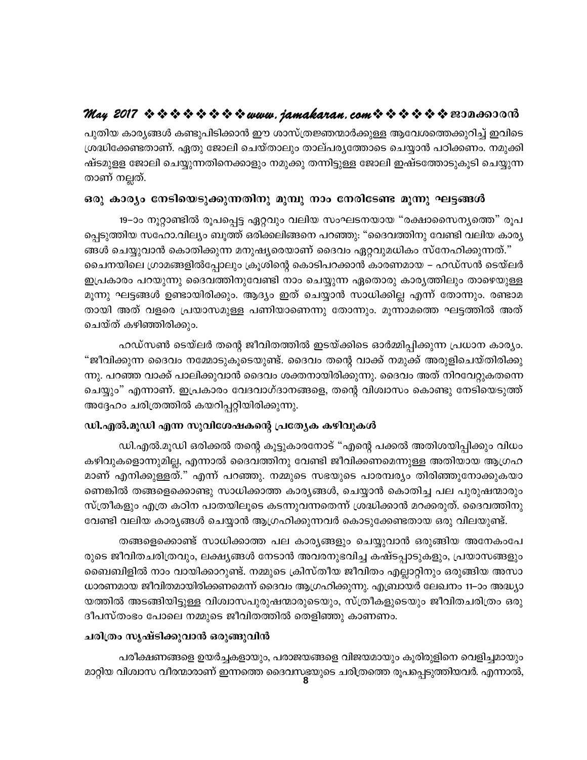പുതിയ കാര്യങ്ങൾ കണ്ടുപിടിക്കാൻ ഈ ശാസ്ത്രജ്ഞന്മാർക്കുള്ള ആവേശത്തെക്കുറിച്ച് ഇവിടെ ശ്രദ്ധിക്കേണ്ടതാണ്. ഏതു ജോലി ചെയ്താലും താല്പര്യത്തോടെ ചെയ്യാൻ പഠിക്കണം. നമുക്കിഷ്ടമുള്ള ജോലി ചെയ്യുന്നതിനെക്കാളും നമുക്കു തന്നിട്ടുള്ള ജോലി ഇഷ്ടത്തോടുകൂടി ചെയ്യുന്നതാണ് നല്ലത്.

## ഒരു കാര്യം നേടിയെടുക്കുന്നതിനു മുമ്പു നാം നേരിടേണ്ട മൂന്നു ഘട്ടങ്ങൾ

19–ാം നൂറ്റാണ്ടിൽ രൂപപ്പെട്ട ഏറ്റവും വലിയ സംഘടനയായ "രക്ഷാസൈന്യത്തെ" രൂപപ്പെടുത്തിയ സഹോ.വില്യം ബൂത്ത് ഒരിക്കലിങ്ങനെ പറഞ്ഞു: "ദൈവത്തിനു വേണ്ടി വലിയ കാര്യങ്ങൾ ചെയ്യുവാൻ കൊതിക്കുന്ന മനുഷ്യരെയാണ് ദൈവം ഏറ്റവുമധികം സ്നേഹിക്കുന്നത്." ചൈനയിലെ ഗ്രാമങ്ങളിൽപ്പോലും ക്രൂശിന്റെ കൊടിപറക്കാൻ കാരണമായ – ഹഡ്സൻ ടെയ്ലർ ഇപ്രകാരം പറയുന്നു ദൈവത്തിനുവേണ്ടി നാം ചെയ്യുന്ന ഏതൊരു കാര്യത്തിലും താഴെയുള്ള മൂന്നു ഘട്ടങ്ങൾ ഉണ്ടായിരിക്കും. ആദ്യം ഇത് ചെയ്യാൻ സാധിക്കില്ല എന്ന് തോന്നും. രണ്ടാമതായി അത് വളരെ പ്രയാസമുള്ള പണിയാണെന്നു തോന്നും. മൂന്നാമത്തെ ഘട്ടത്തിൽ അത് ചെയ്ത് കഴിഞ്ഞിരിക്കും.

ഹഡ്സൺ ടെയ്ലർ തന്റെ ജീവിതത്തിൽ ഇടയ്ക്കിടെ ഓർമ്മിപ്പിക്കുന്ന പ്രധാന കാര്യം. "ജീവിക്കുന്ന ദൈവം നമ്മോടുകൂടെയുണ്ട്. ദൈവം തന്റെ വാക്ക് നമുക്ക് അരുളിചെയ്തിരിക്കുന്നു. പറഞ്ഞ വാക്ക് പാലിക്കുവാൻ ദൈവം ശക്തനായിരിക്കുന്നു. ദൈവം അത് നിറവേറ്റുകതന്നെ ചെയ്യും" എന്നാണ്. ഇപ്രകാരം വേദവാഗ്ദാനങ്ങളെ, തന്റെ വിശ്വാസം കൊണ്ടു നേടിയെടുത്ത് അദ്ദേഹം ചരിത്രത്തിൽ കയറിപ്പറ്റിയിരിക്കുന്നു.

## ഡി.എൽ.മൂഡി എന്ന സുവിശേഷകന്റെ പ്രത്യേക കഴിവുകൾ

ഡി.എൽ.മൂഡി ഒരിക്കൽ തന്റെ കൂട്ടുകാരനോട് "എന്റെ പക്കൽ അതിശയിപ്പിക്കും വിധം കഴിവുകളൊന്നുമില്ല, എന്നാൽ ദൈവത്തിനു വേണ്ടി ജീവിക്കണമെന്നുള്ള അതിയായ ആഗ്രഹമാണ് എനിക്കുള്ളത്." എന്ന് പറഞ്ഞു. നമ്മുടെ സഭയുടെ പാരമ്പര്യം തിരിഞ്ഞുനോക്കുകയാണെങ്കിൽ തങ്ങളെക്കൊണ്ടു സാധിക്കാത്ത കാര്യങ്ങൾ, ചെയ്യാൻ കൊതിച്ച പല പുരുഷന്മാരും സ്ത്രീകളും എത്ര കഠിന പാതയിലൂടെ കടന്നുവന്നതെന്ന് ശ്രദ്ധിക്കാൻ മറക്കരുത്. ദൈവത്തിനു വേണ്ടി വലിയ കാര്യങ്ങൾ ചെയ്യാൻ ആഗ്രഹിക്കുന്നവർ കൊടുക്കേണ്ടതായ ഒരു വിലയുണ്ട്.

തങ്ങളെക്കൊണ്ട് സാധിക്കാത്ത പല കാര്യങ്ങളും ചെയ്യുവാൻ ഒരുങ്ങിയ അനേകംപേരുടെ ജീവിതചരിത്രവും, ലക്ഷ്യങ്ങൾ നേടാൻ അവരനുഭവിച്ച കഷ്ടപ്പാടുകളും, പ്രയാസങ്ങളും ബൈബിളിൽ നാം വായിക്കാറുണ്ട്. നമ്മുടെ ക്രിസ്തീയ ജീവിതം എല്ലാറ്റിനും ഒരുങ്ങിയ അസാധാരണമായ ജീവിതമായിരിക്കണമെന്ന് ദൈവം ആഗ്രഹിക്കുന്നു. എബ്രായർ ലേഖനം 11–ാം അദ്ധ്യായത്തിൽ അടങ്ങിയിട്ടുള്ള വിശ്വാസപുരുഷന്മാരുടെയും, സ്ത്രീകളുടെയും ജീവിതചരിത്രം ഒരു ദീപസ്തംഭം പോലെ നമ്മുടെ ജീവിതത്തിൽ തെളിഞ്ഞു കാണണം.

## ചരിത്രം സൃഷ്ടിക്കുവാൻ ഒരുങ്ങുവിൻ

പരീക്ഷണങ്ങളെ ഉയർച്ചകളായും, പരാജയങ്ങളെ വിജയമായും കൂരിരുളിനെ വെളിച്ചമായും മാറ്റിയ വിശ്വാസ വീരന്മാരാണ് ഇന്നത്തെ ദൈവസഭയുടെ ചരിത്രത്തെ രൂപപ്പെടുത്തിയവർ. എന്നാൽ,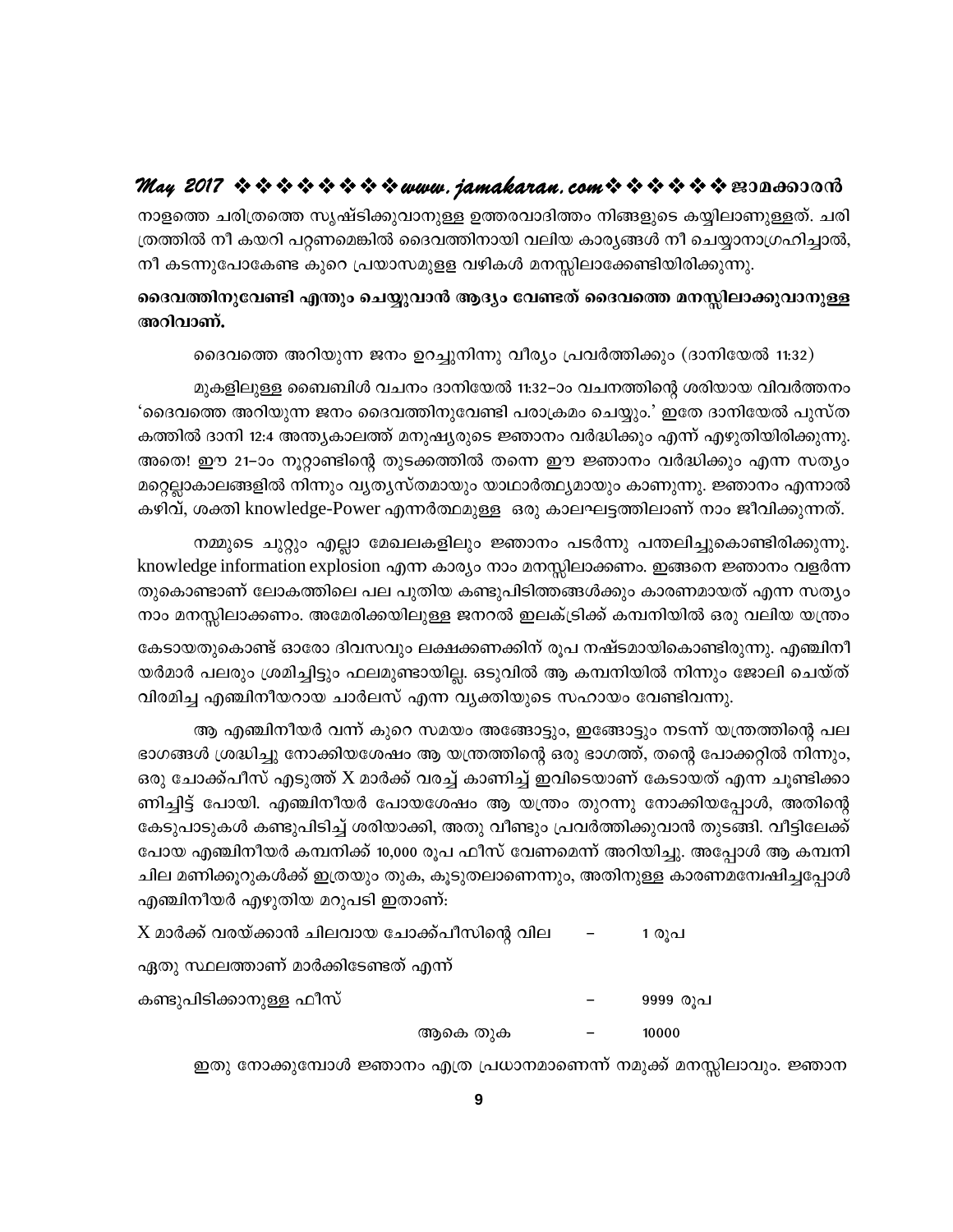നാളത്തെ ചരിത്രത്തെ സൃഷ്ടിക്കുവാനുള്ള ഉത്തരവാദിത്തം നിങ്ങളുടെ കയ്യിലാണുള്ളത്. ചരിത്രത്തിൽ നീ കയറി പറ്റണമെങ്കിൽ ദൈവത്തിനായി വലിയ കാര്യങ്ങൾ നീ ചെയ്യാനാഗ്രഹിച്ചാൽ, നീ കടന്നുപോകേണ്ട കുറെ പ്രയാസമുള്ള വഴികൾ മനസ്സിലാക്കേണ്ടിയിരിക്കുന്നു.

**ദൈവത്തിനുവേണ്ടി എന്തും ചെയ്യുവാൻ ആദ്യം വേണ്ടത് ദൈവത്തെ മനസ്സിലാക്കുവാനുള്ള അറിവാണ്.**

ദൈവത്തെ അറിയുന്ന ജനം ഉറച്ചുനിന്നു വീര്യം പ്രവർത്തിക്കും (ദാനിയേൽ 11:32)

മുകളിലുള്ള ബൈബിൾ വചനം ദാനിയേൽ 11:32–ാം വചനത്തിന്റെ ശരിയായ വിവർത്തനം 'ദൈവത്തെ അറിയുന്ന ജനം ദൈവത്തിനുവേണ്ടി പരാക്രമം ചെയ്യും.' ഇതേ ദാനിയേൽ പുസ്തകത്തിൽ ദാനി 12:4 അന്ത്യകാലത്ത് മനുഷ്യരുടെ ജ്ഞാനം വർദ്ധിക്കും എന്ന് എഴുതിയിരിക്കുന്നു. അതെ! ഈ 21–ാം നൂറ്റാണ്ടിന്റെ തുടക്കത്തിൽ തന്നെ ഈ ജ്ഞാനം വർദ്ധിക്കും എന്ന സത്യം മറ്റെല്ലാകാലങ്ങളിൽ നിന്നും വ്യത്യസ്തമായും യാഥാർത്ഥ്യമായും കാണുന്നു. ജ്ഞാനം എന്നാൽ കഴിവ്, ശക്തി knowledge-Power എന്നർത്ഥമുള്ള ഒരു കാലഘട്ടത്തിലാണ് നാം ജീവിക്കുന്നത്.

നമ്മുടെ ചുറ്റും എല്ലാ മേഖലകളിലും ജ്ഞാനം പടർന്നു പന്തലിച്ചുകൊണ്ടിരിക്കുന്നു. knowledge information explosion എന്ന കാര്യം നാം മനസ്സിലാക്കണം. ഇങ്ങനെ ജ്ഞാനം വളർന്നതുകൊണ്ടാണ് ലോകത്തിലെ പല പുതിയ കണ്ടുപിടിത്തങ്ങൾക്കും കാരണമായത് എന്ന സത്യം നാം മനസ്സിലാക്കണം. അമേരിക്കയിലുള്ള ജനറൽ ഇലക്ട്രിക്ക് കമ്പനിയിൽ ഒരു വലിയ യന്ത്രം കേടായതുകൊണ്ട് ഓരോ ദിവസവും ലക്ഷക്കണക്കിന് രൂപ നഷ്ടമായികൊണ്ടിരുന്നു. എഞ്ചിനീയർമാർ പലരും ശ്രമിച്ചിട്ടും ഫലമുണ്ടായില്ല. ഒടുവിൽ ആ കമ്പനിയിൽ നിന്നും ജോലി ചെയ്ത് വിരമിച്ച എഞ്ചിനീയറായ ചാർലസ് എന്ന വ്യക്തിയുടെ സഹായം വേണ്ടിവന്നു.

ആ എഞ്ചിനീയർ വന്ന് കുറെ സമയം അങ്ങോട്ടും, ഇങ്ങോട്ടും നടന്ന് യന്ത്രത്തിന്റെ പല ഭാഗങ്ങൾ ശ്രദ്ധിച്ചു നോക്കിയശേഷം ആ യന്ത്രത്തിന്റെ ഒരു ഭാഗത്ത്, തന്റെ പോക്കറ്റിൽ നിന്നും, ഒരു ചോക്ക്പീസ് എടുത്ത് X മാർക്ക് വരച്ച് കാണിച്ച് ഇവിടെയാണ് കേടായത് എന്ന ചൂണ്ടിക്കാണിച്ചിട്ട് പോയി. എഞ്ചിനീയർ പോയശേഷം ആ യന്ത്രം തുറന്നു നോക്കിയപ്പോൾ, അതിന്റെ കേടുപാടുകൾ കണ്ടുപിടിച്ച് ശരിയാക്കി, അതു വീണ്ടും പ്രവർത്തിക്കുവാൻ തുടങ്ങി. വീട്ടിലേക്ക് പോയ എഞ്ചിനീയർ കമ്പനിക്ക് 10,000 രൂപ ഫീസ് വേണമെന്ന് അറിയിച്ചു. അപ്പോൾ ആ കമ്പനി ചില മണിക്കൂറുകൾക്ക് ഇത്രയും തുക, കൂടുതലാണെന്നും, അതിനുള്ള കാരണമന്വേഷിച്ചപ്പോൾ എഞ്ചിനീയർ എഴുതിയ മറുപടി ഇതാണ്:

| | | |
|---|---|---|
| X മാർക്ക് വരയ്ക്കാൻ ചിലവായ ചോക്ക്പീസിന്റെ വില | – | 1 രൂപ |
| ഏതു സ്ഥലത്താണ് മാർക്കിടേണ്ടത് എന്ന് കണ്ടുപിടിക്കാനുള്ള ഫീസ് | – | 9999 രൂപ |
| ആകെ തുക | – | 10000 |

ഇതു നോക്കുമ്പോൾ ജ്ഞാനം എത്ര പ്രധാനമാണെന്ന് നമുക്ക് മനസ്സിലാവും. ജ്ഞാന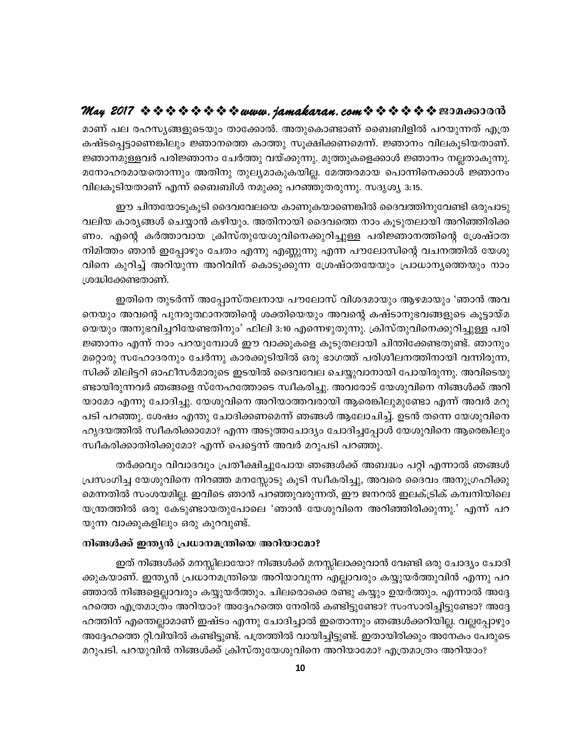മാണ് പല രഹസ്യങ്ങളുടെയും താക്കോൽ. അതുകൊണ്ടാണ് ബൈബിളിൽ പറയുന്നത് എത്ര കഷ്ടപ്പെട്ടാണെങ്കിലും ജ്ഞാനത്തെ കാത്തു സൂക്ഷിക്കണമെന്ന്. ജ്ഞാനം വിലകൂടിയതാണ്. ജ്ഞാനമുള്ളവർ പരിജ്ഞാനം ചേർത്തു വയ്ക്കുന്നു. മുത്തുകളെക്കാൾ ജ്ഞാനം നല്ലതാകുന്നു. മനോഹരമായതൊന്നും അതിനു തുല്യമാകുകയില്ല. മേത്തരമായ പൊന്നിനെക്കാൾ ജ്ഞാനം വിലകൂടിയതാണ് എന്ന് ബൈബിൾ നമുക്കു പറഞ്ഞുതരുന്നു. സദൃശ്യ 3:15.

ഈ ചിന്തയോടുകൂടി ദൈവവേലയെ കാണുകയാണെങ്കിൽ ദൈവത്തിനുവേണ്ടി ഒരുപാടു വലിയ കാര്യങ്ങൾ ചെയ്യാൻ കഴിയും. അതിനായി ദൈവത്തെ നാം കൂടുതലായി അറിഞ്ഞിരിക്കണം. എന്റെ കർത്താവായ ക്രിസ്തുയേശുവിനെക്കുറിച്ചുള്ള പരിജ്ഞാനത്തിന്റെ ശ്രേഷ്ഠത നിമിത്തം ഞാൻ ഇപ്പോഴും ചേതം എന്നു എണ്ണുന്നു എന്ന പൗലോസിന്റെ വചനത്തിൽ യേശുവിനെ കുറിച്ച് അറിയുന്ന അറിവിന് കൊടുക്കുന്ന ശ്രേഷ്ഠതയേയും പ്രാധാന്യത്തെയും നാം ശ്രദ്ധിക്കേണ്ടതാണ്.

ഇതിനെ തുടർന്ന് അപ്പോസ്തലനായ പൗലോസ് വിശദമായും ആഴമായും 'ഞാൻ അവനെയും അവന്റെ പുനരുത്ഥാനത്തിന്റെ ശക്തിയെയും അവന്റെ കഷ്ടാനുഭവങ്ങളുടെ കൂട്ടായ്മയെയും അനുഭവിച്ചറിയേണ്ടതിനും' ഫിലി 3:10 എന്നെഴുതുന്നു. ക്രിസ്തുവിനെക്കുറിച്ചുള്ള പരിജ്ഞാനം എന്ന് നാം പറയുമ്പോൾ ഈ വാക്കുകളെ കൂടുതലായി ചിന്തിക്കേണ്ടതുണ്ട്. ഞാനും മറ്റൊരു സഹോദരനും ചേർന്നു കാരക്കുടിയിൽ ഒരു ഭാഗത്ത് പരിശീലനത്തിനായി വന്നിരുന്ന, സിക്ക് മിലിട്ടറി ഓഫീസർമാരുടെ ഇടയിൽ ദൈവവേല ചെയ്യുവാനായി പോയിരുന്നു. അവിടെയുണ്ടായിരുന്നവർ ഞങ്ങളെ സ്നേഹത്തോടെ സ്വീകരിച്ചു. അവരോട് യേശുവിനെ നിങ്ങൾക്ക് അറിയാമോ എന്നു ചോദിച്ചു. യേശുവിനെ അറിയാത്തവരായി ആരെങ്കിലുമുണ്ടോ എന്ന് അവർ മറുപടി പറഞ്ഞു. ശേഷം എന്തു ചോദിക്കണമെന്ന് ഞങ്ങൾ ആലോചിച്ച്. ഉടൻ തന്നെ യേശുവിനെ ഹൃദയത്തിൽ സ്വീകരിക്കാമോ? എന്ന അടുത്തചോദ്യം ചോദിച്ചപ്പോൾ യേശുവിനെ ആരെങ്കിലും സ്വീകരിക്കാതിരിക്കുമോ? എന്ന് പെട്ടെന്ന് അവർ മറുപടി പറഞ്ഞു.

തർക്കവും വിവാദവും പ്രതീക്ഷിച്ചുപോയ ഞങ്ങൾക്ക് അബദ്ധം പറ്റി എന്നാൽ ഞങ്ങൾ പ്രസംഗിച്ച യേശുവിനെ നിറഞ്ഞ മനസ്സോടു കൂടി സ്വീകരിച്ചു, അവരെ ദൈവം അനുഗ്രഹിക്കുമെന്നതിൽ സംശയമില്ല. ഇവിടെ ഞാൻ പറഞ്ഞുവരുന്നത്, ഈ ജനറൽ ഇലക്ട്രിക് കമ്പനിയിലെ യന്ത്രത്തിൽ ഒരു കേടുണ്ടായതുപോലെ 'ഞാൻ യേശുവിനെ അറിഞ്ഞിരിക്കുന്നു.' എന്ന് പറയുന്ന വാക്കുകളിലും ഒരു കുറവുണ്ട്.

### നിങ്ങൾക്ക് ഇന്ത്യൻ പ്രധാനമന്ത്രിയെ അറിയാമോ?

ഇത് നിങ്ങൾക്ക് മനസ്സിലായോ? നിങ്ങൾക്ക് മനസ്സിലാക്കുവാൻ വേണ്ടി ഒരു ചോദ്യം ചോദിക്കുകയാണ്. ഇന്ത്യൻ പ്രധാനമന്ത്രിയെ അറിയാവുന്ന എല്ലാവരും കയ്യുയർത്തുവിൻ എന്നു പറഞ്ഞാൽ നിങ്ങളെല്ലാവരും കയ്യുയർത്തും. ചിലരൊക്കെ രണ്ടു കയ്യും ഉയർത്തും. എന്നാൽ അദ്ദേഹത്തെ എത്രമാത്രം അറിയാം? അദ്ദേഹത്തെ നേരിൽ കണ്ടിട്ടുണ്ടോ? സംസാരിച്ചിട്ടുണ്ടോ? അദ്ദേഹത്തിന് എന്തെല്ലാമാണ് ഇഷ്ടം എന്നു ചോദിച്ചാൽ ഇതൊന്നും ഞങ്ങൾക്കറിയില്ല. വല്ലപ്പോഴും അദ്ദേഹത്തെ റ്റി.വിയിൽ കണ്ടിട്ടുണ്ട്. പത്രത്തിൽ വായിച്ചിട്ടുണ്ട്. ഇതായിരിക്കും അനേകം പേരുടെ മറുപടി. പറയുവിൻ നിങ്ങൾക്ക് ക്രിസ്തുയേശുവിനെ അറിയാമോ? എത്രമാത്രം അറിയാം?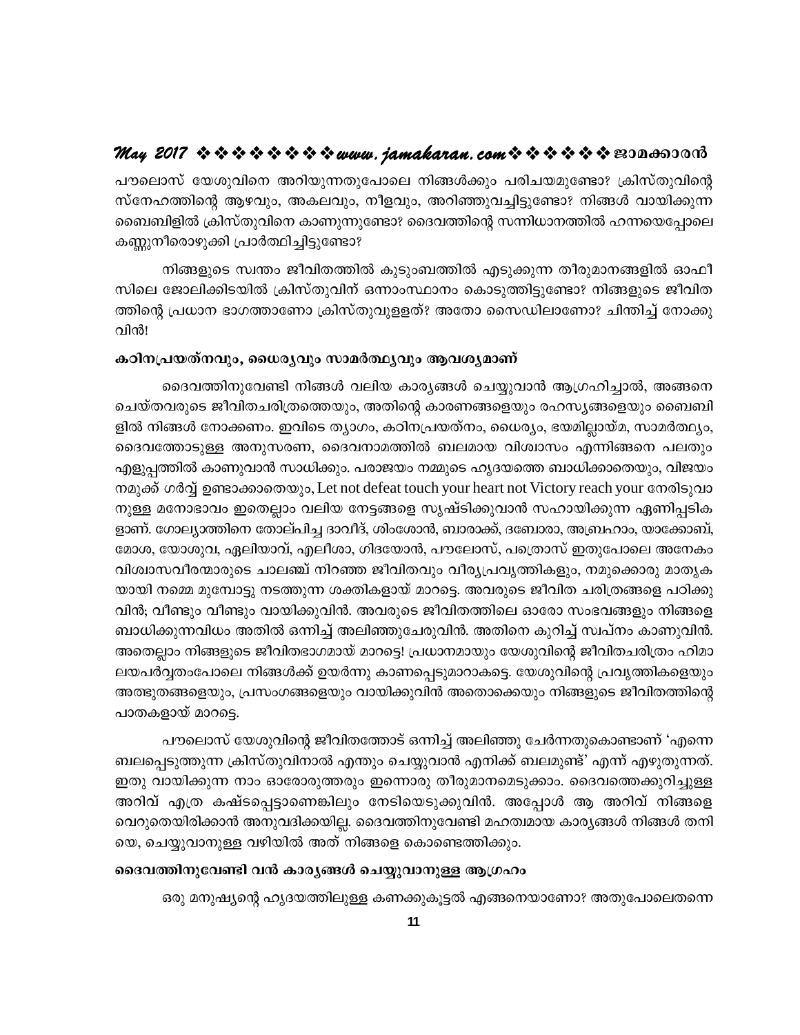പൗലൊസ് യേശുവിനെ അറിയുന്നതുപോലെ നിങ്ങൾക്കും പരിചയമുണ്ടോ? ക്രിസ്തുവിന്റെ സ്നേഹത്തിന്റെ ആഴവും, അകലവും, നീളവും, അറിഞ്ഞുവച്ചിട്ടുണ്ടോ? നിങ്ങൾ വായിക്കുന്ന ബൈബിളിൽ ക്രിസ്തുവിനെ കാണുന്നുണ്ടോ? ദൈവത്തിന്റെ സന്നിധാനത്തിൽ ഹന്നയെപ്പോലെ കണ്ണുനീരൊഴുക്കി പ്രാർത്ഥിച്ചിട്ടുണ്ടോ?

നിങ്ങളുടെ സ്വന്തം ജീവിതത്തിൽ കുടുംബത്തിൽ എടുക്കുന്ന തീരുമാനങ്ങളിൽ ഓഫീസിലെ ജോലിക്കിടയിൽ ക്രിസ്തുവിന് ഒന്നാംസ്ഥാനം കൊടുത്തിട്ടുണ്ടോ? നിങ്ങളുടെ ജീവിതത്തിന്റെ പ്രധാന ഭാഗത്താണോ ക്രിസ്തുവുള്ളത്? അതോ സൈഡിലാണോ? ചിന്തിച്ച് നോക്കുവിൻ!

### കഠിനപ്രയത്നവും, ധൈര്യവും സാമർത്ഥ്യവും ആവശ്യമാണ്

ദൈവത്തിനുവേണ്ടി നിങ്ങൾ വലിയ കാര്യങ്ങൾ ചെയ്യുവാൻ ആഗ്രഹിച്ചാൽ, അങ്ങനെ ചെയ്തവരുടെ ജീവിതചരിത്രത്തെയും, അതിന്റെ കാരണങ്ങളെയും രഹസ്യങ്ങളെയും ബൈബിളിൽ നിങ്ങൾ നോക്കണം. ഇവിടെ ത്യാഗം, കഠിനപ്രയത്നം, ധൈര്യം, ഭയമില്ലായ്മ, സാമർത്ഥ്യം, ദൈവത്തോടുള്ള അനുസരണ, ദൈവനാമത്തിൽ ബലമായ വിശ്വാസം എന്നിങ്ങനെ പലതും എളുപ്പത്തിൽ കാണുവാൻ സാധിക്കും. പരാജയം നമ്മുടെ ഹൃദയത്തെ ബാധിക്കാതെയും, വിജയം നമുക്ക് ഗർവ്വ് ഉണ്ടാക്കാതെയും, Let not defeat touch your heart not Victory reach your നേരിടുവാനുള്ള മനോഭാവം ഇതെല്ലാം വലിയ നേട്ടങ്ങളെ സൃഷ്ടിക്കുവാൻ സഹായിക്കുന്ന ഏണിപ്പടികളാണ്. ഗോല്യാത്തിനെ തോല്പിച്ച ദാവീദ്, ശിംശോൻ, ബാരാക്ക്, ദബോരാ, അബ്രഹാം, യാക്കോബ്, മോശ, യോശുവ, ഏലിയാവ്, എലീശാ, ഗിദയോൻ, പൗലോസ്, പത്രൊസ് ഇതുപോലെ അനേകം വിശ്വാസവീരന്മാരുടെ ചാലഞ്ച് നിറഞ്ഞ ജീവിതവും വീര്യപ്രവൃത്തികളും, നമുക്കൊരു മാതൃകയായി നമ്മെ മുമ്പോട്ടു നടത്തുന്ന ശക്തികളായ് മാറട്ടെ. അവരുടെ ജീവിത ചരിത്രങ്ങളെ പഠിക്കുവിൻ; വീണ്ടും വീണ്ടും വായിക്കുവിൻ. അവരുടെ ജീവിതത്തിലെ ഓരോ സംഭവങ്ങളും നിങ്ങളെ ബാധിക്കുന്നവിധം അതിൽ ഒന്നിച്ച് അലിഞ്ഞുചേരുവിൻ. അതിനെ കുറിച്ച് സ്വപ്നം കാണുവിൻ. അതെല്ലാം നിങ്ങളുടെ ജീവിതഭാഗമായ് മാറട്ടെ! പ്രധാനമായും യേശുവിന്റെ ജീവിതചരിത്രം ഹിമാലയപർവ്വതംപോലെ നിങ്ങൾക്ക് ഉയർന്നു കാണപ്പെടുമാറാകട്ടെ. യേശുവിന്റെ പ്രവൃത്തികളെയും അത്ഭുതങ്ങളെയും, പ്രസംഗങ്ങളെയും വായിക്കുവിൻ അതൊക്കെയും നിങ്ങളുടെ ജീവിതത്തിന്റെ പാതകളായ് മാറട്ടെ.

പൗലൊസ് യേശുവിന്റെ ജീവിതത്തോട് ഒന്നിച്ച് അലിഞ്ഞു ചേർന്നതുകൊണ്ടാണ് 'എന്നെ ബലപ്പെടുത്തുന്ന ക്രിസ്തുവിനാൽ എന്തും ചെയ്യുവാൻ എനിക്ക് ബലമുണ്ട്' എന്ന് എഴുതുന്നത്. ഇതു വായിക്കുന്ന നാം ഓരോരുത്തരും ഇന്നൊരു തീരുമാനമെടുക്കാം. ദൈവത്തെക്കുറിച്ചുള്ള അറിവ് എത്ര കഷ്ടപ്പെട്ടാണെങ്കിലും നേടിയെടുക്കുവിൻ. അപ്പോൾ ആ അറിവ് നിങ്ങളെ വെറുതെയിരിക്കാൻ അനുവദിക്കയില്ല. ദൈവത്തിനുവേണ്ടി മഹത്വമായ കാര്യങ്ങൾ നിങ്ങൾ തനിയെ, ചെയ്യുവാനുള്ള വഴിയിൽ അത് നിങ്ങളെ കൊണ്ടെത്തിക്കും.

### ദൈവത്തിനുവേണ്ടി വൻ കാര്യങ്ങൾ ചെയ്യുവാനുള്ള ആഗ്രഹം

ഒരു മനുഷ്യന്റെ ഹൃദയത്തിലുള്ള കണക്കുകൂട്ടൽ എങ്ങനെയാണോ? അതുപോലെതന്നെ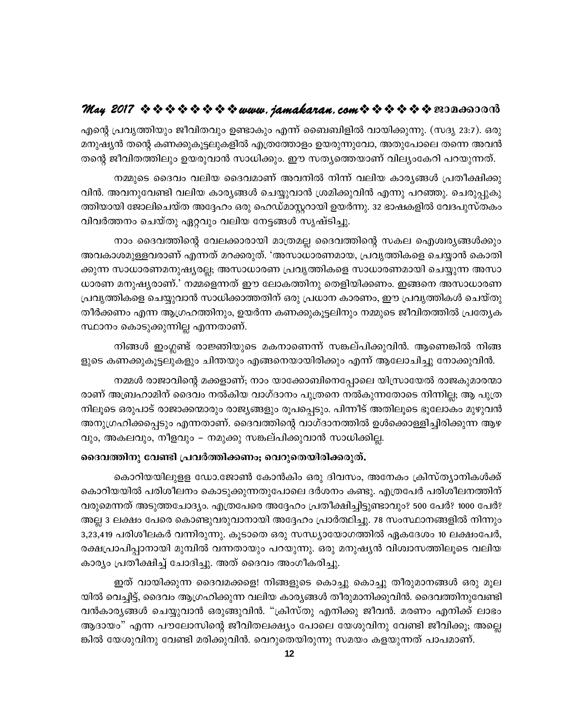എന്റെ പ്രവൃത്തിയും ജീവിതവും ഉണ്ടാകും എന്ന് ബൈബിളിൽ വായിക്കുന്നു. (സദൃ 23:7). ഒരു മനുഷ്യൻ തന്റെ കണക്കുകൂട്ടലുകളിൽ എത്രത്തോളം ഉയരുന്നുവോ, അതുപോലെ തന്നെ അവൻ തന്റെ ജീവിതത്തിലും ഉയരുവാൻ സാധിക്കും. ഈ സത്യത്തെയാണ് വില്യംകേറി പറയുന്നത്.

നമ്മുടെ ദൈവം വലിയ ദൈവമാണ് അവനിൽ നിന്ന് വലിയ കാര്യങ്ങൾ പ്രതീക്ഷിക്കുവിൻ. അവനുവേണ്ടി വലിയ കാര്യങ്ങൾ ചെയ്യുവാൻ ശ്രമിക്കുവിൻ എന്നു പറഞ്ഞു. ചെരുപ്പുകുത്തിയായി ജോലിചെയ്ത അദ്ദേഹം ഒരു ഹെഡ്മാസ്റ്ററായി ഉയർന്നു. 32 ഭാഷകളിൽ വേദപുസ്തകം വിവർത്തനം ചെയ്തു ഏറ്റവും വലിയ നേട്ടങ്ങൾ സൃഷ്ടിച്ചു.

നാം ദൈവത്തിന്റെ വേലക്കാരായി മാത്രമല്ല ദൈവത്തിന്റെ സകല ഐശ്വര്യങ്ങൾക്കും അവകാശമുള്ളവരാണ് എന്നത് മറക്കരുത്. 'അസാധാരണമായ, പ്രവൃത്തികളെ ചെയ്യാൻ കൊതിക്കുന്ന സാധാരണമനുഷ്യരല്ല; അസാധാരണ പ്രവൃത്തികളെ സാധാരണമായി ചെയ്യുന്ന അസാധാരണ മനുഷ്യരാണ്.' നമ്മളെന്നത് ഈ ലോകത്തിനു തെളിയിക്കണം. ഇങ്ങനെ അസാധാരണ പ്രവൃത്തികളെ ചെയ്യുവാൻ സാധിക്കാത്തതിന് ഒരു പ്രധാന കാരണം, ഈ പ്രവൃത്തികൾ ചെയ്തു തീർക്കണം എന്ന ആഗ്രഹത്തിനും, ഉയർന്ന കണക്കുകൂട്ടലിനും നമ്മുടെ ജീവിതത്തിൽ പ്രത്യേക സ്ഥാനം കൊടുക്കുന്നില്ല എന്നതാണ്.

നിങ്ങൾ ഇംഗ്ലണ്ട് രാജ്ഞിയുടെ മകനാണെന്ന് സങ്കല്പിക്കുവിൻ. ആണെങ്കിൽ നിങ്ങളുടെ കണക്കുകൂട്ടലുകളും ചിന്തയും എങ്ങനെയായിരിക്കും എന്ന് ആലോചിച്ചു നോക്കുവിൻ.

നമ്മൾ രാജാവിന്റെ മക്കളാണ്; നാം യാക്കോബിനെപ്പോലെ യിസ്രായേൽ രാജകുമാരന്മാരാണ് അബ്രഹാമിന് ദൈവം നൽകിയ വാഗ്ദാനം പുത്രനെ നൽകുന്നതോടെ നിന്നില്ല; ആ പുത്രനിലൂടെ ഒരുപാട് രാജാക്കന്മാരും രാജ്യങ്ങളും രൂപപ്പെടും. പിന്നീട് അതിലൂടെ ഭൂലോകം മുഴുവൻ അനുഗ്രഹിക്കപ്പെടും എന്നതാണ്. ദൈവത്തിന്റെ വാഗ്ദാനത്തിൽ ഉൾക്കൊള്ളിച്ചിരിക്കുന്ന ആഴവും, അകലവും, നീളവും – നമുക്കു സങ്കല്പിക്കുവാൻ സാധിക്കില്ല.

**ദൈവത്തിനു വേണ്ടി പ്രവർത്തിക്കണം; വെറുതെയിരിക്കരുത്.**

കൊറിയയിലുള്ള ഡോ.ജോൺ കോൻകിം ഒരു ദിവസം, അനേകം ക്രിസ്ത്യാനികൾക്ക് കൊറിയയിൽ പരിശീലനം കൊടുക്കുന്നതുപോലെ ദർശനം കണ്ടു. എത്രപേർ പരിശീലനത്തിന് വരുമെന്നത് അടുത്തചോദ്യം. എത്രപേരെ അദ്ദേഹം പ്രതീക്ഷിച്ചിട്ടുണ്ടാവും? 500 പേർ? 1000 പേർ? അല്ല 3 ലക്ഷം പേരെ കൊണ്ടുവരുവാനായി അദ്ദേഹം പ്രാർത്ഥിച്ചു. 78 സംസ്ഥാനങ്ങളിൽ നിന്നും 3,23,419 പരിശീലകർ വന്നിരുന്നു. കൂടാതെ ഒരു സന്ധ്യായോഗത്തിൽ ഏകദേശം 10 ലക്ഷംപേർ, രക്ഷപ്രാപിപ്പാനായി മുമ്പിൽ വന്നതായും പറയുന്നു. ഒരു മനുഷ്യൻ വിശ്വാസത്തിലൂടെ വലിയ കാര്യം പ്രതീക്ഷിച്ച് ചോദിച്ചു. അത് ദൈവം അംഗീകരിച്ചു.

ഇത് വായിക്കുന്ന ദൈവമക്കളെ! നിങ്ങളുടെ കൊച്ചു കൊച്ചു തീരുമാനങ്ങൾ ഒരു മൂലയിൽ വെച്ചിട്ട്, ദൈവം ആഗ്രഹിക്കുന്ന വലിയ കാര്യങ്ങൾ തീരുമാനിക്കുവിൻ. ദൈവത്തിനുവേണ്ടി വൻകാര്യങ്ങൾ ചെയ്യുവാൻ ഒരുങ്ങുവിൻ. "ക്രിസ്തു എനിക്കു ജീവൻ. മരണം എനിക്ക് ലാഭം ആദായം" എന്ന പൗലോസിന്റെ ജീവിതലക്ഷ്യം പോലെ യേശുവിനു വേണ്ടി ജീവിക്കൂ; അല്ലെങ്കിൽ യേശുവിനു വേണ്ടി മരിക്കുവിൻ. വെറുതെയിരുന്നു സമയം കളയുന്നത് പാപമാണ്.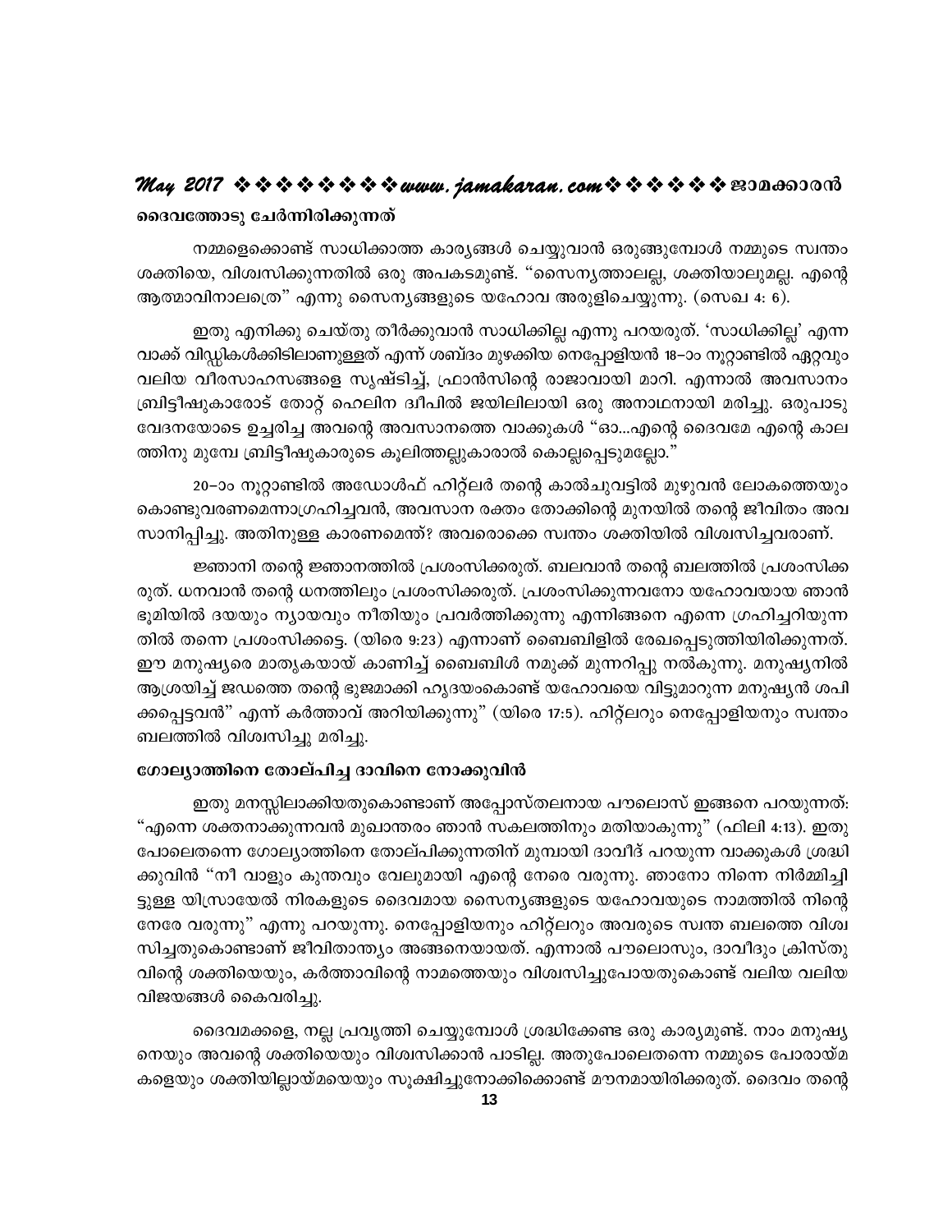### ദൈവത്തോടു ചേർന്നിരിക്കുന്നത്

നമ്മളെക്കൊണ്ട് സാധിക്കാത്ത കാര്യങ്ങൾ ചെയ്യുവാൻ ഒരുങ്ങുമ്പോൾ നമ്മുടെ സ്വന്തം ശക്തിയെ, വിശ്വസിക്കുന്നതിൽ ഒരു അപകടമുണ്ട്. "സൈന്യത്താലല്ല, ശക്തിയാലുമല്ല, എന്റെ ആത്മാവിനാലത്രെ" എന്നു സൈന്യങ്ങളുടെ യഹോവ അരുളിച്ചെയ്യുന്നു. (സെഖ 4: 6).

ഇതു എനിക്കു ചെയ്തു തീർക്കുവാൻ സാധിക്കില്ല എന്നു പറയരുത്. 'സാധിക്കില്ല' എന്ന വാക്ക് വിഡ്ഢികൾക്കിടിലാണുള്ളത് എന്ന് ശബ്ദം മുഴക്കിയ നെപ്പോളിയൻ 18–ാം നൂറ്റാണ്ടിൽ ഏറ്റവും വലിയ വീരസാഹസങ്ങളെ സൃഷ്ടിച്ച്, ഫ്രാൻസിന്റെ രാജാവായി മാറി. എന്നാൽ അവസാനം ബ്രിട്ടീഷുകാരോട് തോറ്റ് ഹെലിന ദ്വീപിൽ ജയിലിലായി ഒരു അനാഥനായി മരിച്ചു. ഒരുപാടു വേദനയോടെ ഉച്ചരിച്ച അവന്റെ അവസാനത്തെ വാക്കുകൾ "ഓ...എന്റെ ദൈവമേ എന്റെ കാലത്തിനു മുമ്പേ ബ്രിട്ടീഷുകാരുടെ കൂലിത്തല്ലുകാരാൽ കൊല്ലപ്പെടുമല്ലോ."

20–ാം നൂറ്റാണ്ടിൽ അഡോൾഫ് ഹിറ്റ്ലർ തന്റെ കാൽചുവട്ടിൽ മുഴുവൻ ലോകത്തെയും കൊണ്ടുവരണമെന്നാഗ്രഹിച്ചവൻ, അവസാന രക്തം തോക്കിന്റെ മുനയിൽ തന്റെ ജീവിതം അവസാനിപ്പിച്ചു. അതിനുള്ള കാരണമെന്ത്? അവരൊക്കെ സ്വന്തം ശക്തിയിൽ വിശ്വസിച്ചവരാണ്.

ജ്ഞാനി തന്റെ ജ്ഞാനത്തിൽ പ്രശംസിക്കരുത്. ബലവാൻ തന്റെ ബലത്തിൽ പ്രശംസിക്കരുത്. ധനവാൻ തന്റെ ധനത്തിലും പ്രശംസിക്കരുത്. പ്രശംസിക്കുന്നവനോ യഹോവയായ ഞാൻ ഭൂമിയിൽ ദയയും ന്യായവും നീതിയും പ്രവർത്തിക്കുന്നു എന്നിങ്ങനെ എന്നെ ഗ്രഹിച്ചറിയുന്നതിൽ തന്നെ പ്രശംസിക്കട്ടെ. (യിരെ 9:23) എന്നാണ് ബൈബിളിൽ രേഖപ്പെടുത്തിയിരിക്കുന്നത്. ഈ മനുഷ്യരെ മാതൃകയായ് കാണിച്ച് ബൈബിൾ നമുക്ക് മുന്നറിപ്പു നൽകുന്നു. മനുഷ്യനിൽ ആശ്രയിച്ച് ജഡത്തെ തന്റെ ഭുജമാക്കി ഹൃദയംകൊണ്ട് യഹോവയെ വിട്ടുമാറുന്ന മനുഷ്യൻ ശപിക്കപ്പെട്ടവൻ" എന്ന് കർത്താവ് അറിയിക്കുന്നു" (യിരെ 17:5). ഹിറ്റ്ലറും നെപ്പോളിയനും സ്വന്തം ബലത്തിൽ വിശ്വസിച്ചു മരിച്ചു.

### ഗോല്യാത്തിനെ തോല്പിച്ച ദാവിനെ നോക്കുവിൻ

ഇതു മനസ്സിലാക്കിയതുകൊണ്ടാണ് അപ്പോസ്തലനായ പൗലൊസ് ഇങ്ങനെ പറയുന്നത്: "എന്നെ ശക്തനാക്കുന്നവൻ മുഖാന്തരം ഞാൻ സകലത്തിനും മതിയാകുന്നു" (ഫിലി 4:13). ഇതു പോലെതന്നെ ഗോല്യാത്തിനെ തോല്പിക്കുന്നതിന് മുമ്പായി ദാവീദ് പറയുന്ന വാക്കുകൾ ശ്രദ്ധിക്കുവിൻ "നീ വാളും കുന്തവും വേലുമായി എന്റെ നേരെ വരുന്നു. ഞാനോ നിന്നെ നിർമ്മിച്ചിട്ടുള്ള യിസ്രായേൽ നിരകളുടെ ദൈവമായ സൈന്യങ്ങളുടെ യഹോവയുടെ നാമത്തിൽ നിന്റെ നേരേ വരുന്നു" എന്നു പറയുന്നു. നെപ്പോളിയനും ഹിറ്റ്ലറും അവരുടെ സ്വന്ത ബലത്തെ വിശ്വസിച്ചതുകൊണ്ടാണ് ജീവിതാന്ത്യം അങ്ങനെയായത്. എന്നാൽ പൗലൊസും, ദാവീദും ക്രിസ്തുവിന്റെ ശക്തിയെയും, കർത്താവിന്റെ നാമത്തെയും വിശ്വസിച്ചുപോയതുകൊണ്ട് വലിയ വലിയ വിജയങ്ങൾ കൈവരിച്ചു.

ദൈവമക്കളെ, നല്ല പ്രവൃത്തി ചെയ്യുമ്പോൾ ശ്രദ്ധിക്കേണ്ട ഒരു കാര്യമുണ്ട്. നാം മനുഷ്യനെയും അവന്റെ ശക്തിയെയും വിശ്വസിക്കാൻ പാടില്ല. അതുപോലെതന്നെ നമ്മുടെ പോരായ്മകളെയും ശക്തിയില്ലായ്മയെയും സൂക്ഷിച്ചുനോക്കിക്കൊണ്ട് മൗനമായിരിക്കരുത്. ദൈവം തന്റെ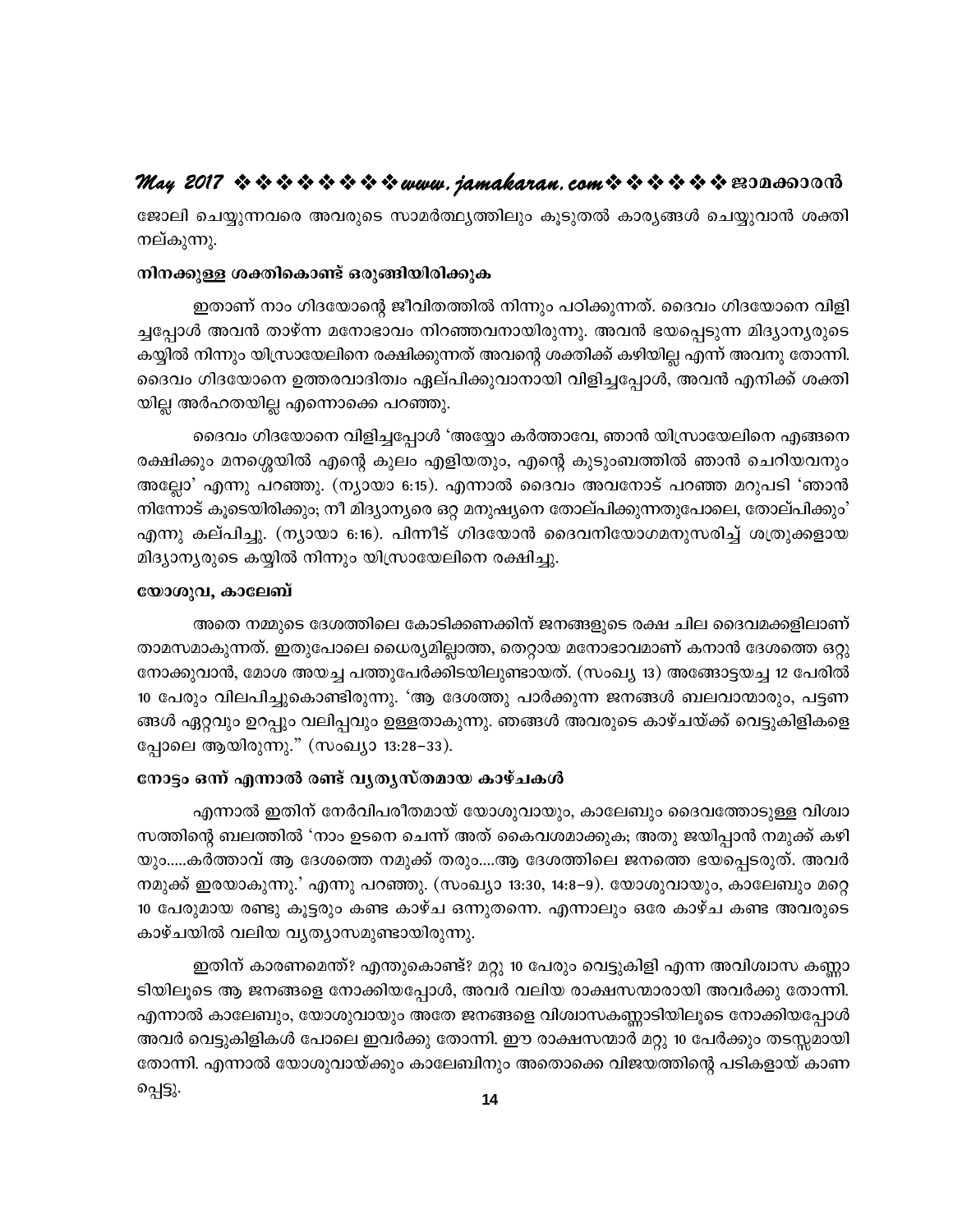ജോലി ചെയ്യുന്നവരെ അവരുടെ സാമർത്ഥ്യത്തിലും കൂടുതൽ കാര്യങ്ങൾ ചെയ്യുവാൻ ശക്തി നല്കുന്നു.

### നിനക്കുള്ള ശക്തികൊണ്ട് ഒരുങ്ങിയിരിക്കുക

ഇതാണ് നാം ഗിദയോന്റെ ജീവിതത്തിൽ നിന്നും പഠിക്കുന്നത്. ദൈവം ഗിദയോനെ വിളിച്ചപ്പോൾ അവൻ താഴ്ന്ന മനോഭാവം നിറഞ്ഞവനായിരുന്നു. അവൻ ഭയപ്പെടുന്ന മിദ്യാന്യരുടെ കയ്യിൽ നിന്നും യിസ്രായേലിനെ രക്ഷിക്കുന്നത് അവന്റെ ശക്തിക്ക് കഴിയില്ല എന്ന് അവനു തോന്നി. ദൈവം ഗിദയോനെ ഉത്തരവാദിത്വം ഏല്പിക്കുവാനായി വിളിച്ചപ്പോൾ, അവൻ എനിക്ക് ശക്തിയില്ല അർഹതയില്ല എന്നൊക്കെ പറഞ്ഞു.

ദൈവം ഗിദയോനെ വിളിച്ചപ്പോൾ 'അയ്യോ കർത്താവേ, ഞാൻ യിസ്രായേലിനെ എങ്ങനെ രക്ഷിക്കും മനശ്ശെയിൽ എന്റെ കുലം എളിയതും, എന്റെ കുടുംബത്തിൽ ഞാൻ ചെറിയവനും അല്ലോ' എന്നു പറഞ്ഞു. (ന്യായാ 6:15). എന്നാൽ ദൈവം അവനോട് പറഞ്ഞ മറുപടി 'ഞാൻ നിന്നോട് കൂടെയിരിക്കും; നീ മിദ്യാന്യരെ ഒറ്റ മനുഷ്യനെ തോല്പിക്കുന്നതുപോലെ, തോല്പിക്കും' എന്നു കല്പിച്ചു. (ന്യായാ 6:16). പിന്നീട് ഗിദയോൻ ദൈവനിയോഗമനുസരിച്ച് ശത്രുക്കളായ മിദ്യാന്യരുടെ കയ്യിൽ നിന്നും യിസ്രായേലിനെ രക്ഷിച്ചു.

### യോശുവ, കാലേബ്

അതെ നമ്മുടെ ദേശത്തിലെ കോടിക്കണക്കിന് ജനങ്ങളുടെ രക്ഷ ചില ദൈവമക്കളിലാണ് താമസമാകുന്നത്. ഇതുപോലെ ധൈര്യമില്ലാത്ത, തെറ്റായ മനോഭാവമാണ് കനാൻ ദേശത്തെ ഒറ്റു നോക്കുവാൻ, മോശ അയച്ച പത്തുപേർക്കിടയിലുണ്ടായത്. (സംഖ്യ 13) അങ്ങോട്ടയച്ച 12 പേരിൽ 10 പേരും വിലപിച്ചുകൊണ്ടിരുന്നു. 'ആ ദേശത്തു പാർക്കുന്ന ജനങ്ങൾ ബലവാന്മാരും, പട്ടണങ്ങൾ ഏറ്റവും ഉറപ്പും വലിപ്പവും ഉള്ളതാകുന്നു. ഞങ്ങൾ അവരുടെ കാഴ്ചയ്ക്ക് വെട്ടുകിളികളെപ്പോലെ ആയിരുന്നു." (സംഖ്യാ 13:28–33).

### നോട്ടം ഒന്ന് എന്നാൽ രണ്ട് വ്യത്യസ്തമായ കാഴ്ചകൾ

എന്നാൽ ഇതിന് നേർവിപരീതമായ് യോശുവായും, കാലേബും ദൈവത്തോടുള്ള വിശ്വാസത്തിന്റെ ബലത്തിൽ 'നാം ഉടനെ ചെന്ന് അത് കൈവശമാക്കുക; അതു ജയിപ്പാൻ നമുക്ക് കഴിയും.....കർത്താവ് ആ ദേശത്തെ നമുക്ക് തരും....ആ ദേശത്തിലെ ജനത്തെ ഭയപ്പെടരുത്. അവർ നമുക്ക് ഇരയാകുന്നു.' എന്നു പറഞ്ഞു. (സംഖ്യാ 13:30, 14:8–9). യോശുവായും, കാലേബും മറ്റെ 10 പേരുമായ രണ്ടു കൂട്ടരും കണ്ട കാഴ്ച ഒന്നുതന്നെ. എന്നാലും ഒരേ കാഴ്ച കണ്ട അവരുടെ കാഴ്ചയിൽ വലിയ വ്യത്യാസമുണ്ടായിരുന്നു.

ഇതിന് കാരണമെന്ത്? എന്തുകൊണ്ട്? മറ്റു 10 പേരും വെട്ടുകിളി എന്ന അവിശ്വാസ കണ്ണാടിയിലൂടെ ആ ജനങ്ങളെ നോക്കിയപ്പോൾ, അവർ വലിയ രാക്ഷസന്മാരായി അവർക്കു തോന്നി. എന്നാൽ കാലേബും, യോശുവായും അതേ ജനങ്ങളെ വിശ്വാസകണ്ണാടിയിലൂടെ നോക്കിയപ്പോൾ അവർ വെട്ടുകിളികൾ പോലെ ഇവർക്കു തോന്നി. ഈ രാക്ഷസന്മാർ മറ്റു 10 പേർക്കും തടസ്സമായി തോന്നി. എന്നാൽ യോശുവായ്ക്കും കാലേബിനും അതൊക്കെ വിജയത്തിന്റെ പടികളായ് കാണപ്പെട്ടു.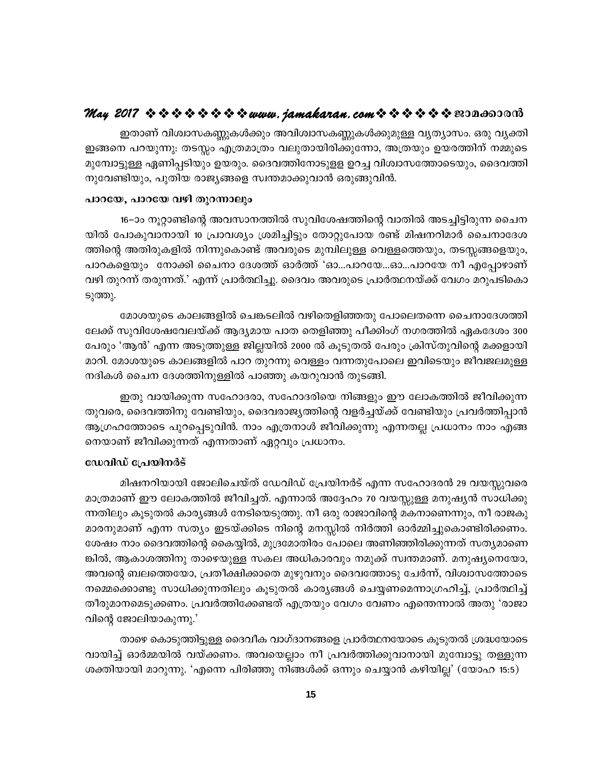ഇതാണ് വിശ്വാസകണ്ണുകൾക്കും അവിശ്വാസകണ്ണുകൾക്കുമുള്ള വ്യത്യാസം. ഒരു വ്യക്തി ഇങ്ങനെ പറയുന്നു: തടസ്സം എത്രമാത്രം വലുതായിരിക്കുന്നോ, അത്രയും ഉയരത്തിന് നമ്മുടെ മുമ്പോട്ടുള്ള ഏണിപ്പടിയും ഉയരും. ദൈവത്തിനോടുള്ള ഉറച്ച വിശ്വാസത്തോടെയും, ദൈവത്തിനുവേണ്ടിയും, പുതിയ രാജ്യങ്ങളെ സ്വന്തമാക്കുവാൻ ഒരുങ്ങുവിൻ.

### പാറയേ, പാറയേ വഴി തുറന്നാലും

16–ാം നൂറ്റാണ്ടിന്റെ അവസാനത്തിൽ സുവിശേഷത്തിന്റെ വാതിൽ അടച്ചിട്ടിരുന്ന ചൈനയിൽ പോകുവാനായി 10 പ്രാവശ്യം ശ്രമിച്ചിട്ടും തോറ്റുപോയ രണ്ട് മിഷനറിമാർ ചൈനാദേശത്തിന്റെ അതിരുകളിൽ നിന്നുകൊണ്ട് അവരുടെ മുമ്പിലുള്ള വെള്ളത്തെയും, തടസ്സങ്ങളെയും, പാറകളെയും നോക്കി ചൈനാ ദേശത്ത് ഓർത്ത് 'ഓ...പാറയേ...ഓ...പാറയേ നീ എപ്പോഴാണ് വഴി തുറന്ന് തരുന്നത്.' എന്ന് പ്രാർത്ഥിച്ചു. ദൈവം അവരുടെ പ്രാർത്ഥനയ്ക്ക് വേഗം മറുപടികൊടുത്തു.

മോശയുടെ കാലങ്ങളിൽ ചെങ്കടലിൽ വഴിതെളിഞ്ഞതു പോലെതന്നെ ചൈനാദേശത്തിലേക്ക് സുവിശേഷവേലയ്ക്ക് ആദ്യമായ പാത തെളിഞ്ഞു പീക്കിംഗ് നഗരത്തിൽ ഏകദേശം 300 പേരും 'ആൻ' എന്ന അടുത്തുള്ള ജില്ലയിൽ 2000 ൽ കൂടുതൽ പേരും ക്രിസ്തുവിന്റെ മക്കളായി മാറി. മോശയുടെ കാലങ്ങളിൽ പാറ തുറന്നു വെള്ളം വന്നതുപോലെ ഇവിടെയും ജീവജലമുള്ള നദികൾ ചൈന ദേശത്തിനുള്ളിൽ പാഞ്ഞു കയറുവാൻ തുടങ്ങി.

ഇതു വായിക്കുന്ന സഹോദരാ, സഹോദരിയെ നിങ്ങളും ഈ ലോകത്തിൽ ജീവിക്കുന്നതുവരെ, ദൈവത്തിനു വേണ്ടിയും, ദൈവരാജ്യത്തിന്റെ വളർച്ചയ്ക്ക് വേണ്ടിയും പ്രവർത്തിപ്പാൻ ആഗ്രഹത്തോടെ പുറപ്പെടുവിൻ. നാം എത്രനാൾ ജീവിക്കുന്നു എന്നതല്ല പ്രധാനം നാം എങ്ങനെയാണ് ജീവിക്കുന്നത് എന്നതാണ് ഏറ്റവും പ്രധാനം.

### ഡേവിഡ് പ്രേയിനർട്

മിഷനറിയായി ജോലിചെയ്ത് ഡേവിഡ് പ്രേയിനർട് എന്ന സഹോദരൻ 29 വയസ്സുവരെ മാത്രമാണ് ഈ ലോകത്തിൽ ജീവിച്ചത്. എന്നാൽ അദ്ദേഹം 70 വയസ്സുള്ള മനുഷ്യൻ സാധിക്കുന്നതിലും കൂടുതൽ കാര്യങ്ങൾ നേടിയെടുത്തു. നീ ഒരു രാജാവിന്റെ മകനാണെന്നും, നീ രാജകുമാരനുമാണ് എന്ന സത്യം ഇടയ്ക്കിടെ നിന്റെ മനസ്സിൽ നിർത്തി ഓർമ്മിച്ചുകൊണ്ടിരിക്കണം. ശേഷം നാം ദൈവത്തിന്റെ കൈയ്യിൽ, മുദ്രമോതിരം പോലെ അണിഞ്ഞിരിക്കുന്നത് സത്യമാണെങ്കിൽ, ആകാശത്തിനു താഴെയുള്ള സകല അധികാരവും നമുക്ക് സ്വന്തമാണ്. മനുഷ്യനെയോ, അവന്റെ ബലത്തെയോ, പ്രതീക്ഷിക്കാതെ മുഴുവനും ദൈവത്തോടു ചേർന്ന്, വിശ്വാസത്തോടെ നമ്മെക്കൊണ്ടു സാധിക്കുന്നതിലും കൂടുതൽ കാര്യങ്ങൾ ചെയ്യണമെന്നാഗ്രഹിച്ച്, പ്രാർത്ഥിച്ച് തീരുമാനമെടുക്കണം. പ്രവർത്തിക്കേണ്ടത് എത്രയും വേഗം വേണം എന്തെന്നാൽ അതു 'രാജാവിന്റെ ജോലിയാകുന്നു.'

താഴെ കൊടുത്തിട്ടുള്ള ദൈവീക വാഗ്ദാനങ്ങളെ പ്രാർത്ഥനയോടെ കൂടുതൽ ശ്രദ്ധയോടെ വായിച്ച് ഓർമ്മയിൽ വയ്ക്കണം. അവയെല്ലാം നീ പ്രവർത്തിക്കുവാനായി മുമ്പോട്ടു തള്ളുന്ന ശക്തിയായി മാറുന്നു. 'എന്നെ പിരിഞ്ഞു നിങ്ങൾക്ക് ഒന്നും ചെയ്യാൻ കഴിയില്ല' (യോഹ 15:5)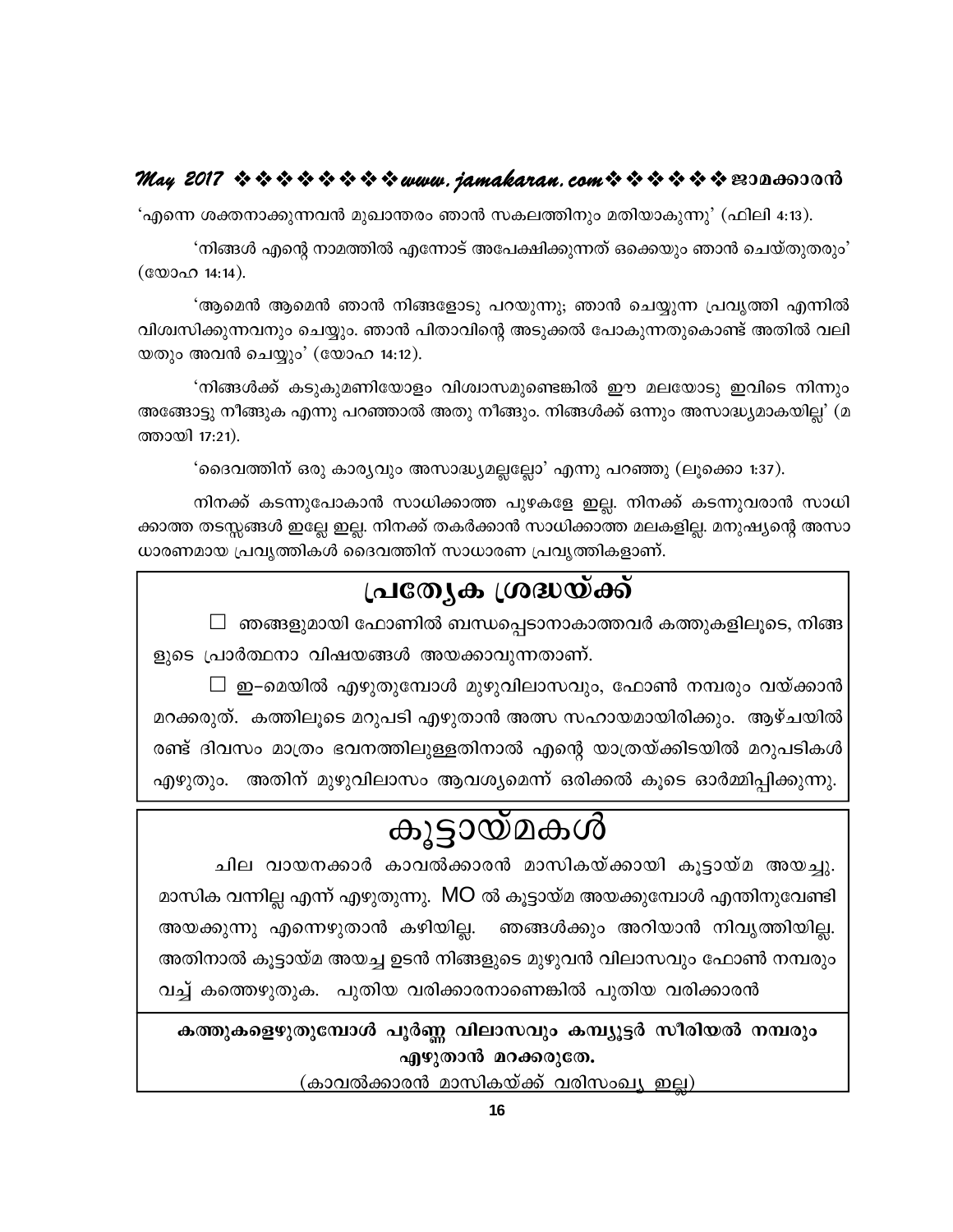'എന്നെ ശക്തനാക്കുന്നവൻ മുഖാന്തരം ഞാൻ സകലത്തിനും മതിയാകുന്നു' (ഫിലി 4:13).

'നിങ്ങൾ എന്റെ നാമത്തിൽ എന്നോട് അപേക്ഷിക്കുന്നത് ഒക്കെയും ഞാൻ ചെയ്തുതരും' (യോഹ 14:14).

'ആമെൻ ആമെൻ ഞാൻ നിങ്ങളോടു പറയുന്നു; ഞാൻ ചെയ്യുന്ന പ്രവൃത്തി എന്നിൽ വിശ്വസിക്കുന്നവനും ചെയ്യും. ഞാൻ പിതാവിന്റെ അടുക്കൽ പോകുന്നതുകൊണ്ട് അതിൽ വലിയതും അവൻ ചെയ്യും' (യോഹ 14:12).

'നിങ്ങൾക്ക് കടുകുമണിയോളം വിശ്വാസമുണ്ടെങ്കിൽ ഈ മലയോടു ഇവിടെ നിന്നും അങ്ങോട്ടു നീങ്ങുക എന്നു പറഞ്ഞാൽ അതു നീങ്ങും. നിങ്ങൾക്ക് ഒന്നും അസാദ്ധ്യമാകയില്ല' (മത്തായി 17:21).

'ദൈവത്തിന് ഒരു കാര്യവും അസാദ്ധ്യമല്ലല്ലോ' എന്നു പറഞ്ഞു (ലൂക്കൊ 1:37).

നിനക്ക് കടന്നുപോകാൻ സാധിക്കാത്ത പുഴകളേ ഇല്ല. നിനക്ക് കടന്നുവരാൻ സാധിക്കാത്ത തടസ്സങ്ങൾ ഇല്ലേ ഇല്ല. നിനക്ക് തകർക്കാൻ സാധിക്കാത്ത മലകളില്ല. മനുഷ്യന്റെ അസാധാരണമായ പ്രവൃത്തികൾ ദൈവത്തിന് സാധാരണ പ്രവൃത്തികളാണ്.

## പ്രത്യേക ശ്രദ്ധയ്ക്ക്

☐ ഞങ്ങളുമായി ഫോണിൽ ബന്ധപ്പെടാനാകാത്തവർ കത്തുകളിലൂടെ, നിങ്ങളുടെ പ്രാർത്ഥനാ വിഷയങ്ങൾ അയക്കാവുന്നതാണ്.

☐ ഇ–മെയിൽ എഴുതുമ്പോൾ മുഴുവിലാസവും, ഫോൺ നമ്പരും വയ്ക്കാൻ മറക്കരുത്. കത്തിലൂടെ മറുപടി എഴുതാൻ അത്സ സഹായമായിരിക്കും. ആഴ്ചയിൽ രണ്ട് ദിവസം മാത്രം ഭവനത്തിലുള്ളതിനാൽ എന്റെ യാത്രയ്ക്കിടയിൽ മറുപടികൾ എഴുതും. അതിന് മുഴുവിലാസം ആവശ്യമെന്ന് ഒരിക്കൽ കൂടെ ഓർമ്മിപ്പിക്കുന്നു.

# കൂട്ടായ്മകൾ

ചില വായനക്കാർ കാവൽക്കാരൻ മാസികയ്ക്കായി കൂട്ടായ്മ അയച്ചു. മാസിക വന്നില്ല എന്ന് എഴുതുന്നു. MO ൽ കൂട്ടായ്മ അയക്കുമ്പോൾ എന്തിനുവേണ്ടി അയക്കുന്നു എന്നെഴുതാൻ കഴിയില്ല. ഞങ്ങൾക്കും അറിയാൻ നിവൃത്തിയില്ല. അതിനാൽ കൂട്ടായ്മ അയച്ച ഉടൻ നിങ്ങളുടെ മുഴുവൻ വിലാസവും ഫോൺ നമ്പരും വച്ച് കത്തെഴുതുക. പുതിയ വരിക്കാരനാണെങ്കിൽ പുതിയ വരിക്കാരൻ

**കത്തുകളെഴുതുമ്പോൾ പൂർണ്ണ വിലാസവും കമ്പ്യൂട്ടർ സീരിയൽ നമ്പരും എഴുതാൻ മറക്കരുതേ.**

(കാവൽക്കാരൻ മാസികയ്ക്ക് വരിസംഖ്യ ഇല്ല)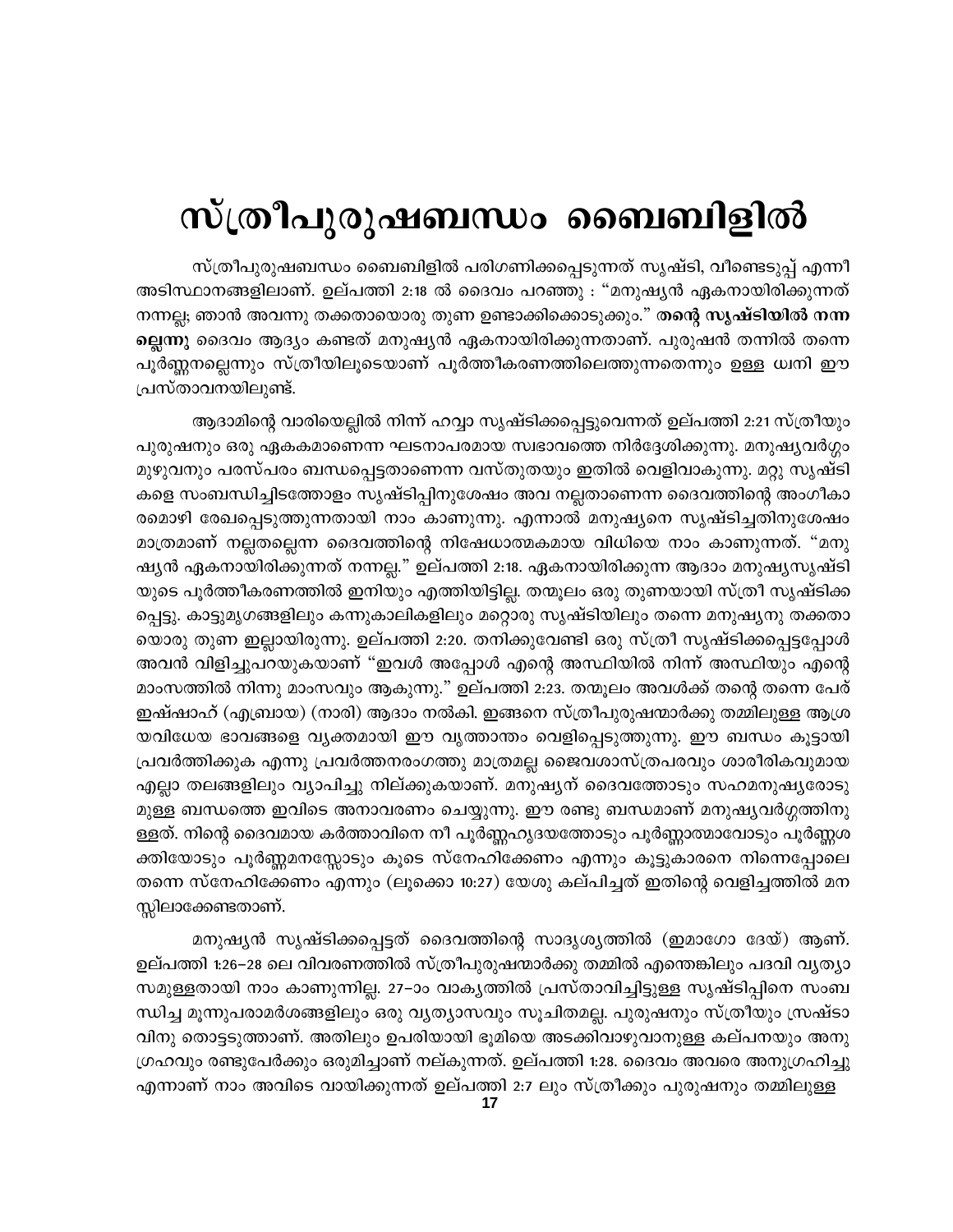# സ്ത്രീപുരുഷബന്ധം ബൈബിളിൽ

സ്ത്രീപുരുഷബന്ധം ബൈബിളിൽ പരിഗണിക്കപ്പെടുന്നത് സൃഷ്ടി, വീണ്ടെടുപ്പ് എന്നീ അടിസ്ഥാനങ്ങളിലാണ്. ഉല്പത്തി 2:18 ൽ ദൈവം പറഞ്ഞു : "മനുഷ്യൻ ഏകനായിരിക്കുന്നത് നന്നല്ല; ഞാൻ അവനു തക്കതായൊരു തുണ ഉണ്ടാക്കിക്കൊടുക്കും." **തന്റെ സൃഷ്ടിയിൽ നന്ന ല്ലെന്നു** ദൈവം ആദ്യം കണ്ടത് മനുഷ്യൻ ഏകനായിരിക്കുന്നതാണ്. പുരുഷൻ തന്നിൽ തന്നെ പൂർണ്ണനല്ലെന്നും സ്ത്രീയിലൂടെയാണ് പൂർത്തീകരണത്തിലെത്തുന്നതെന്നും ഉള്ള ധ്വനി ഈ പ്രസ്താവനയിലുണ്ട്.

ആദാമിന്റെ വാരിയെല്ലിൽ നിന്ന് ഹവ്വാ സൃഷ്ടിക്കപ്പെട്ടുവെന്നത് ഉല്പത്തി 2:21 സ്ത്രീയും പുരുഷനും ഒരു ഏകകമാണെന്ന ഘടനാപരമായ സ്വഭാവത്തെ നിർദ്ദേശിക്കുന്നു. മനുഷ്യവർഗ്ഗം മുഴുവനും പരസ്പരം ബന്ധപ്പെട്ടതാണെന്ന വസ്തുതയും ഇതിൽ വെളിവാകുന്നു. മറ്റു സൃഷ്ടി കളെ സംബന്ധിച്ചിടത്തോളം സൃഷ്ടിപ്പിനുശേഷം അവ നല്ലതാണെന്ന ദൈവത്തിന്റെ അംഗീകാ രമൊഴി രേഖപ്പെടുത്തുന്നതായി നാം കാണുന്നു. എന്നാൽ മനുഷ്യനെ സൃഷ്ടിച്ചതിനുശേഷം മാത്രമാണ് നല്ലതല്ലെന്ന ദൈവത്തിന്റെ നിഷേധാത്മകമായ വിധിയെ നാം കാണുന്നത്. "മനു ഷ്യൻ ഏകനായിരിക്കുന്നത് നന്നല്ല." ഉല്പത്തി 2:18. ഏകനായിരിക്കുന്ന ആദാം മനുഷ്യസൃഷ്ടി യുടെ പൂർത്തീകരണത്തിൽ ഇനിയും എത്തിയിട്ടില്ല. തന്മൂലം ഒരു തുണയായി സ്ത്രീ സൃഷ്ടിക്ക പ്പെട്ടു. കാട്ടുമൃഗങ്ങളിലും കന്നുകാലികളിലും മറ്റൊരു സൃഷ്ടിയിലും തന്നെ മനുഷ്യനു തക്കതാ യൊരു തുണ ഇല്ലായിരുന്നു. ഉല്പത്തി 2:20. തനിക്കുവേണ്ടി ഒരു സ്ത്രീ സൃഷ്ടിക്കപ്പെട്ടപ്പോൾ അവൻ വിളിച്ചുപറയുകയാണ് "ഇവൾ അപ്പോൾ എന്റെ അസ്ഥിയിൽ നിന്ന് അസ്ഥിയും എന്റെ മാംസത്തിൽ നിന്നു മാംസവും ആകുന്നു." ഉല്പത്തി 2:23. തന്മൂലം അവൾക്ക് തന്റെ തന്നെ പേര് ഇഷ്ഷാഹ് (എബ്രായ) (നാരി) ആദാം നൽകി. ഇങ്ങനെ സ്ത്രീപുരുഷന്മാർക്കു തമ്മിലുള്ള ആശ്ര യവിധേയ ഭാവങ്ങളെ വ്യക്തമായി ഈ വൃത്താന്തം വെളിപ്പെടുത്തുന്നു. ഈ ബന്ധം കൂട്ടായി പ്രവർത്തിക്കുക എന്നു പ്രവർത്തനരംഗത്തു മാത്രമല്ല ജൈവശാസ്ത്രപരവും ശാരീരികവുമായ എല്ലാ തലങ്ങളിലും വ്യാപിച്ചു നില്ക്കുകയാണ്. മനുഷ്യന് ദൈവത്തോടും സഹമനുഷ്യരോടു മുള്ള ബന്ധത്തെ ഇവിടെ അനാവരണം ചെയ്യുന്നു. ഈ രണ്ടു ബന്ധമാണ് മനുഷ്യവർഗ്ഗത്തിനു ള്ളത്. നിന്റെ ദൈവമായ കർത്താവിനെ നീ പൂർണ്ണഹൃദയത്തോടും പൂർണ്ണാത്മാവോടും പൂർണ്ണശ ക്തിയോടും പൂർണ്ണമനസ്സോടും കൂടെ സ്നേഹിക്കേണം എന്നും കൂട്ടുകാരനെ നിന്നെപ്പോലെ തന്നെ സ്നേഹിക്കേണം എന്നും (ലൂക്കൊ 10:27) യേശു കല്പിച്ചത് ഇതിന്റെ വെളിച്ചത്തിൽ മന സ്സിലാക്കേണ്ടതാണ്.

മനുഷ്യൻ സൃഷ്ടിക്കപ്പെട്ടത് ദൈവത്തിന്റെ സാദൃശ്യത്തിൽ (ഇമാഗോ ദേയ്) ആണ്. ഉല്പത്തി 1:26–28 ലെ വിവരണത്തിൽ സ്ത്രീപുരുഷന്മാർക്കു തമ്മിൽ എന്തെങ്കിലും പദവി വ്യത്യാ സമുള്ളതായി നാം കാണുന്നില്ല. 27–ാം വാക്യത്തിൽ പ്രസ്താവിച്ചിട്ടുള്ള സൃഷ്ടിപ്പിനെ സംബ ന്ധിച്ച മൂന്നുപരാമർശങ്ങളിലും ഒരു വ്യത്യാസവും സൂചിതമല്ല. പുരുഷനും സ്ത്രീയും സ്രഷ്ടാ വിനു തൊട്ടടുത്താണ്. അതിലും ഉപരിയായി ഭൂമിയെ അടക്കിവാഴുവാനുള്ള കല്പനയും അനു ഗ്രഹവും രണ്ടുപേർക്കും ഒരുമിച്ചാണ് നല്കുന്നത്. ഉല്പത്തി 1:28. ദൈവം അവരെ അനുഗ്രഹിച്ചു എന്നാണ് നാം അവിടെ വായിക്കുന്നത് ഉല്പത്തി 2:7 ലും സ്ത്രീക്കും പുരുഷനും തമ്മിലുള്ള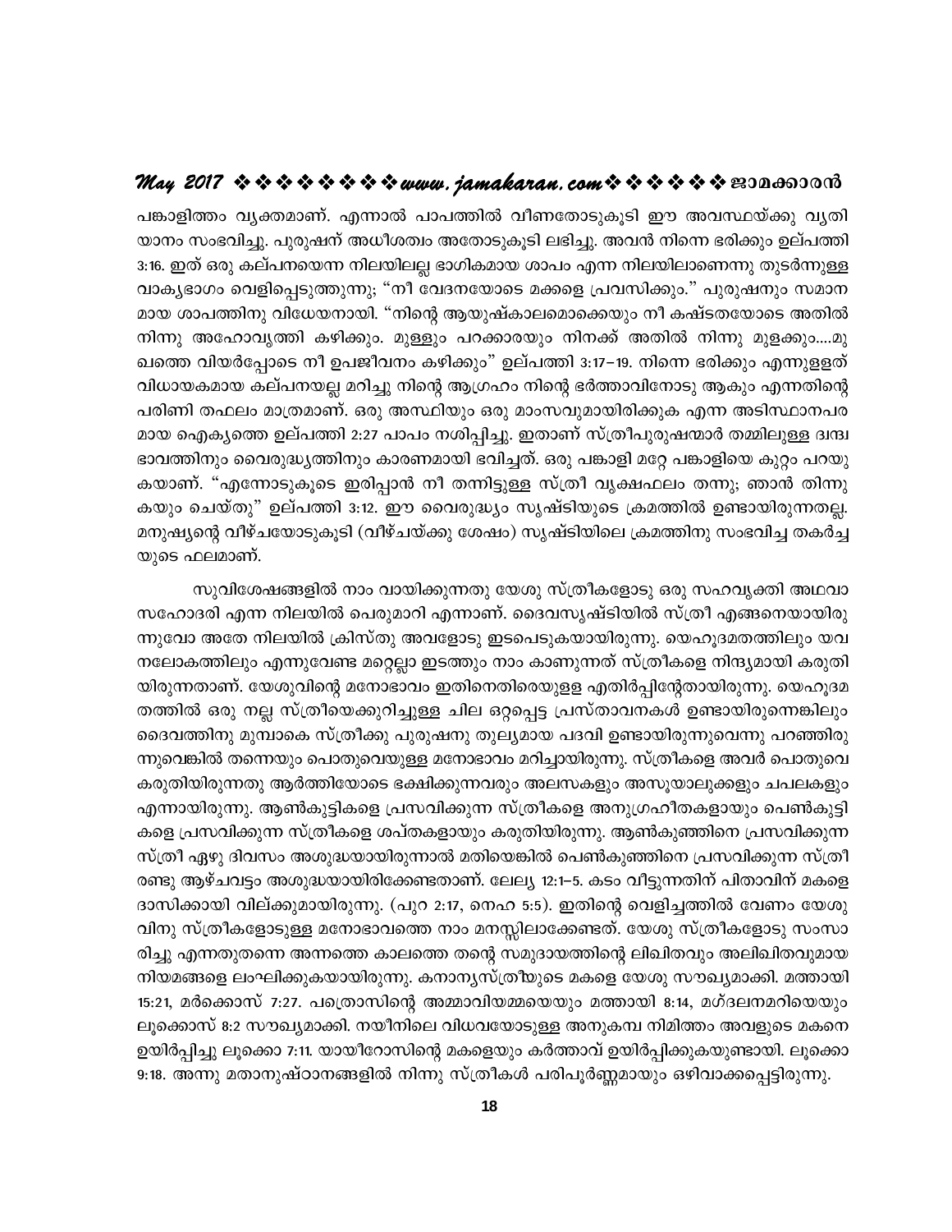പങ്കാളിത്തം വ്യക്തമാണ്. എന്നാൽ പാപത്തിൽ വീണതോടുകൂടി ഈ അവസ്ഥയ്ക്കു വ്യതിയാനം സംഭവിച്ചു. പുരുഷന് അധീശത്വം അതോടുകൂടി ലഭിച്ചു. അവൻ നിന്നെ ഭരിക്കും ഉല്പത്തി 3:16. ഇത് ഒരു കല്പനയെന്ന നിലയിലല്ല ഭാഗികമായ ശാപം എന്ന നിലയിലാണെന്നു തുടർന്നുള്ള വാക്യഭാഗം വെളിപ്പെടുത്തുന്നു; "നീ വേദനയോടെ മക്കളെ പ്രസവിക്കും." പുരുഷനും സമാനമായ ശാപത്തിനു വിധേയനായി. "നിന്റെ ആയുഷ്കാലമൊക്കെയും നീ കഷ്ടതയോടെ അതിൽ നിന്നു അഹോവൃത്തി കഴിക്കും. മുള്ളും പറക്കാരയും നിനക്ക് അതിൽ നിന്നു മുളക്കും....മുഖത്തെ വിയർപ്പോടെ നീ ഉപജീവനം കഴിക്കും" ഉല്പത്തി 3:17–19. നിന്നെ ഭരിക്കും എന്നുള്ളത് വിധായകമായ കല്പനയല്ല മറിച്ചു നിന്റെ ആഗ്രഹം നിന്റെ ഭർത്താവിനോടു ആകും എന്നതിന്റെ പരിണി തഫലം മാത്രമാണ്. ഒരു അസ്ഥിയും ഒരു മാംസവുമായിരിക്കുക എന്ന അടിസ്ഥാനപരമായ ഐക്യത്തെ ഉല്പത്തി 2:27 പാപം നശിപ്പിച്ചു. ഇതാണ് സ്ത്രീപുരുഷന്മാർ തമ്മിലുള്ള ദ്വന്ദ്വഭാവത്തിനും വൈരുദ്ധ്യത്തിനും കാരണമായി ഭവിച്ചത്. ഒരു പങ്കാളി മറ്റേ പങ്കാളിയെ കുറ്റം പറയുകയാണ്. "എന്നോടുകൂടെ ഇരിപ്പാൻ നീ തന്നിട്ടുള്ള സ്ത്രീ വൃക്ഷഫലം തന്നു; ഞാൻ തിന്നുകയും ചെയ്തു" ഉല്പത്തി 3:12. ഈ വൈരുദ്ധ്യം സൃഷ്ടിയുടെ ക്രമത്തിൽ ഉണ്ടായിരുന്നതല്ല. മനുഷ്യന്റെ വീഴ്ചയോടുകൂടി (വീഴ്ചയ്ക്കു ശേഷം) സൃഷ്ടിയിലെ ക്രമത്തിനു സംഭവിച്ച തകർച്ചയുടെ ഫലമാണ്.

സുവിശേഷങ്ങളിൽ നാം വായിക്കുന്നതു യേശു സ്ത്രീകളോടു ഒരു സഹവ്യക്തി അഥവാ സഹോദരി എന്ന നിലയിൽ പെരുമാറി എന്നാണ്. ദൈവസൃഷ്ടിയിൽ സ്ത്രീ എങ്ങനെയായിരുന്നുവോ അതേ നിലയിൽ ക്രിസ്തു അവളോടു ഇടപെടുകയായിരുന്നു. യെഹൂദമതത്തിലും യവനലോകത്തിലും എന്നുവേണ്ട മറ്റെല്ലാ ഇടത്തും നാം കാണുന്നത് സ്ത്രീകളെ നിന്ദ്യമായി കരുതിയിരുന്നതാണ്. യേശുവിന്റെ മനോഭാവം ഇതിനെതിരെയുള്ള എതിർപ്പിന്റേതായിരുന്നു. യെഹൂദമതത്തിൽ ഒരു നല്ല സ്ത്രീയെക്കുറിച്ചുള്ള ചില ഒറ്റപ്പെട്ട പ്രസ്താവനകൾ ഉണ്ടായിരുന്നെങ്കിലും ദൈവത്തിനു മുമ്പാകെ സ്ത്രീക്കു പുരുഷനു തുല്യമായ പദവി ഉണ്ടായിരുന്നുവെന്നു പറഞ്ഞിരുന്നുവെങ്കിൽ തന്നെയും പൊതുവെയുള്ള മനോഭാവം മറിച്ചായിരുന്നു. സ്ത്രീകളെ അവർ പൊതുവെ കരുതിയിരുന്നതു ആർത്തിയോടെ ഭക്ഷിക്കുന്നവരും അലസകളും അസൂയാലുക്കളും ചപലകളും എന്നായിരുന്നു. ആൺകുട്ടികളെ പ്രസവിക്കുന്ന സ്ത്രീകളെ അനുഗ്രഹീതകളായും പെൺകുട്ടികളെ പ്രസവിക്കുന്ന സ്ത്രീകളെ ശപ്തകളായും കരുതിയിരുന്നു. ആൺകുഞ്ഞിനെ പ്രസവിക്കുന്ന സ്ത്രീ ഏഴു ദിവസം അശുദ്ധയായിരുന്നാൽ മതിയെങ്കിൽ പെൺകുഞ്ഞിനെ പ്രസവിക്കുന്ന സ്ത്രീ രണ്ടു ആഴ്ചവട്ടം അശുദ്ധയായിരിക്കേണ്ടതാണ്. ലേവ്യ 12:1–5. കടം വീട്ടുന്നതിന് പിതാവിന് മകളെ ദാസിക്കായി വില്ക്കുമായിരുന്നു. (പുറ 2:17, നെഹ 5:5). ഇതിന്റെ വെളിച്ചത്തിൽ വേണം യേശുവിനു സ്ത്രീകളോടുള്ള മനോഭാവത്തെ നാം മനസ്സിലാക്കേണ്ടത്. യേശു സ്ത്രീകളോടു സംസാരിച്ചു എന്നതുതന്നെ അന്നത്തെ കാലത്തെ തന്റെ സമുദായത്തിന്റെ ലിഖിതവും അലിഖിതവുമായ നിയമങ്ങളെ ലംഘിക്കുകയായിരുന്നു. കനാന്യസ്ത്രീയുടെ മകളെ യേശു സൗഖ്യമാക്കി. മത്തായി 15:21, മർക്കൊസ് 7:27. പത്രൊസിന്റെ അമ്മാവിയമ്മയെയും മത്തായി 8:14, മഗ്ദലനമറിയെയും ലൂക്കൊസ് 8:2 സൗഖ്യമാക്കി. നയീനിലെ വിധവയോടുള്ള അനുകമ്പ നിമിത്തം അവളുടെ മകനെ ഉയിർപ്പിച്ചു ലൂക്കൊ 7:11. യായീറോസിന്റെ മകളെയും കർത്താവ് ഉയിർപ്പിക്കുകയുണ്ടായി. ലൂക്കൊ 9:18. അന്നു മതാനുഷ്ഠാനങ്ങളിൽ നിന്നു സ്ത്രീകൾ പരിപൂർണ്ണമായും ഒഴിവാക്കപ്പെട്ടിരുന്നു.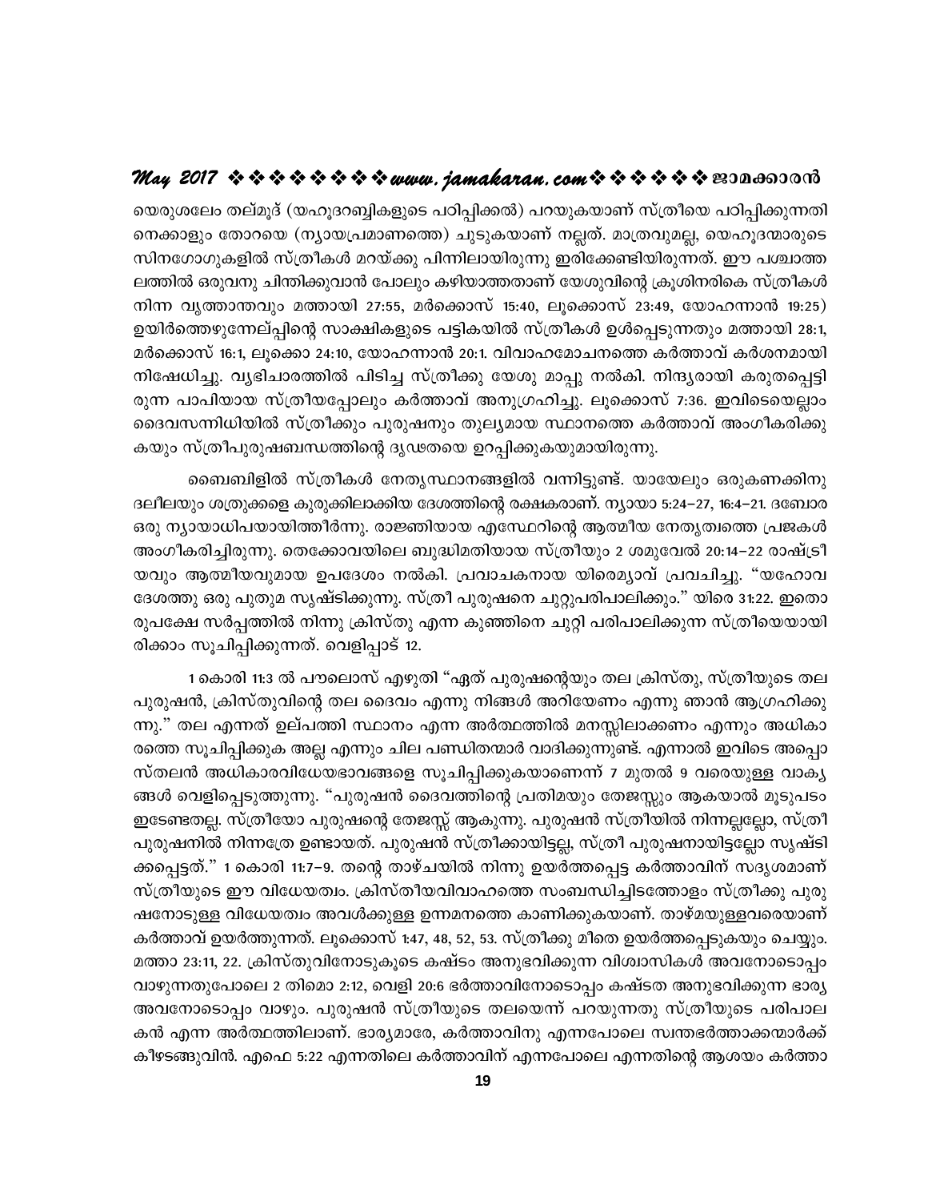യെരുശലേം തല്മൂദ് (യഹൂദറബ്ബികളുടെ പഠിപ്പിക്കൽ) പറയുകയാണ് സ്ത്രീയെ പഠിപ്പിക്കുന്നതിനെക്കാളും തോറയെ (ന്യായപ്രമാണത്തെ) ചുടുകയാണ് നല്ലത്. മാത്രവുമല്ല, യെഹൂദന്മാരുടെ സിനഗോഗുകളിൽ സ്ത്രീകൾ മറയ്ക്കു പിന്നിലായിരുന്നു ഇരിക്കേണ്ടിയിരുന്നത്. ഈ പശ്ചാത്തലത്തിൽ ഒരുവനു ചിന്തിക്കുവാൻ പോലും കഴിയാത്തതാണ് യേശുവിന്റെ ക്രൂശിനരികെ സ്ത്രീകൾ നിന്ന വൃത്താന്തവും മത്തായി 27:55, മർക്കൊസ് 15:40, ലൂക്കൊസ് 23:49, യോഹന്നാൻ 19:25) ഉയിർത്തെഴുന്നേല്പ്പിന്റെ സാക്ഷികളുടെ പട്ടികയിൽ സ്ത്രീകൾ ഉൾപ്പെടുന്നതും മത്തായി 28:1, മർക്കൊസ് 16:1, ലൂക്കൊ 24:10, യോഹന്നാൻ 20:1. വിവാഹമോചനത്തെ കർത്താവ് കർശനമായി നിഷേധിച്ചു. വ്യഭിചാരത്തിൽ പിടിച്ച സ്ത്രീക്കു യേശു മാപ്പു നൽകി. നിന്ദ്യരായി കരുതപ്പെട്ടിരുന്ന പാപിയായ സ്ത്രീയപ്പോലും കർത്താവ് അനുഗ്രഹിച്ചു. ലൂക്കൊസ് 7:36. ഇവിടെയെല്ലാം ദൈവസന്നിധിയിൽ സ്ത്രീക്കും പുരുഷനും തുല്യമായ സ്ഥാനത്തെ കർത്താവ് അംഗീകരിക്കുകയും സ്ത്രീപുരുഷബന്ധത്തിന്റെ ദൃഢതയെ ഉറപ്പിക്കുകയുമായിരുന്നു.

ബൈബിളിൽ സ്ത്രീകൾ നേതൃസ്ഥാനങ്ങളിൽ വന്നിട്ടുണ്ട്. യായേലും ഒരുകണക്കിനു ദലീലയും ശത്രുക്കളെ കുരുക്കിലാക്കിയ ദേശത്തിന്റെ രക്ഷകരാണ്. ന്യായാ 5:24–27, 16:4–21. ദബോര ഒരു ന്യായാധിപയായിത്തീർന്നു. രാജ്ഞിയായ എസ്ഥേറിന്റെ ആത്മീയ നേതൃത്വത്തെ പ്രജകൾ അംഗീകരിച്ചിരുന്നു. തെക്കോവയിലെ ബുദ്ധിമതിയായ സ്ത്രീയും 2 ശമുവേൽ 20:14–22 രാഷ്ട്രീയവും ആത്മീയവുമായ ഉപദേശം നൽകി. പ്രവാചകനായ യിരെമ്യാവ് പ്രവചിച്ചു. "യഹോവ ദേശത്തു ഒരു പുതുമ സൃഷ്ടിക്കുന്നു. സ്ത്രീ പുരുഷനെ ചുറ്റുപരിപാലിക്കും." യിരെ 31:22. ഇതൊരുപക്ഷേ സർപ്പത്തിൽ നിന്നു ക്രിസ്തു എന്ന കുഞ്ഞിനെ ചുറ്റി പരിപാലിക്കുന്ന സ്ത്രീയെയായിരിക്കാം സൂചിപ്പിക്കുന്നത്. വെളിപ്പാട് 12.

1 കൊരി 11:3 ൽ പൗലൊസ് എഴുതി "ഏത് പുരുഷന്റെയും തല ക്രിസ്തു, സ്ത്രീയുടെ തല പുരുഷൻ, ക്രിസ്തുവിന്റെ തല ദൈവം എന്നു നിങ്ങൾ അറിയേണം എന്നു ഞാൻ ആഗ്രഹിക്കുന്നു." തല എന്നത് ഉല്പത്തി സ്ഥാനം എന്ന അർത്ഥത്തിൽ മനസ്സിലാക്കണം എന്നും അധികാരത്തെ സൂചിപ്പിക്കുക അല്ല എന്നും ചില പണ്ഡിതന്മാർ വാദിക്കുന്നുണ്ട്. എന്നാൽ ഇവിടെ അപ്പൊസ്തലൻ അധികാരവിധേയഭാവങ്ങളെ സൂചിപ്പിക്കുകയാണെന്ന് 7 മുതൽ 9 വരെയുള്ള വാക്യങ്ങൾ വെളിപ്പെടുത്തുന്നു. "പുരുഷൻ ദൈവത്തിന്റെ പ്രതിമയും തേജസ്സും ആകയാൽ മൂടുപടം ഇടേണ്ടതല്ല. സ്ത്രീയോ പുരുഷന്റെ തേജസ്സ് ആകുന്നു. പുരുഷൻ സ്ത്രീയിൽ നിന്നല്ലല്ലോ, സ്ത്രീ പുരുഷനിൽ നിന്നത്രേ ഉണ്ടായത്. പുരുഷൻ സ്ത്രീക്കായിട്ടല്ല, സ്ത്രീ പുരുഷനായിട്ടല്ലോ സൃഷ്ടിക്കപ്പെട്ടത്." 1 കൊരി 11:7–9. തന്റെ താഴ്ചയിൽ നിന്നു ഉയർത്തപ്പെട്ട കർത്താവിന് സദൃശമാണ് സ്ത്രീയുടെ ഈ വിധേയത്വം. ക്രിസ്തീയവിവാഹത്തെ സംബന്ധിച്ചിടത്തോളം സ്ത്രീക്കു പുരുഷനോടുള്ള വിധേയത്വം അവൾക്കുള്ള ഉന്നമനത്തെ കാണിക്കുകയാണ്. താഴ്മയുള്ളവരെയാണ് കർത്താവ് ഉയർത്തുന്നത്. ലൂക്കൊസ് 1:47, 48, 52, 53. സ്ത്രീക്കു മീതെ ഉയർത്തപ്പെടുകയും ചെയ്യും. മത്താ 23:11, 22. ക്രിസ്തുവിനോടുകൂടെ കഷ്ടം അനുഭവിക്കുന്ന വിശ്വാസികൾ അവനോടൊപ്പം വാഴുന്നതുപോലെ 2 തിമൊ 2:12, വെളി 20:6 ഭർത്താവിനോടൊപ്പം കഷ്ടത അനുഭവിക്കുന്ന ഭാര്യ അവനോടൊപ്പം വാഴും. പുരുഷൻ സ്ത്രീയുടെ തലയെന്ന് പറയുന്നതു സ്ത്രീയുടെ പരിപാലകൻ എന്ന അർത്ഥത്തിലാണ്. ഭാര്യമാരേ, കർത്താവിനു എന്നപോലെ സ്വന്തഭർത്താക്കന്മാർക്ക് കീഴടങ്ങുവിൻ. എഫെ 5:22 എന്നതിലെ കർത്താവിന് എന്നപോലെ എന്നതിന്റെ ആശയം കർത്താ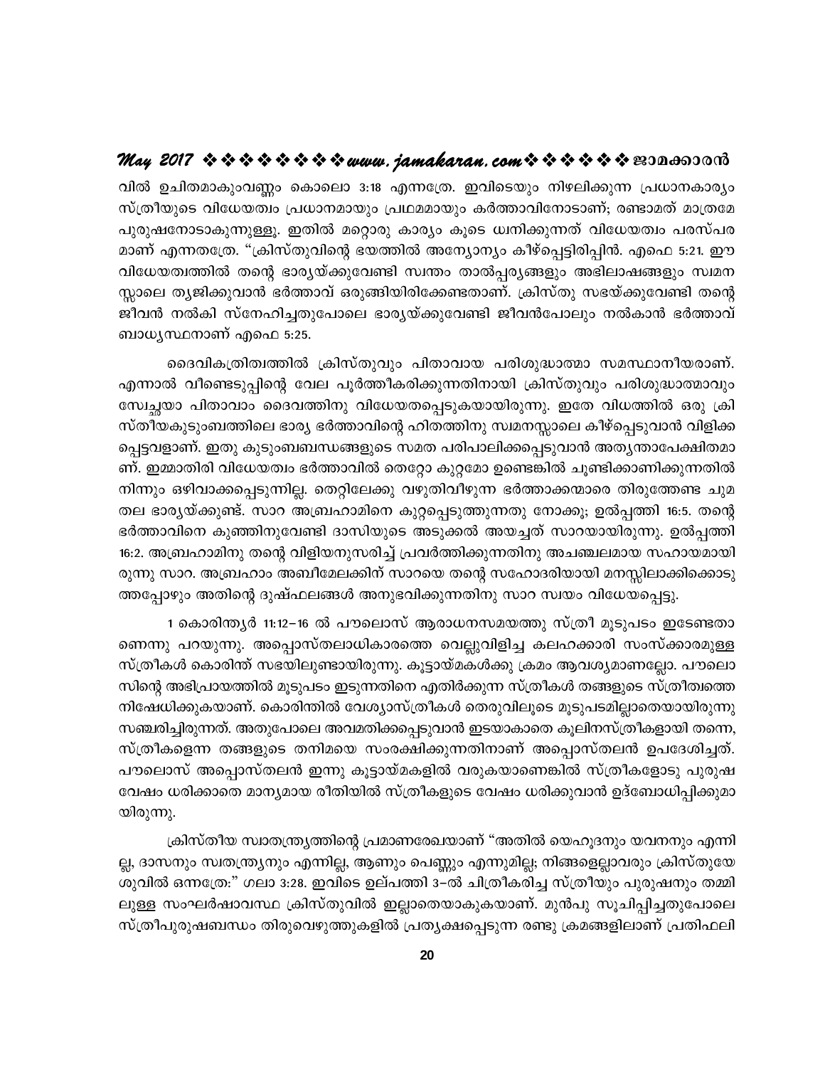വിൽ ഉചിതമാകുംവണ്ണം കൊലൊ 3:18 എന്നത്രേ. ഇവിടെയും നിഴലിക്കുന്ന പ്രധാനകാര്യം സ്ത്രീയുടെ വിധേയത്വം പ്രധാനമായും പ്രഥമമായും കർത്താവിനോടാണ്; രണ്ടാമത് മാത്രമേ പുരുഷനോടാകുന്നുള്ളൂ. ഇതിൽ മറ്റൊരു കാര്യം കൂടെ ധ്വനിക്കുന്നത് വിധേയത്വം പരസ്പര മാണ് എന്നതത്രേ. "ക്രിസ്തുവിന്റെ ഭയത്തിൽ അന്യോന്യം കീഴ്പ്പെട്ടിരിപ്പിൻ. എഫെ 5:21. ഈ വിധേയത്വത്തിൽ തന്റെ ഭാര്യയ്ക്കുവേണ്ടി സ്വന്തം താൽപ്പര്യങ്ങളും അഭിലാഷങ്ങളും സ്വമന സ്സാലെ ത്യജിക്കുവാൻ ഭർത്താവ് ഒരുങ്ങിയിരിക്കേണ്ടതാണ്. ക്രിസ്തു സഭയ്ക്കുവേണ്ടി തന്റെ ജീവൻ നൽകി സ്നേഹിച്ചതുപോലെ ഭാര്യയ്ക്കുവേണ്ടി ജീവൻപോലും നൽകാൻ ഭർത്താവ് ബാധ്യസ്ഥനാണ് എഫെ 5:25.

ദൈവികത്രിത്വത്തിൽ ക്രിസ്തുവും പിതാവായ പരിശുദ്ധാത്മാ സമസ്ഥാനീയരാണ്. എന്നാൽ വീണ്ടെടുപ്പിന്റെ വേല പൂർത്തീകരിക്കുന്നതിനായി ക്രിസ്തുവും പരിശുദ്ധാത്മാവും സ്വേച്ഛയാ പിതാവാം ദൈവത്തിനു വിധേയതപ്പെടുകയായിരുന്നു. ഇതേ വിധത്തിൽ ഒരു ക്രി സ്തീയകുടുംബത്തിലെ ഭാര്യ ഭർത്താവിന്റെ ഹിതത്തിനു സ്വമനസ്സാലെ കീഴ്പ്പെടുവാൻ വിളിക്ക പ്പെട്ടവളാണ്. ഇതു കുടുംബബന്ധങ്ങളുടെ സമത പരിപാലിക്കപ്പെടുവാൻ അത്യന്താപേക്ഷിതമാ ണ്. ഇമ്മാതിരി വിധേയത്വം ഭർത്താവിൽ തെറ്റോ കുറ്റമോ ഉണ്ടെങ്കിൽ ചൂണ്ടിക്കാണിക്കുന്നതിൽ നിന്നും ഒഴിവാക്കപ്പെടുന്നില്ല. തെറ്റിലേക്കു വഴുതിവീഴുന്ന ഭർത്താക്കന്മാരെ തിരുത്തേണ്ട ചുമ തല ഭാര്യയ്ക്കുണ്ട്. സാറ അബ്രഹാമിനെ കുറ്റപ്പെടുത്തുന്നതു നോക്കൂ; ഉൽപ്പത്തി 16:5. തന്റെ ഭർത്താവിനെ കുഞ്ഞിനുവേണ്ടി ദാസിയുടെ അടുക്കൽ അയച്ചത് സാറയായിരുന്നു. ഉൽപ്പത്തി 16:2. അബ്രഹാമിനു തന്റെ വിളിയനുസരിച്ച് പ്രവർത്തിക്കുന്നതിനു അചഞ്ചലമായ സഹായമായി രുന്നു സാറ. അബ്രഹാം അബീമേലക്കിന് സാറയെ തന്റെ സഹോദരിയായി മനസ്സിലാക്കിക്കൊടു ത്തപ്പോഴും അതിന്റെ ദുഷ്ഫലങ്ങൾ അനുഭവിക്കുന്നതിനു സാറ സ്വയം വിധേയപ്പെട്ടു.

1 കൊരിന്ത്യർ 11:12–16 ൽ പൗലൊസ് ആരാധനസമയത്തു സ്ത്രീ മൂടുപടം ഇടേണ്ടതാ ണെന്നു പറയുന്നു. അപ്പൊസ്തലാധികാരത്തെ വെല്ലുവിളിച്ച കലഹക്കാരി സംസ്ക്കാരമുള്ള സ്ത്രീകൾ കൊരിന്ത് സഭയിലുണ്ടായിരുന്നു. കൂട്ടായ്മകൾക്കു ക്രമം ആവശ്യമാണല്ലോ. പൗലൊ സിന്റെ അഭിപ്രായത്തിൽ മൂടുപടം ഇടുന്നതിനെ എതിർക്കുന്ന സ്ത്രീകൾ തങ്ങളുടെ സ്ത്രീത്വത്തെ നിഷേധിക്കുകയാണ്. കൊരിന്തിൽ വേശ്യാസ്ത്രീകൾ തെരുവിലൂടെ മൂടുപടമില്ലാതെയായിരുന്നു സഞ്ചരിച്ചിരുന്നത്. അതുപോലെ അവമതിക്കപ്പെടുവാൻ ഇടയാകാതെ കുലീനസ്ത്രീകളായി തന്നെ, സ്ത്രീകളെന്ന തങ്ങളുടെ തനിമയെ സംരക്ഷിക്കുന്നതിനാണ് അപ്പൊസ്തലൻ ഉപദേശിച്ചത്. പൗലൊസ് അപ്പൊസ്തലൻ ഇന്നു കൂട്ടായ്മകളിൽ വരുകയാണെങ്കിൽ സ്ത്രീകളോടു പുരുഷ വേഷം ധരിക്കാതെ മാന്യമായ രീതിയിൽ സ്ത്രീകളുടെ വേഷം ധരിക്കുവാൻ ഉദ്ബോധിപ്പിക്കുമാ യിരുന്നു.

ക്രിസ്തീയ സ്വാതന്ത്ര്യത്തിന്റെ പ്രമാണരേഖയാണ് "അതിൽ യെഹൂദനും യവനനും എന്നി ല്ല, ദാസനും സ്വതന്ത്ര്യനും എന്നില്ല, ആണും പെണ്ണും എന്നുമില്ല; നിങ്ങളെല്ലാവരും ക്രിസ്തുയേ ശുവിൽ ഒന്നത്രേ:" ഗലാ 3:28. ഇവിടെ ഉല്പത്തി 3–ൽ ചിത്രീകരിച്ച സ്ത്രീയും പുരുഷനും തമ്മി ലുള്ള സംഘർഷാവസ്ഥ ക്രിസ്തുവിൽ ഇല്ലാതെയാകുകയാണ്. മുൻപു സൂചിപ്പിച്ചതുപോലെ സ്ത്രീപുരുഷബന്ധം തിരുവെഴുത്തുകളിൽ പ്രത്യക്ഷപ്പെടുന്ന രണ്ടു ക്രമങ്ങളിലാണ് പ്രതിഫലി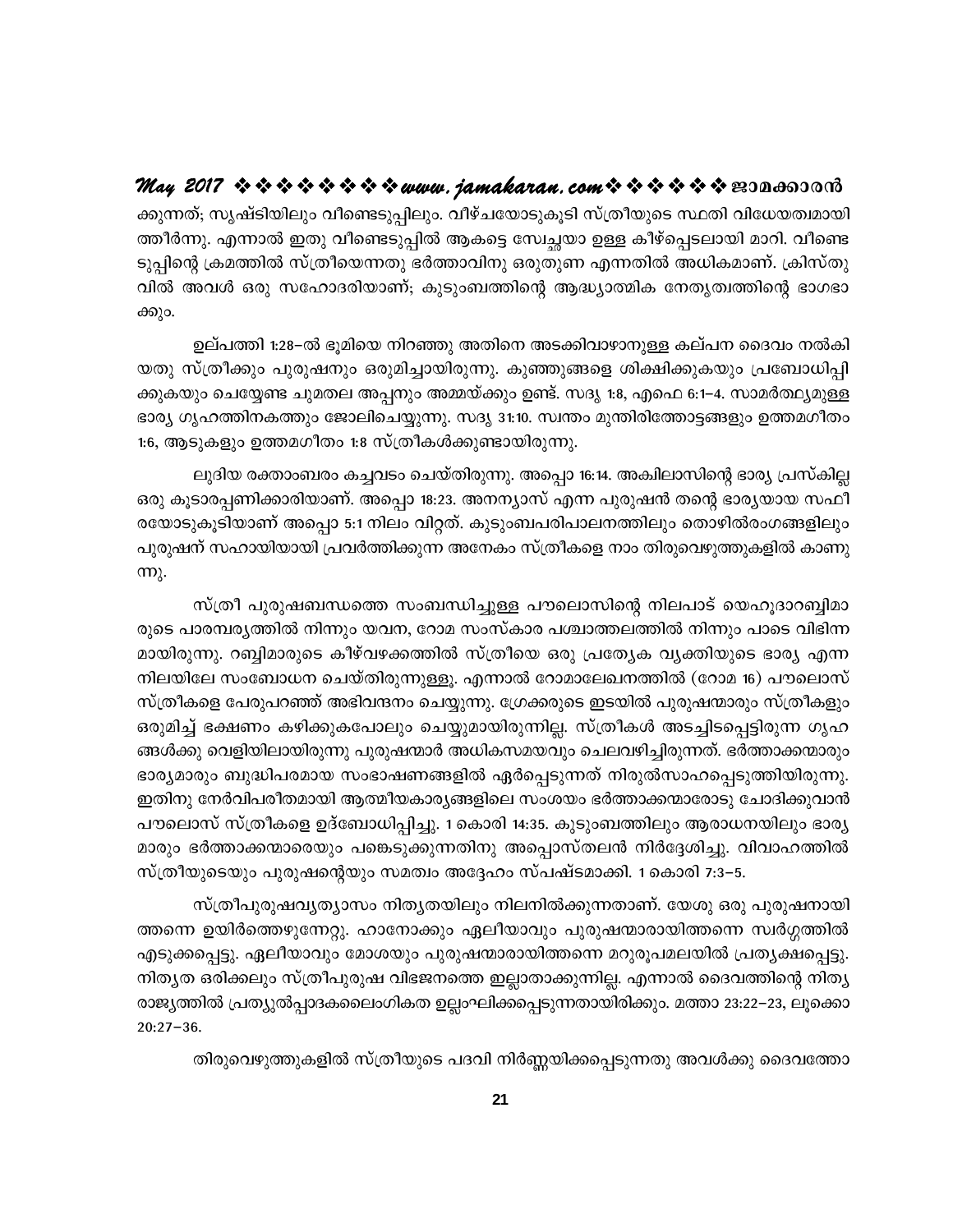ക്കുന്നത്; സൃഷ്ടിയിലും വീണ്ടെടുപ്പിലും. വീഴ്ചയോടുകൂടി സ്ത്രീയുടെ സ്ഥതി വിധേയത്വമായി ത്തീർന്നു. എന്നാൽ ഇതു വീണ്ടെടുപ്പിൽ ആകട്ടെ സ്വേച്ഛയാ ഉള്ള കീഴ്പ്പെടലായി മാറി. വീണ്ടെടുപ്പിന്റെ ക്രമത്തിൽ സ്ത്രീയെന്നതു ഭർത്താവിനു ഒരുതുണ എന്നതിൽ അധികമാണ്. ക്രിസ്തുവിൽ അവൾ ഒരു സഹോദരിയാണ്; കുടുംബത്തിന്റെ ആദ്ധ്യാത്മിക നേതൃത്വത്തിന്റെ ഭാഗഭാക്കും.

ഉല്പത്തി 1:28–ൽ ഭൂമിയെ നിറഞ്ഞു അതിനെ അടക്കിവാഴാനുള്ള കല്പന ദൈവം നൽകിയതു സ്ത്രീക്കും പുരുഷനും ഒരുമിച്ചായിരുന്നു. കുഞ്ഞുങ്ങളെ ശിക്ഷിക്കുകയും പ്രബോധിപ്പിക്കുകയും ചെയ്യേണ്ട ചുമതല അപ്പനും അമ്മയ്ക്കും ഉണ്ട്. സദൃ 1:8, എഫെ 6:1–4. സാമർത്ഥ്യമുള്ള ഭാര്യ ഗൃഹത്തിനകത്തും ജോലിചെയ്യുന്നു. സദൃ 31:10. സ്വന്തം മുന്തിരിത്തോട്ടങ്ങളും ഉത്തമഗീതം 1:6, ആടുകളും ഉത്തമഗീതം 1:8 സ്ത്രീകൾക്കുണ്ടായിരുന്നു.

ലുദിയ രക്താംബരം കച്ചവടം ചെയ്തിരുന്നു. അപ്പൊ 16:14. അക്വിലാസിന്റെ ഭാര്യ പ്രസ്കില്ല ഒരു കൂടാരപ്പണിക്കാരിയാണ്. അപ്പൊ 18:23. അനന്യാസ് എന്ന പുരുഷൻ തന്റെ ഭാര്യയായ സഫീരയോടുകൂടിയാണ് അപ്പൊ 5:1 നിലം വിറ്റത്. കുടുംബപരിപാലനത്തിലും തൊഴിൽരംഗങ്ങളിലും പുരുഷന് സഹായിയായി പ്രവർത്തിക്കുന്ന അനേകം സ്ത്രീകളെ നാം തിരുവെഴുത്തുകളിൽ കാണുന്നു.

സ്ത്രീ പുരുഷബന്ധത്തെ സംബന്ധിച്ചുള്ള പൗലൊസിന്റെ നിലപാട് യെഹൂദാറബ്ബിമാരുടെ പാരമ്പര്യത്തിൽ നിന്നും യവന, റോമ സംസ്കാര പശ്ചാത്തലത്തിൽ നിന്നും പാടെ വിഭിന്നമായിരുന്നു. റബ്ബിമാരുടെ കീഴ്വഴക്കത്തിൽ സ്ത്രീയെ ഒരു പ്രത്യേക വ്യക്തിയുടെ ഭാര്യ എന്ന നിലയിലേ സംബോധന ചെയ്തിരുന്നുള്ളു. എന്നാൽ റോമാലേഖനത്തിൽ (റോമ 16) പൗലൊസ് സ്ത്രീകളെ പേരുപറഞ്ഞ് അഭിവന്ദനം ചെയ്യുന്നു. ഗ്രേക്കരുടെ ഇടയിൽ പുരുഷന്മാരും സ്ത്രീകളും ഒരുമിച്ച് ഭക്ഷണം കഴിക്കുകപോലും ചെയ്യുമായിരുന്നില്ല. സ്ത്രീകൾ അടച്ചിടപ്പെട്ടിരുന്ന ഗൃഹങ്ങൾക്കു വെളിയിലായിരുന്നു പുരുഷന്മാർ അധികസമയവും ചെലവഴിച്ചിരുന്നത്. ഭർത്താക്കന്മാരും ഭാര്യമാരും ബുദ്ധിപരമായ സംഭാഷണങ്ങളിൽ ഏർപ്പെടുന്നത് നിരുൽസാഹപ്പെടുത്തിയിരുന്നു. ഇതിനു നേർവിപരീതമായി ആത്മീയകാര്യങ്ങളിലെ സംശയം ഭർത്താക്കന്മാരോടു ചോദിക്കുവാൻ പൗലൊസ് സ്ത്രീകളെ ഉദ്ബോധിപ്പിച്ചു. 1 കൊരി 14:35. കുടുംബത്തിലും ആരാധനയിലും ഭാര്യമാരും ഭർത്താക്കന്മാരെയും പങ്കെടുക്കുന്നതിനു അപ്പൊസ്തലൻ നിർദ്ദേശിച്ചു. വിവാഹത്തിൽ സ്ത്രീയുടെയും പുരുഷന്റെയും സമത്വം അദ്ദേഹം സ്പഷ്ടമാക്കി. 1 കൊരി 7:3–5.

സ്ത്രീപുരുഷവ്യത്യാസം നിത്യതയിലും നിലനിൽക്കുന്നതാണ്. യേശു ഒരു പുരുഷനായി ത്തന്നെ ഉയിർത്തെഴുന്നേറ്റു. ഹാനോക്കും ഏലീയാവും പുരുഷന്മാരായിത്തന്നെ സ്വർഗ്ഗത്തിൽ എടുക്കപ്പെട്ടു. ഏലീയാവും മോശയും പുരുഷന്മാരായിത്തന്നെ മറുരൂപമലയിൽ പ്രത്യക്ഷപ്പെട്ടു. നിത്യത ഒരിക്കലും സ്ത്രീപുരുഷ വിഭജനത്തെ ഇല്ലാതാക്കുന്നില്ല. എന്നാൽ ദൈവത്തിന്റെ നിത്യരാജ്യത്തിൽ പ്രത്യുൽപ്പാദകലൈംഗികത ഉല്ലംഘിക്കപ്പെടുന്നതായിരിക്കും. മത്തായി 23:22–23, ലൂക്കൊ 20:27–36.

തിരുവെഴുത്തുകളിൽ സ്ത്രീയുടെ പദവി നിർണ്ണയിക്കപ്പെടുന്നതു അവൾക്കു ദൈവത്തോ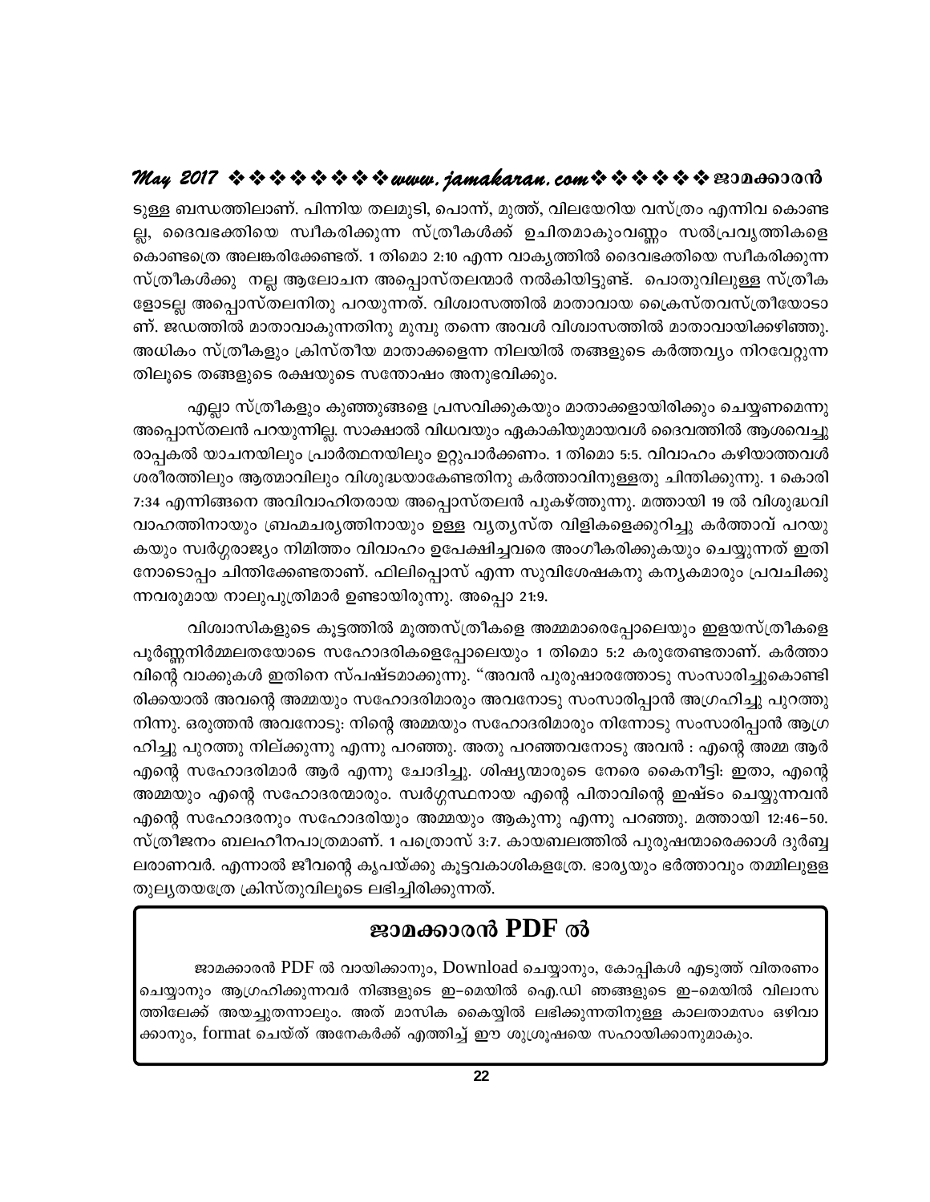ടുള്ള ബന്ധത്തിലാണ്. പിന്നിയ തലമുടി, പൊന്ന്, മുത്ത്, വിലയേറിയ വസ്ത്രം എന്നിവ കൊണ്ട ല്ല, ദൈവഭക്തിയെ സ്വീകരിക്കുന്ന സ്ത്രീകൾക്ക് ഉചിതമാകുംവണ്ണം സൽപ്രവൃത്തികളെ കൊണ്ടത്രെ അലങ്കരിക്കേണ്ടത്. 1 തിമൊ 2:10 എന്ന വാക്യത്തിൽ ദൈവഭക്തിയെ സ്വീകരിക്കുന്ന സ്ത്രീകൾക്കു നല്ല ആലോചന അപ്പൊസ്തലന്മാർ നൽകിയിട്ടുണ്ട്. പൊതുവിലുള്ള സ്ത്രീക ളോടല്ല അപ്പൊസ്തലനിതു പറയുന്നത്. വിശ്വാസത്തിൽ മാതാവായ ക്രൈസ്തവസ്ത്രീയോടാ ണ്. ജഡത്തിൽ മാതാവാകുന്നതിനു മുമ്പു തന്നെ അവൾ വിശ്വാസത്തിൽ മാതാവായിക്കഴിഞ്ഞു. അധികം സ്ത്രീകളും ക്രിസ്തീയ മാതാക്കളെന്ന നിലയിൽ തങ്ങളുടെ കർത്തവ്യം നിറവേറ്റുന്ന തിലൂടെ തങ്ങളുടെ രക്ഷയുടെ സന്തോഷം അനുഭവിക്കും.

എല്ലാ സ്ത്രീകളും കുഞ്ഞുങ്ങളെ പ്രസവിക്കുകയും മാതാക്കളായിരിക്കും ചെയ്യണമെന്നു അപ്പൊസ്തലൻ പറയുന്നില്ല. സാക്ഷാൽ വിധവയും ഏകാകിയുമായവൾ ദൈവത്തിൽ ആശവെച്ചു രാപ്പകൽ യാചനയിലും പ്രാർത്ഥനയിലും ഉറ്റുപാർക്കണം. 1 തിമൊ 5:5. വിവാഹം കഴിയാത്തവൾ ശരീരത്തിലും ആത്മാവിലും വിശുദ്ധയാകേണ്ടതിനു കർത്താവിനുള്ളതു ചിന്തിക്കുന്നു. 1 കൊരി 7:34 എന്നിങ്ങനെ അവിവാഹിതരായ അപ്പൊസ്തലൻ പുകഴ്ത്തുന്നു. മത്തായി 19 ൽ വിശുദ്ധവി വാഹത്തിനായും ബ്രഹ്മചര്യത്തിനായും ഉള്ള വ്യത്യസ്ത വിളികളെക്കുറിച്ചു കർത്താവ് പറയു കയും സ്വർഗ്ഗരാജ്യം നിമിത്തം വിവാഹം ഉപേക്ഷിച്ചവരെ അംഗീകരിക്കുകയും ചെയ്യുന്നത് ഇതി നോടൊപ്പം ചിന്തിക്കേണ്ടതാണ്. ഫിലിപ്പൊസ് എന്ന സുവിശേഷകനു കന്യകമാരും പ്രവചിക്കു ന്നവരുമായ നാലുപുത്രിമാർ ഉണ്ടായിരുന്നു. അപ്പൊ 21:9.

വിശ്വാസികളുടെ കൂട്ടത്തിൽ മൂത്തസ്ത്രീകളെ അമ്മമാരെപ്പോലെയും ഇളയസ്ത്രീകളെ പൂർണ്ണനിർമ്മലതയോടെ സഹോദരികളെപ്പോലെയും 1 തിമൊ 5:2 കരുതേണ്ടതാണ്. കർത്താ വിന്റെ വാക്കുകൾ ഇതിനെ സ്പഷ്ടമാക്കുന്നു. "അവൻ പുരുഷാരത്തോടു സംസാരിച്ചുകൊണ്ടി രിക്കയാൽ അവന്റെ അമ്മയും സഹോദരിമാരും അവനോടു സംസാരിപ്പാൻ അഗ്രഹിച്ചു പുറത്തു നിന്നു. ഒരുത്തൻ അവനോടു: നിന്റെ അമ്മയും സഹോദരിമാരും നിന്നോടു സംസാരിപ്പാൻ ആഗ്ര ഹിച്ചു പുറത്തു നില്ക്കുന്നു എന്നു പറഞ്ഞു. അതു പറഞ്ഞവനോടു അവൻ : എന്റെ അമ്മ ആർ എന്റെ സഹോദരിമാർ ആർ എന്നു ചോദിച്ചു. ശിഷ്യന്മാരുടെ നേരെ കൈനീട്ടി: ഇതാ, എന്റെ അമ്മയും എന്റെ സഹോദരന്മാരും. സ്വർഗ്ഗസ്ഥനായ എന്റെ പിതാവിന്റെ ഇഷ്ടം ചെയ്യുന്നവൻ എന്റെ സഹോദരനും സഹോദരിയും അമ്മയും ആകുന്നു എന്നു പറഞ്ഞു. മത്തായി 12:46–50. സ്ത്രീജനം ബലഹീനപാത്രമാണ്. 1 പത്രൊസ് 3:7. കായബലത്തിൽ പുരുഷന്മാരെക്കാൾ ദുർബ്ബ ലരാണവർ. എന്നാൽ ജീവന്റെ കൃപയ്ക്കു കൂട്ടവകാശികളത്രേ. ഭാര്യയും ഭർത്താവും തമ്മിലുള്ള തുല്യതയത്രേ ക്രിസ്തുവിലൂടെ ലഭിച്ചിരിക്കുന്നത്.

## ജാമക്കാരൻ PDF ൽ

ജാമക്കാരൻ PDF ൽ വായിക്കാനും, Download ചെയ്യാനും, കോപ്പികൾ എടുത്ത് വിതരണം ചെയ്യാനും ആഗ്രഹിക്കുന്നവർ നിങ്ങളുടെ ഇ–മെയിൽ ഐ.ഡി ഞങ്ങളുടെ ഇ–മെയിൽ വിലാസ ത്തിലേക്ക് അയച്ചുതന്നാലും. അത് മാസിക കൈയ്യിൽ ലഭിക്കുന്നതിനുള്ള കാലതാമസം ഒഴിവാ ക്കാനും, format ചെയ്ത് അനേകർക്ക് എത്തിച്ച് ഈ ശുശ്രൂഷയെ സഹായിക്കാനുമാകും.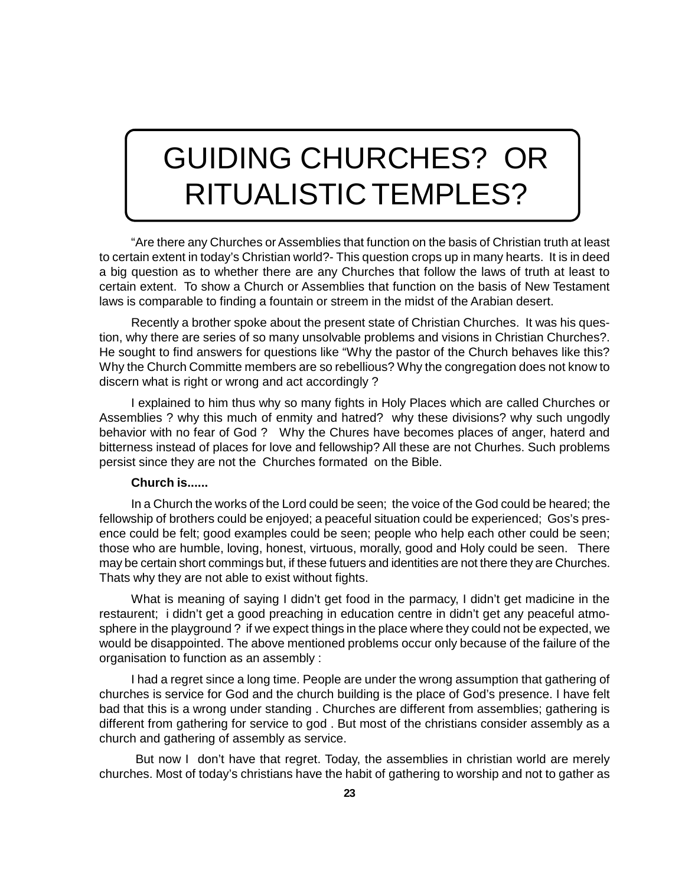# GUIDING CHURCHES? OR RITUALISTIC TEMPLES?

"Are there any Churches or Assemblies that function on the basis of Christian truth at least to certain extent in today's Christian world?- This question crops up in many hearts. It is in deed a big question as to whether there are any Churches that follow the laws of truth at least to certain extent. To show a Church or Assemblies that function on the basis of New Testament laws is comparable to finding a fountain or streem in the midst of the Arabian desert.

Recently a brother spoke about the present state of Christian Churches. It was his question, why there are series of so many unsolvable problems and visions in Christian Churches?. He sought to find answers for questions like "Why the pastor of the Church behaves like this? Why the Church Committe members are so rebellious? Why the congregation does not know to discern what is right or wrong and act accordingly ?

I explained to him thus why so many fights in Holy Places which are called Churches or Assemblies ? why this much of enmity and hatred? why these divisions? why such ungodly behavior with no fear of God ? Why the Chures have becomes places of anger, haterd and bitterness instead of places for love and fellowship? All these are not Churhes. Such problems persist since they are not the Churches formated on the Bible.

**Church is......**

In a Church the works of the Lord could be seen; the voice of the God could be heared; the fellowship of brothers could be enjoyed; a peaceful situation could be experienced; Gos's presence could be felt; good examples could be seen; people who help each other could be seen; those who are humble, loving, honest, virtuous, morally, good and Holy could be seen. There may be certain short commings but, if these futuers and identities are not there they are Churches. Thats why they are not able to exist without fights.

What is meaning of saying I didn't get food in the parmacy, I didn't get madicine in the restaurent; i didn't get a good preaching in education centre in didn't get any peaceful atmosphere in the playground ? if we expect things in the place where they could not be expected, we would be disappointed. The above mentioned problems occur only because of the failure of the organisation to function as an assembly :

I had a regret since a long time. People are under the wrong assumption that gathering of churches is service for God and the church building is the place of God's presence. I have felt bad that this is a wrong under standing . Churches are different from assemblies; gathering is different from gathering for service to god . But most of the christians consider assembly as a church and gathering of assembly as service.

But now I don't have that regret. Today, the assemblies in christian world are merely churches. Most of today's christians have the habit of gathering to worship and not to gather as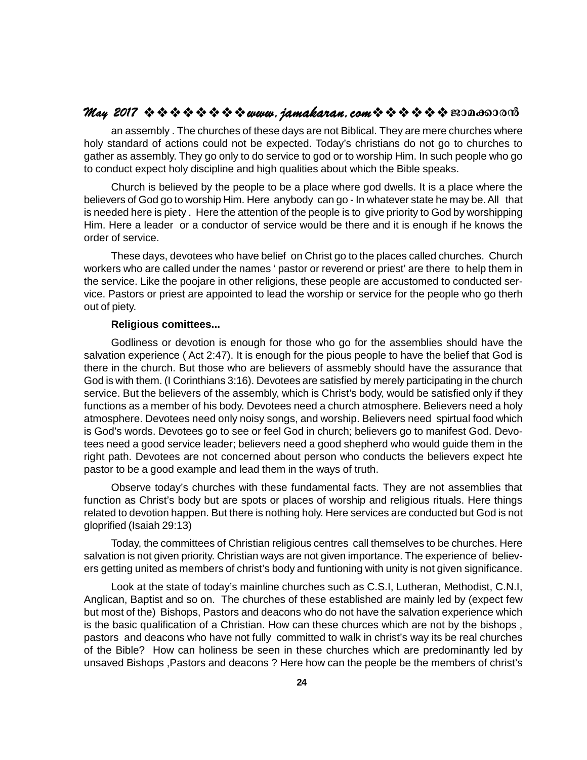an assembly . The churches of these days are not Biblical. They are mere churches where holy standard of actions could not be expected. Today's christians do not go to churches to gather as assembly. They go only to do service to god or to worship Him. In such people who go to conduct expect holy discipline and high qualities about which the Bible speaks.

Church is believed by the people to be a place where god dwells. It is a place where the believers of God go to worship Him. Here anybody can go - In whatever state he may be. All that is needed here is piety . Here the attention of the people is to give priority to God by worshipping Him. Here a leader or a conductor of service would be there and it is enough if he knows the order of service.

These days, devotees who have belief on Christ go to the places called churches. Church workers who are called under the names ' pastor or reverend or priest' are there to help them in the service. Like the poojare in other religions, these people are accustomed to conducted service. Pastors or priest are appointed to lead the worship or service for the people who go therh out of piety.

**Religious comittees...**

Godliness or devotion is enough for those who go for the assemblies should have the salvation experience ( Act 2:47). It is enough for the pious people to have the belief that God is there in the church. But those who are believers of assmebly should have the assurance that God is with them. (I Corinthians 3:16). Devotees are satisfied by merely participating in the church service. But the believers of the assembly, which is Christ's body, would be satisfied only if they functions as a member of his body. Devotees need a church atmosphere. Believers need a holy atmosphere. Devotees need only noisy songs, and worship. Believers need spirtual food which is God's words. Devotees go to see or feel God in church; believers go to manifest God. Devotees need a good service leader; believers need a good shepherd who would guide them in the right path. Devotees are not concerned about person who conducts the believers expect hte pastor to be a good example and lead them in the ways of truth.

Observe today's churches with these fundamental facts. They are not assemblies that function as Christ's body but are spots or places of worship and religious rituals. Here things related to devotion happen. But there is nothing holy. Here services are conducted but God is not gloprified (Isaiah 29:13)

Today, the committees of Christian religious centres call themselves to be churches. Here salvation is not given priority. Christian ways are not given importance. The experience of believers getting united as members of christ's body and funtioning with unity is not given significance.

Look at the state of today's mainline churches such as C.S.I, Lutheran, Methodist, C.N.I, Anglican, Baptist and so on. The churches of these established are mainly led by (expect few but most of the) Bishops, Pastors and deacons who do not have the salvation experience which is the basic qualification of a Christian. How can these churces which are not by the bishops , pastors and deacons who have not fully committed to walk in christ's way its be real churches of the Bible? How can holiness be seen in these churches which are predominantly led by unsaved Bishops ,Pastors and deacons ? Here how can the people be the members of christ's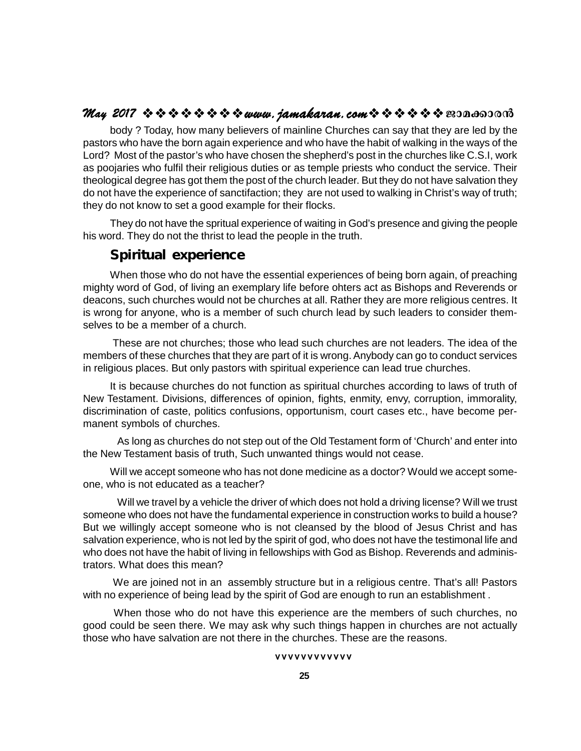body ? Today, how many believers of mainline Churches can say that they are led by the pastors who have the born again experience and who have the habit of walking in the ways of the Lord? Most of the pastor's who have chosen the shepherd's post in the churches like C.S.I, work as poojaries who fulfil their religious duties or as temple priests who conduct the service. Their theological degree has got them the post of the church leader. But they do not have salvation they do not have the experience of sanctifaction; they are not used to walking in Christ's way of truth; they do not know to set a good example for their flocks.

They do not have the spritual experience of waiting in God's presence and giving the people his word. They do not the thrist to lead the people in the truth.

## Spiritual experience

When those who do not have the essential experiences of being born again, of preaching mighty word of God, of living an exemplary life before ohters act as Bishops and Reverends or deacons, such churches would not be churches at all. Rather they are more religious centres. It is wrong for anyone, who is a member of such church lead by such leaders to consider themselves to be a member of a church.

These are not churches; those who lead such churches are not leaders. The idea of the members of these churches that they are part of it is wrong. Anybody can go to conduct services in religious places. But only pastors with spiritual experience can lead true churches.

It is because churches do not function as spiritual churches according to laws of truth of New Testament. Divisions, differences of opinion, fights, enmity, envy, corruption, immorality, discrimination of caste, politics confusions, opportunism, court cases etc., have become permanent symbols of churches.

As long as churches do not step out of the Old Testament form of 'Church' and enter into the New Testament basis of truth, Such unwanted things would not cease.

Will we accept someone who has not done medicine as a doctor? Would we accept someone, who is not educated as a teacher?

Will we travel by a vehicle the driver of which does not hold a driving license? Will we trust someone who does not have the fundamental experience in construction works to build a house? But we willingly accept someone who is not cleansed by the blood of Jesus Christ and has salvation experience, who is not led by the spirit of god, who does not have the testimonal life and who does not have the habit of living in fellowships with God as Bishop. Reverends and administrators. What does this mean?

We are joined not in an assembly structure but in a religious centre. That's all! Pastors with no experience of being lead by the spirit of God are enough to run an establishment .

When those who do not have this experience are the members of such churches, no good could be seen there. We may ask why such things happen in churches are not actually those who have salvation are not there in the churches. These are the reasons.

vvvvvvvvvvvv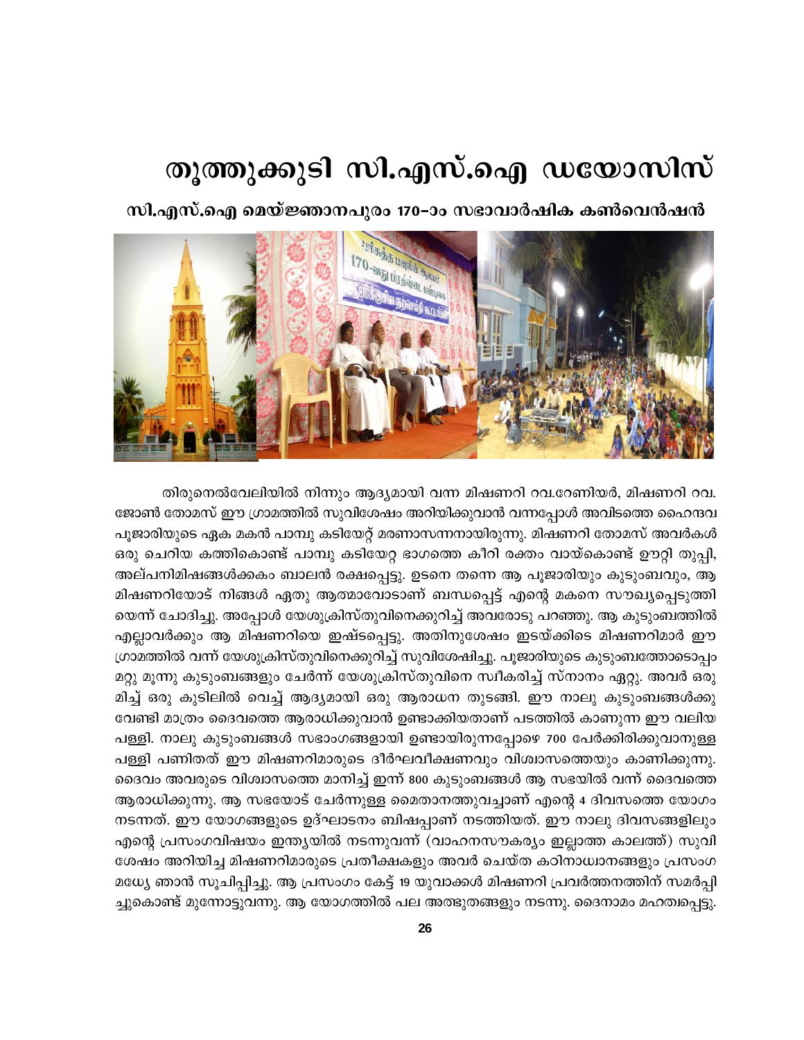# തൂത്തുക്കുടി സി.എസ്.ഐ ഡയോസിസ്

## സി.എസ്.ഐ മെയ്ജ്ഞാനപുരം 170-ാം സഭാവാർഷിക കൺവെൻഷൻ

തിരുനെൽവേലിയിൽ നിന്നും ആദ്യമായി വന്ന മിഷണറി റവ.റേണിയർ, മിഷണറി റവ. ജോൺ തോമസ് ഈ ഗ്രാമത്തിൽ സുവിശേഷം അറിയിക്കുവാൻ വന്നപ്പോൾ അവിടത്തെ ഹൈന്ദവ പൂജാരിയുടെ ഏക മകൻ പാമ്പു കടിയേറ്റ് മരണാസന്നനായിരുന്നു. മിഷണറി തോമസ് അവർകൾ ഒരു ചെറിയ കത്തികൊണ്ട് പാമ്പു കടിയേറ്റ ഭാഗത്തെ കീറി രക്തം വായ്കൊണ്ട് ഊറ്റി തുപ്പി, അല്പനിമിഷങ്ങൾക്കകം ബാലൻ രക്ഷപ്പെട്ടു. ഉടനെ തന്നെ ആ പൂജാരിയും കുടുംബവും, ആ മിഷണറിയോട് നിങ്ങൾ ഏതു ആത്മാവോടാണ് ബന്ധപ്പെട്ട് എന്റെ മകനെ സൗഖ്യപ്പെടുത്തി യെന്ന് ചോദിച്ചു. അപ്പോൾ യേശുക്രിസ്തുവിനെക്കുറിച്ച് അവരോടു പറഞ്ഞു. ആ കുടുംബത്തിൽ എല്ലാവർക്കും ആ മിഷണറിയെ ഇഷ്ടപ്പെട്ടു. അതിനുശേഷം ഇടയ്ക്കിടെ മിഷണറിമാർ ഈ ഗ്രാമത്തിൽ വന്ന് യേശുക്രിസ്തുവിനെക്കുറിച്ച് സുവിശേഷിച്ചു. പൂജാരിയുടെ കുടുംബത്തോടൊപ്പം മറ്റു മൂന്നു കുടുംബങ്ങളും ചേർന്ന് യേശുക്രിസ്തുവിനെ സ്വീകരിച്ച് സ്നാനം ഏറ്റു. അവർ ഒരു മിച്ച് ഒരു കുടിലിൽ വെച്ച് ആദ്യമായി ഒരു ആരാധന തുടങ്ങി. ഈ നാലു കുടുംബങ്ങൾക്കു വേണ്ടി മാത്രം ദൈവത്തെ ആരാധിക്കുവാൻ ഉണ്ടാക്കിയതാണ് പടത്തിൽ കാണുന്ന ഈ വലിയ പള്ളി. നാലു കുടുംബങ്ങൾ സഭാംഗങ്ങളായി ഉണ്ടായിരുന്നപ്പോഴെ 700 പേർക്കിരിക്കുവാനുള്ള പള്ളി പണിതത് ഈ മിഷണറിമാരുടെ ദീർഘവീക്ഷണവും വിശ്വാസത്തെയും കാണിക്കുന്നു. ദൈവം അവരുടെ വിശ്വാസത്തെ മാനിച്ച് ഇന്ന് 800 കുടുംബങ്ങൾ ആ സഭയിൽ വന്ന് ദൈവത്തെ ആരാധിക്കുന്നു. ആ സഭയോട് ചേർന്നുള്ള മൈതാനത്തുവച്ചാണ് എന്റെ 4 ദിവസത്തെ യോഗം നടന്നത്. ഈ യോഗങ്ങളുടെ ഉദ്ഘാടനം ബിഷപ്പാണ് നടത്തിയത്. ഈ നാലു ദിവസങ്ങളിലും എന്റെ പ്രസംഗവിഷയം ഇന്ത്യയിൽ നടന്നുവന്ന് (വാഹനസൗകര്യം ഇല്ലാത്ത കാലത്ത്) സുവി ശേഷം അറിയിച്ച മിഷണറിമാരുടെ പ്രതീക്ഷകളും അവർ ചെയ്ത കഠിനാധ്വാനങ്ങളും പ്രസംഗ മധ്യേ ഞാൻ സൂചിപ്പിച്ചു. ആ പ്രസംഗം കേട്ട് 19 യുവാക്കൾ മിഷണറി പ്രവർത്തനത്തിന് സമർപ്പി ച്ചുകൊണ്ട് മുന്നോട്ടുവന്നു. ആ യോഗത്തിൽ പല അത്ഭുതങ്ങളും നടന്നു. ദൈനാമം മഹത്വപ്പെട്ടു.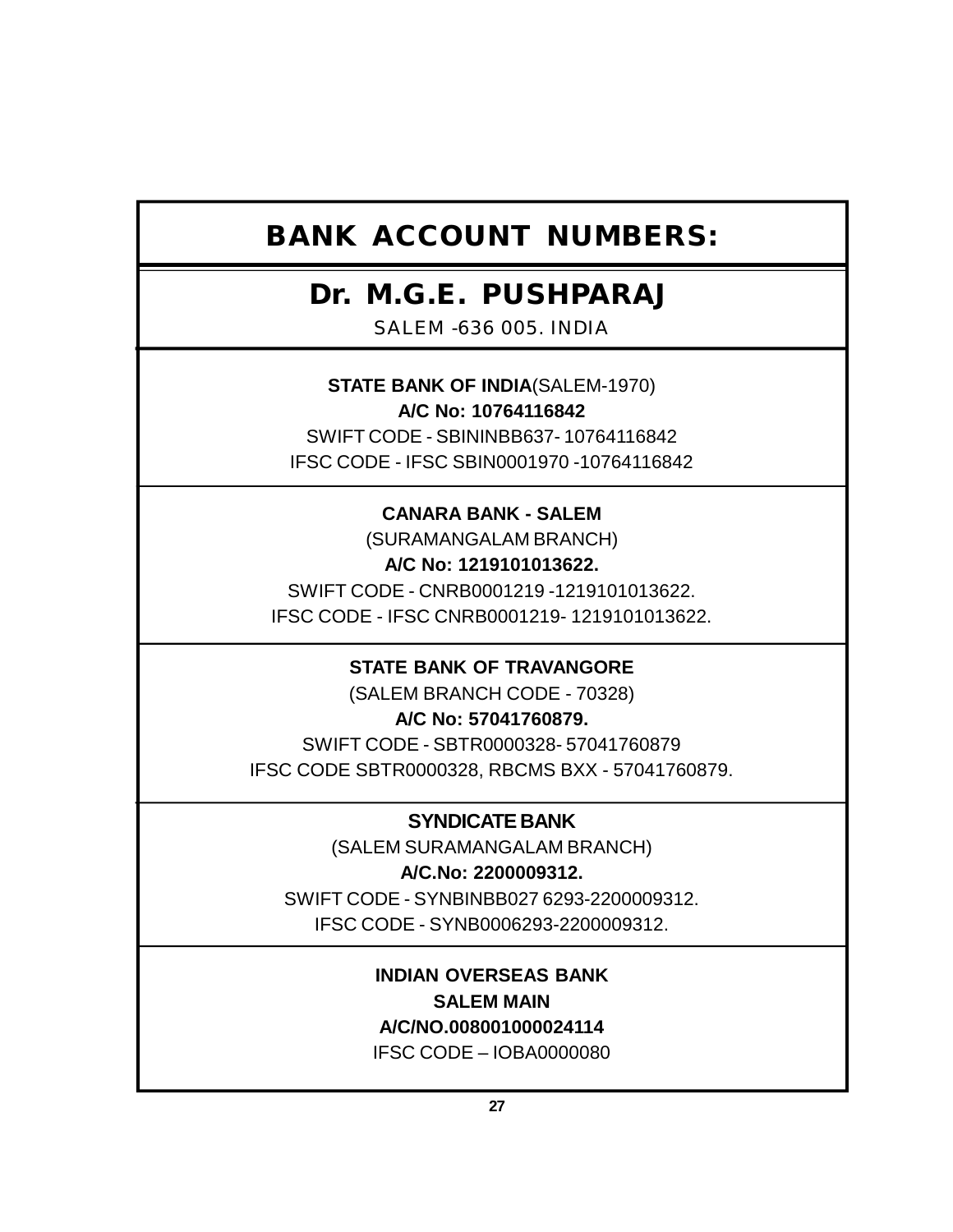# BANK ACCOUNT NUMBERS:

## Dr. M.G.E. PUSHPARAJ

SALEM -636 005. INDIA

---

**STATE BANK OF INDIA**(SALEM-1970)

**A/C No: 10764116842**

SWIFT CODE - SBININBB637- 10764116842

IFSC CODE - IFSC SBIN0001970 -10764116842

---

**CANARA BANK - SALEM**

(SURAMANGALAM BRANCH)

**A/C No: 1219101013622.**

SWIFT CODE - CNRB0001219 -1219101013622.

IFSC CODE - IFSC CNRB0001219- 1219101013622.

---

**STATE BANK OF TRAVANGORE**

(SALEM BRANCH CODE - 70328)

**A/C No: 57041760879.**

SWIFT CODE - SBTR0000328- 57041760879

IFSC CODE SBTR0000328, RBCMS BXX - 57041760879.

---

**SYNDICATE BANK**

(SALEM SURAMANGALAM BRANCH)

**A/C.No: 2200009312.**

SWIFT CODE - SYNBINBB027 6293-2200009312.

IFSC CODE - SYNB0006293-2200009312.

---

**INDIAN OVERSEAS BANK**

**SALEM MAIN**

**A/C/NO.008001000024114**

IFSC CODE – IOBA0000080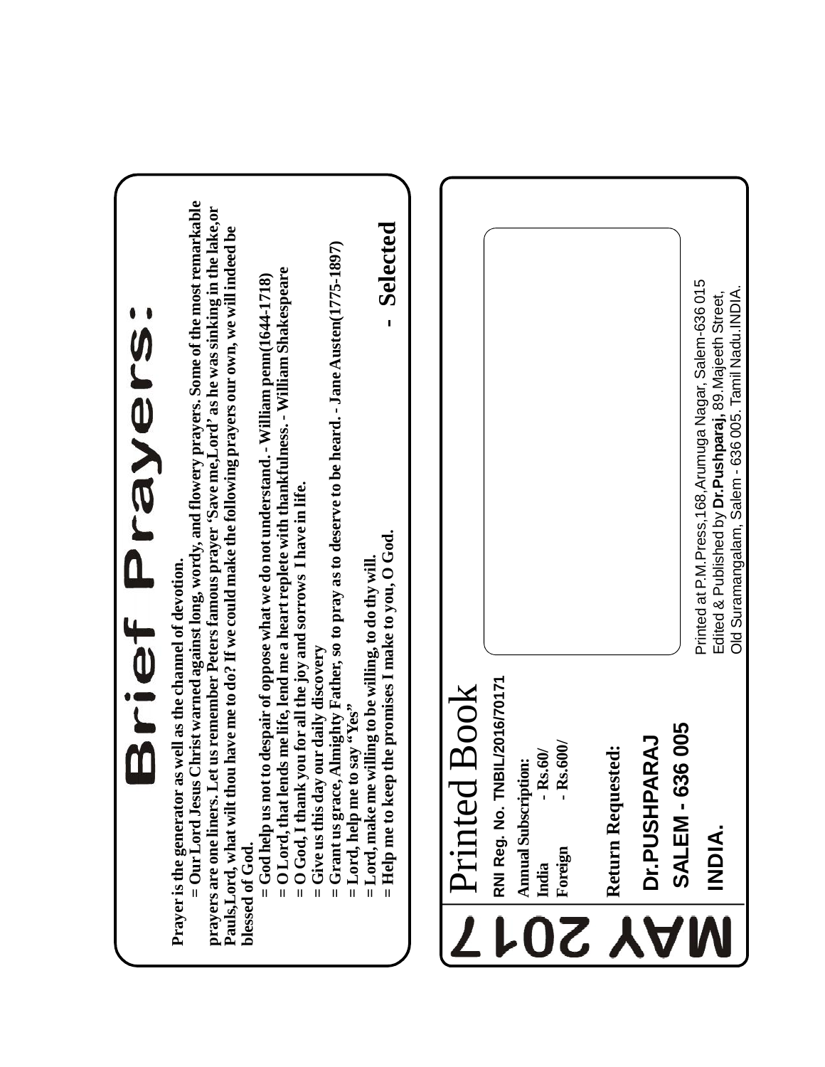# Brief Prayers:

Prayer is the generator as well as the channel of devotion.

= Our Lord Jesus Christ warned against long, wordy, and flowery prayers. Some of the most remarkable prayers are one liners. Let us remember Peters famous prayer 'Save me,Lord' as he was sinking in the lake,or Pauls,Lord, what wilt thou have me to do? If we could make the following prayers our own, we will indeed be blessed of God.

= God help us not to despair of oppose what we do not understand. - William penn(1644-1718)
= O Lord, that lends me life, lend me a heart replete with thankfulness. - William Shakespeare
= O God, I thank you for all the joy and sorrows I have in life.
= Give us this day our daily discovery
= Grant us grace, Almighty Father, so to pray as to deserve to be heard. - Jane Austen(1775-1897)
= Lord, help me to say "Yes"
= Lord, make me willing to be willing, to do thy will.
= Help me to keep the promises I make to you, O God.

**- Selected**

---

MAY 2017

Printed Book

**RNI Reg. No. TNBIL/2016/70171**

**Annual Subscription:**
**India - Rs.60/**
**Foreign - Rs.600/**

**Return Requested:**

**Dr.PUSHPARAJ**
**SALEM - 636 005**
**INDIA.**

Printed at P.M.Press,168,Arumuga Nagar, Salem-636 015
Edited & Published by **Dr.Pushparaj,** 89.Majeeth Street,
Old Suramangalam, Salem - 636 005. Tamil Nadu.INDIA.